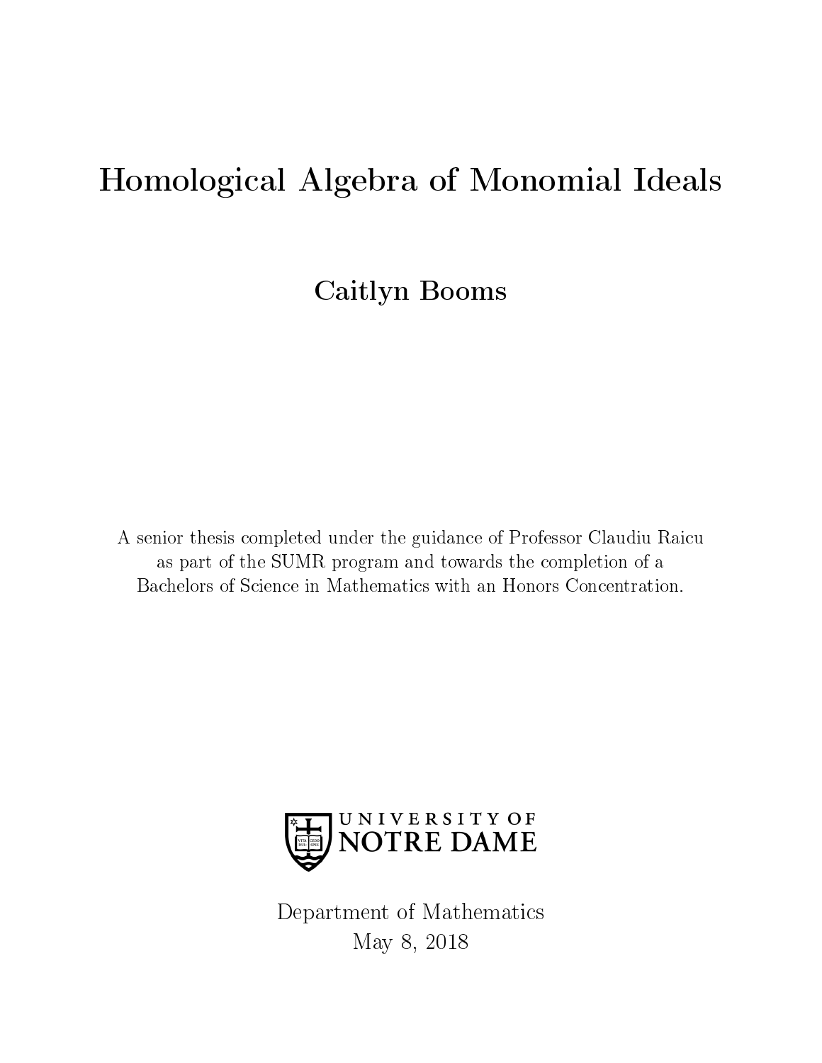# Homological Algebra of Monomial Ideals

**Caitlyn Booms**

A senior thesis completed under the guidance of Professor Claudiu Raicu
as part of the SUMR program and towards the completion of a
Bachelors of Science in Mathematics with an Honors Concentration.

UNIVERSITY OF
NOTRE DAME

Department of Mathematics
May 8, 2018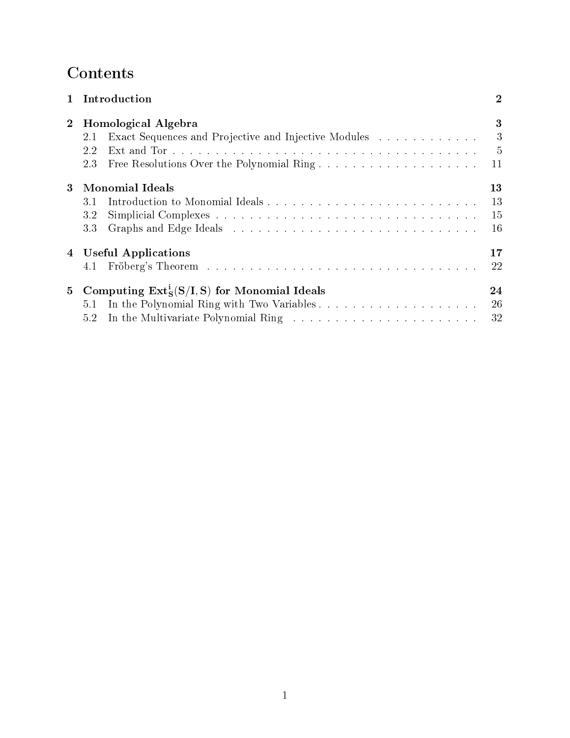# Contents

| | | |
|---|---|---|
| **1** | **Introduction** | **2** |
| **2** | **Homological Algebra** | **3** |
| | 2.1 Exact Sequences and Projective and Injective Modules | 3 |
| | 2.2 Ext and Tor | 5 |
| | 2.3 Free Resolutions Over the Polynomial Ring | 11 |
| **3** | **Monomial Ideals** | **13** |
| | 3.1 Introduction to Monomial Ideals | 13 |
| | 3.2 Simplicial Complexes | 15 |
| | 3.3 Graphs and Edge Ideals | 16 |
| **4** | **Useful Applications** | **17** |
| | 4.1 Fröberg's Theorem | 22 |
| **5** | **Computing $\mathrm{Ext}^i_S(S/I, S)$ for Monomial Ideals** | **24** |
| | 5.1 In the Polynomial Ring with Two Variables | 26 |
| | 5.2 In the Multivariate Polynomial Ring | 32 |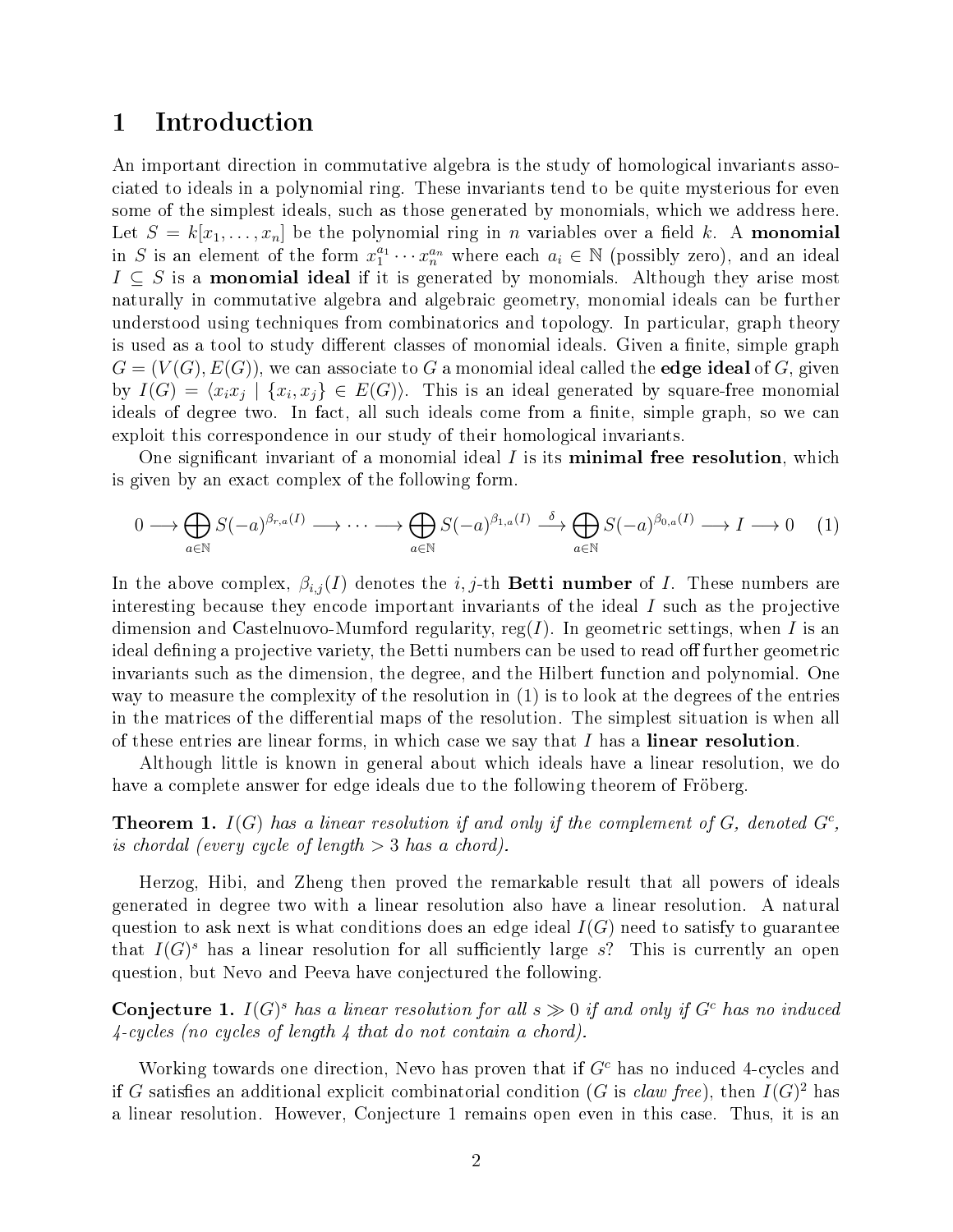# 1 Introduction

An important direction in commutative algebra is the study of homological invariants associated to ideals in a polynomial ring. These invariants tend to be quite mysterious for even some of the simplest ideals, such as those generated by monomials, which we address here. Let $S = k[x_1, \dots, x_n]$ be the polynomial ring in $n$ variables over a field $k$. A **monomial** in $S$ is an element of the form $x_1^{a_1} \cdots x_n^{a_n}$ where each $a_i \in \mathbb{N}$ (possibly zero), and an ideal $I \subseteq S$ is a **monomial ideal** if it is generated by monomials. Although they arise most naturally in commutative algebra and algebraic geometry, monomial ideals can be further understood using techniques from combinatorics and topology. In particular, graph theory is used as a tool to study different classes of monomial ideals. Given a finite, simple graph $G = (V(G), E(G))$, we can associate to $G$ a monomial ideal called the **edge ideal** of $G$, given by $I(G) = \langle x_i x_j \mid \{x_i, x_j\} \in E(G) \rangle$. This is an ideal generated by square-free monomial ideals of degree two. In fact, all such ideals come from a finite, simple graph, so we can exploit this correspondence in our study of their homological invariants.

One significant invariant of a monomial ideal $I$ is its **minimal free resolution**, which is given by an exact complex of the following form.

$$0 \longrightarrow \bigoplus_{a \in \mathbb{N}} S(-a)^{\beta_{r,a}(I)} \longrightarrow \cdots \longrightarrow \bigoplus_{a \in \mathbb{N}} S(-a)^{\beta_{1,a}(I)} \xrightarrow{\delta} \bigoplus_{a \in \mathbb{N}} S(-a)^{\beta_{0,a}(I)} \longrightarrow I \longrightarrow 0 \quad (1)$$

In the above complex, $\beta_{i,j}(I)$ denotes the $i,j$-th **Betti number** of $I$. These numbers are interesting because they encode important invariants of the ideal $I$ such as the projective dimension and Castelnuovo-Mumford regularity, $\operatorname{reg}(I)$. In geometric settings, when $I$ is an ideal defining a projective variety, the Betti numbers can be used to read off further geometric invariants such as the dimension, the degree, and the Hilbert function and polynomial. One way to measure the complexity of the resolution in (1) is to look at the degrees of the entries in the matrices of the differential maps of the resolution. The simplest situation is when all of these entries are linear forms, in which case we say that $I$ has a **linear resolution**.

Although little is known in general about which ideals have a linear resolution, we do have a complete answer for edge ideals due to the following theorem of Fröberg.

**Theorem 1.** *$I(G)$ has a linear resolution if and only if the complement of $G$, denoted $G^c$, is chordal (every cycle of length $> 3$ has a chord).*

Herzog, Hibi, and Zheng then proved the remarkable result that all powers of ideals generated in degree two with a linear resolution also have a linear resolution. A natural question to ask next is what conditions does an edge ideal $I(G)$ need to satisfy to guarantee that $I(G)^s$ has a linear resolution for all sufficiently large $s$? This is currently an open question, but Nevo and Peeva have conjectured the following.

**Conjecture 1.** *$I(G)^s$ has a linear resolution for all $s \gg 0$ if and only if $G^c$ has no induced 4-cycles (no cycles of length 4 that do not contain a chord).*

Working towards one direction, Nevo has proven that if $G^c$ has no induced 4-cycles and if $G$ satisfies an additional explicit combinatorial condition ($G$ is *claw free*), then $I(G)^2$ has a linear resolution. However, Conjecture 1 remains open even in this case. Thus, it is an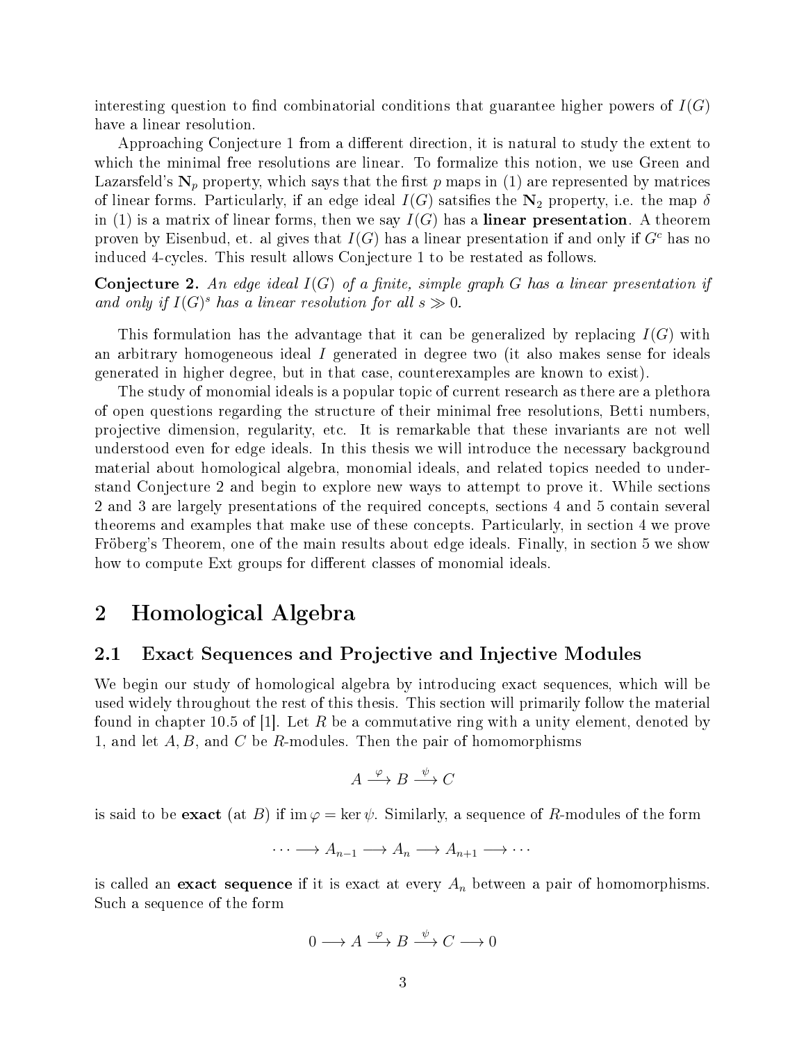interesting question to find combinatorial conditions that guarantee higher powers of $I(G)$ have a linear resolution.

Approaching Conjecture 1 from a different direction, it is natural to study the extent to which the minimal free resolutions are linear. To formalize this notion, we use Green and Lazarsfeld's $\mathbf{N}_p$ property, which says that the first $p$ maps in (1) are represented by matrices of linear forms. Particularly, if an edge ideal $I(G)$ satsifies the $\mathbf{N}_2$ property, i.e. the map $\delta$ in (1) is a matrix of linear forms, then we say $I(G)$ has a **linear presentation**. A theorem proven by Eisenbud, et. al gives that $I(G)$ has a linear presentation if and only if $G^c$ has no induced 4-cycles. This result allows Conjecture 1 to be restated as follows.

**Conjecture 2.** *An edge ideal $I(G)$ of a finite, simple graph $G$ has a linear presentation if and only if $I(G)^s$ has a linear resolution for all $s \gg 0$.*

This formulation has the advantage that it can be generalized by replacing $I(G)$ with an arbitrary homogeneous ideal $I$ generated in degree two (it also makes sense for ideals generated in higher degree, but in that case, counterexamples are known to exist).

The study of monomial ideals is a popular topic of current research as there are a plethora of open questions regarding the structure of their minimal free resolutions, Betti numbers, projective dimension, regularity, etc. It is remarkable that these invariants are not well understood even for edge ideals. In this thesis we will introduce the necessary background material about homological algebra, monomial ideals, and related topics needed to understand Conjecture 2 and begin to explore new ways to attempt to prove it. While sections 2 and 3 are largely presentations of the required concepts, sections 4 and 5 contain several theorems and examples that make use of these concepts. Particularly, in section 4 we prove Fröberg's Theorem, one of the main results about edge ideals. Finally, in section 5 we show how to compute Ext groups for different classes of monomial ideals.

# 2 Homological Algebra

## 2.1 Exact Sequences and Projective and Injective Modules

We begin our study of homological algebra by introducing exact sequences, which will be used widely throughout the rest of this thesis. This section will primarily follow the material found in chapter 10.5 of [1]. Let $R$ be a commutative ring with a unity element, denoted by 1, and let $A, B$, and $C$ be $R$-modules. Then the pair of homomorphisms

$$A \xrightarrow{\varphi} B \xrightarrow{\psi} C$$

is said to be **exact** (at $B$) if $\operatorname{im} \varphi = \ker \psi$. Similarly, a sequence of $R$-modules of the form

$$\cdots \longrightarrow A_{n-1} \longrightarrow A_n \longrightarrow A_{n+1} \longrightarrow \cdots$$

is called an **exact sequence** if it is exact at every $A_n$ between a pair of homomorphisms. Such a sequence of the form

$$0 \longrightarrow A \xrightarrow{\varphi} B \xrightarrow{\psi} C \longrightarrow 0$$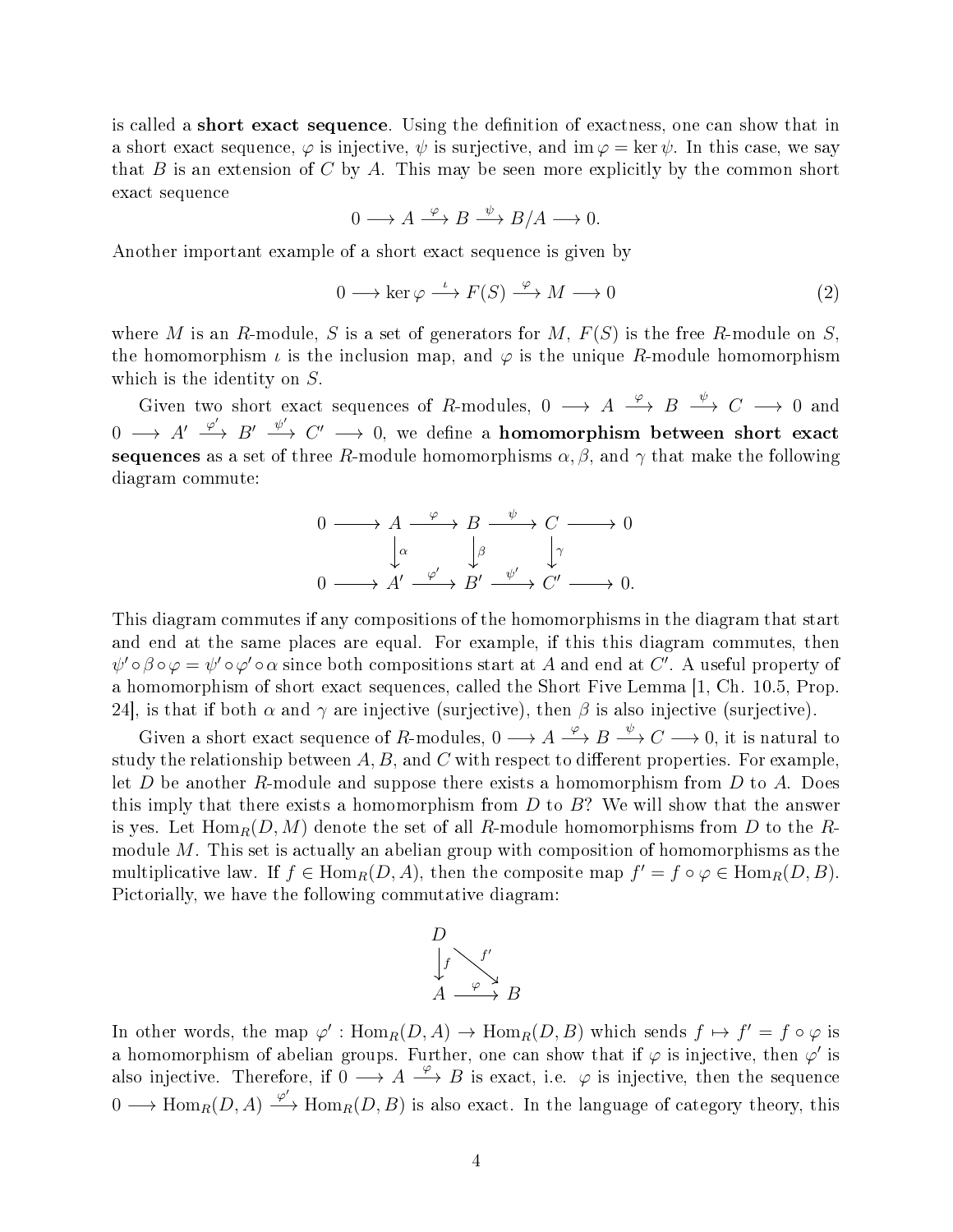is called a **short exact sequence**. Using the definition of exactness, one can show that in a short exact sequence, $\varphi$ is injective, $\psi$ is surjective, and $\operatorname{im}\varphi = \ker\psi$. In this case, we say that $B$ is an extension of $C$ by $A$. This may be seen more explicitly by the common short exact sequence

$$0 \longrightarrow A \xrightarrow{\varphi} B \xrightarrow{\psi} B/A \longrightarrow 0.$$

Another important example of a short exact sequence is given by

$$0 \longrightarrow \ker\varphi \xrightarrow{\iota} F(S) \xrightarrow{\varphi} M \longrightarrow 0 \tag{2}$$

where $M$ is an $R$-module, $S$ is a set of generators for $M$, $F(S)$ is the free $R$-module on $S$, the homomorphism $\iota$ is the inclusion map, and $\varphi$ is the unique $R$-module homomorphism which is the identity on $S$.

Given two short exact sequences of $R$-modules, $0 \longrightarrow A \xrightarrow{\varphi} B \xrightarrow{\psi} C \longrightarrow 0$ and $0 \longrightarrow A' \xrightarrow{\varphi'} B' \xrightarrow{\psi'} C' \longrightarrow 0$, we define a **homomorphism between short exact sequences** as a set of three $R$-module homomorphisms $\alpha, \beta,$ and $\gamma$ that make the following diagram commute:

$$\begin{array}{ccccccccc}
0 & \longrightarrow & A & \xrightarrow{\varphi} & B & \xrightarrow{\psi} & C & \longrightarrow & 0 \\
 & & \downarrow{\scriptstyle\alpha} & & \downarrow{\scriptstyle\beta} & & \downarrow{\scriptstyle\gamma} & & \\
0 & \longrightarrow & A' & \xrightarrow{\varphi'} & B' & \xrightarrow{\psi'} & C' & \longrightarrow & 0.
\end{array}$$

This diagram commutes if any compositions of the homomorphisms in the diagram that start and end at the same places are equal. For example, if this this diagram commutes, then $\psi' \circ \beta \circ \varphi = \psi' \circ \varphi' \circ \alpha$ since both compositions start at $A$ and end at $C'$. A useful property of a homomorphism of short exact sequences, called the Short Five Lemma [1, Ch. 10.5, Prop. 24], is that if both $\alpha$ and $\gamma$ are injective (surjective), then $\beta$ is also injective (surjective).

Given a short exact sequence of $R$-modules, $0 \longrightarrow A \xrightarrow{\varphi} B \xrightarrow{\psi} C \longrightarrow 0$, it is natural to study the relationship between $A, B,$ and $C$ with respect to different properties. For example, let $D$ be another $R$-module and suppose there exists a homomorphism from $D$ to $A$. Does this imply that there exists a homomorphism from $D$ to $B$? We will show that the answer is yes. Let $\operatorname{Hom}_R(D, M)$ denote the set of all $R$-module homomorphisms from $D$ to the $R$-module $M$. This set is actually an abelian group with composition of homomorphisms as the multiplicative law. If $f \in \operatorname{Hom}_R(D, A)$, then the composite map $f' = f \circ \varphi \in \operatorname{Hom}_R(D, B)$. Pictorially, we have the following commutative diagram:

$$\begin{array}{ccc}
D & & \\
\downarrow{\scriptstyle f} & \searrow{\scriptstyle f'} & \\
A & \xrightarrow{\varphi} & B
\end{array}$$

In other words, the map $\varphi' : \operatorname{Hom}_R(D, A) \to \operatorname{Hom}_R(D, B)$ which sends $f \mapsto f' = f \circ \varphi$ is a homomorphism of abelian groups. Further, one can show that if $\varphi$ is injective, then $\varphi'$ is also injective. Therefore, if $0 \longrightarrow A \xrightarrow{\varphi} B$ is exact, i.e. $\varphi$ is injective, then the sequence $0 \longrightarrow \operatorname{Hom}_R(D, A) \xrightarrow{\varphi'} \operatorname{Hom}_R(D, B)$ is also exact. In the language of category theory, this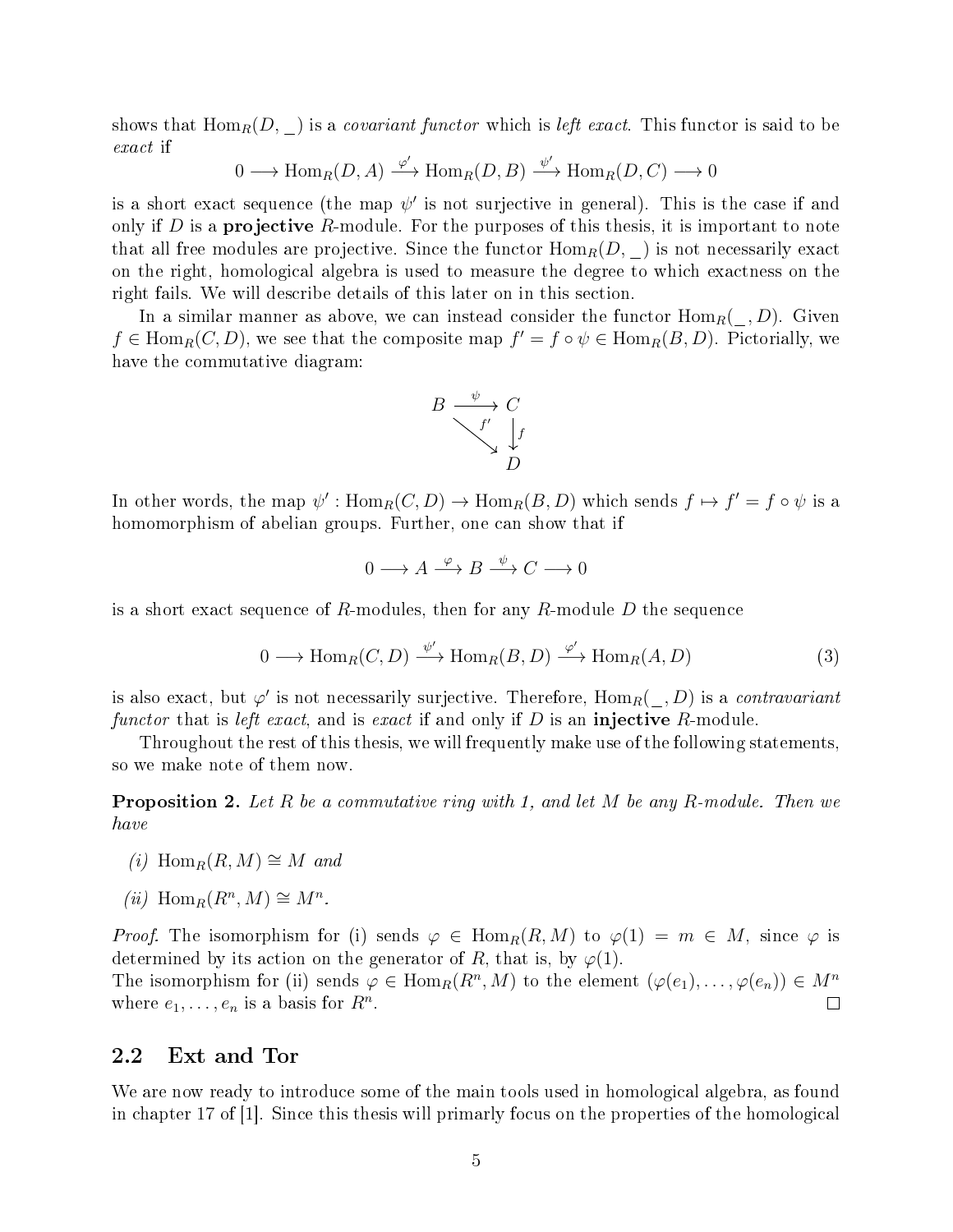shows that $\text{Hom}_R(D, \_)$ is a *covariant functor* which is *left exact*. This functor is said to be *exact* if

$$0 \longrightarrow \text{Hom}_R(D, A) \xrightarrow{\varphi'} \text{Hom}_R(D, B) \xrightarrow{\psi'} \text{Hom}_R(D, C) \longrightarrow 0$$

is a short exact sequence (the map $\psi'$ is not surjective in general). This is the case if and only if $D$ is a **projective** $R$-module. For the purposes of this thesis, it is important to note that all free modules are projective. Since the functor $\text{Hom}_R(D, \_)$ is not necessarily exact on the right, homological algebra is used to measure the degree to which exactness on the right fails. We will describe details of this later on in this section.

In a similar manner as above, we can instead consider the functor $\text{Hom}_R(\_, D)$. Given $f \in \text{Hom}_R(C, D)$, we see that the composite map $f' = f \circ \psi \in \text{Hom}_R(B, D)$. Pictorially, we have the commutative diagram:

$$\begin{array}{ccc} B & \xrightarrow{\psi} & C \\ & \searrow^{f'} & \downarrow f \\ & & D \end{array}$$

In other words, the map $\psi' : \text{Hom}_R(C, D) \to \text{Hom}_R(B, D)$ which sends $f \mapsto f' = f \circ \psi$ is a homomorphism of abelian groups. Further, one can show that if

$$0 \longrightarrow A \xrightarrow{\varphi} B \xrightarrow{\psi} C \longrightarrow 0$$

is a short exact sequence of $R$-modules, then for any $R$-module $D$ the sequence

$$0 \longrightarrow \text{Hom}_R(C, D) \xrightarrow{\psi'} \text{Hom}_R(B, D) \xrightarrow{\varphi'} \text{Hom}_R(A, D) \tag{3}$$

is also exact, but $\varphi'$ is not necessarily surjective. Therefore, $\text{Hom}_R(\_, D)$ is a *contravariant functor* that is *left exact*, and is *exact* if and only if $D$ is an **injective** $R$-module.

Throughout the rest of this thesis, we will frequently make use of the following statements, so we make note of them now.

**Proposition 2.** *Let $R$ be a commutative ring with 1, and let $M$ be any $R$-module. Then we have*

*(i)* $\text{Hom}_R(R, M) \cong M$ *and*

*(ii)* $\text{Hom}_R(R^n, M) \cong M^n$.

*Proof.* The isomorphism for (i) sends $\varphi \in \text{Hom}_R(R, M)$ to $\varphi(1) = m \in M$, since $\varphi$ is determined by its action on the generator of $R$, that is, by $\varphi(1)$.
The isomorphism for (ii) sends $\varphi \in \text{Hom}_R(R^n, M)$ to the element $(\varphi(e_1), \ldots, \varphi(e_n)) \in M^n$ where $e_1, \ldots, e_n$ is a basis for $R^n$. □

## 2.2 Ext and Tor

We are now ready to introduce some of the main tools used in homological algebra, as found in chapter 17 of [1]. Since this thesis will primarily focus on the properties of the homological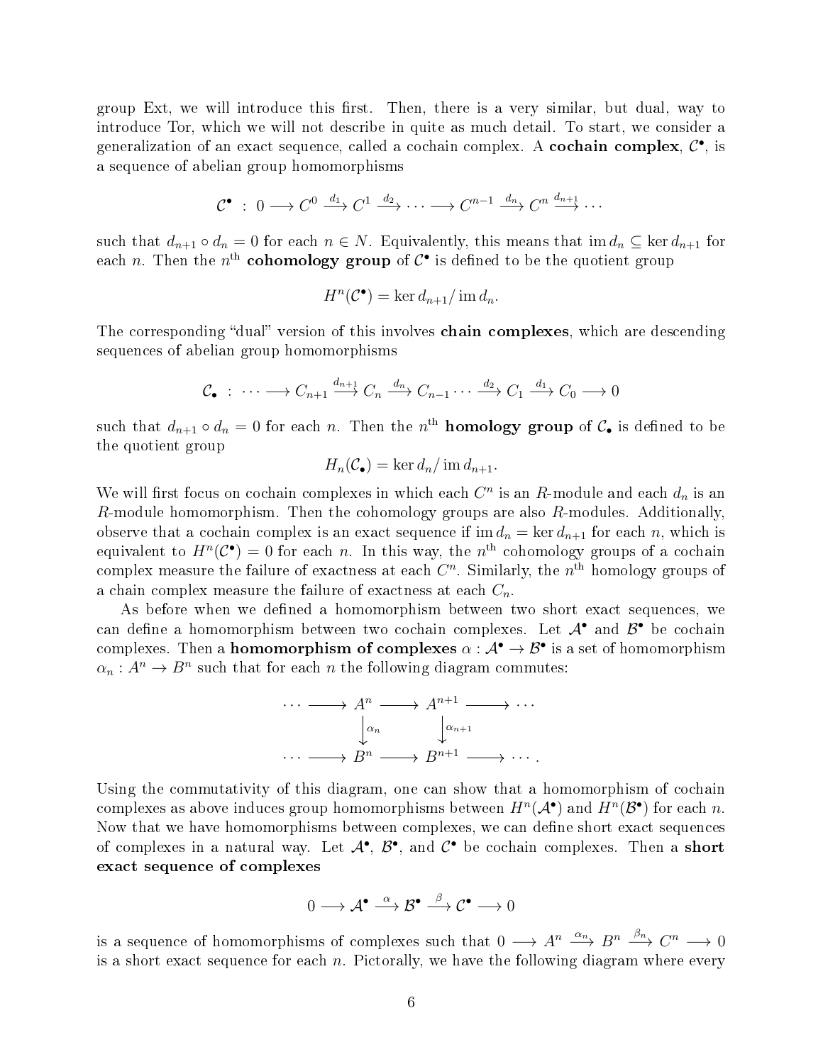group Ext, we will introduce this first. Then, there is a very similar, but dual, way to introduce Tor, which we will not describe in quite as much detail. To start, we consider a generalization of an exact sequence, called a cochain complex. A **cochain complex**, $\mathcal{C}^\bullet$, is a sequence of abelian group homomorphisms

$$\mathcal{C}^\bullet \ : \ 0 \longrightarrow C^0 \xrightarrow{d_1} C^1 \xrightarrow{d_2} \cdots \longrightarrow C^{n-1} \xrightarrow{d_n} C^n \xrightarrow{d_{n+1}} \cdots$$

such that $d_{n+1} \circ d_n = 0$ for each $n \in N$. Equivalently, this means that $\operatorname{im} d_n \subseteq \ker d_{n+1}$ for each $n$. Then the $n^{\text{th}}$ **cohomology group** of $\mathcal{C}^\bullet$ is defined to be the quotient group

$$H^n(\mathcal{C}^\bullet) = \ker d_{n+1} / \operatorname{im} d_n.$$

The corresponding "dual" version of this involves **chain complexes**, which are descending sequences of abelian group homomorphisms

$$\mathcal{C}_\bullet \ : \ \cdots \longrightarrow C_{n+1} \xrightarrow{d_{n+1}} C_n \xrightarrow{d_n} C_{n-1} \cdots \xrightarrow{d_2} C_1 \xrightarrow{d_1} C_0 \longrightarrow 0$$

such that $d_{n+1} \circ d_n = 0$ for each $n$. Then the $n^{\text{th}}$ **homology group** of $\mathcal{C}_\bullet$ is defined to be the quotient group

$$H_n(\mathcal{C}_\bullet) = \ker d_n / \operatorname{im} d_{n+1}.$$

We will first focus on cochain complexes in which each $C^n$ is an $R$-module and each $d_n$ is an $R$-module homomorphism. Then the cohomology groups are also $R$-modules. Additionally, observe that a cochain complex is an exact sequence if $\operatorname{im} d_n = \ker d_{n+1}$ for each $n$, which is equivalent to $H^n(\mathcal{C}^\bullet) = 0$ for each $n$. In this way, the $n^{\text{th}}$ cohomology groups of a cochain complex measure the failure of exactness at each $C^n$. Similarly, the $n^{\text{th}}$ homology groups of a chain complex measure the failure of exactness at each $C_n$.

As before when we defined a homomorphism between two short exact sequences, we can define a homomorphism between two cochain complexes. Let $\mathcal{A}^\bullet$ and $\mathcal{B}^\bullet$ be cochain complexes. Then a **homomorphism of complexes** $\alpha : \mathcal{A}^\bullet \to \mathcal{B}^\bullet$ is a set of homomorphism $\alpha_n : A^n \to B^n$ such that for each $n$ the following diagram commutes:

$$\begin{array}{ccccccc}
\cdots & \longrightarrow & A^n & \longrightarrow & A^{n+1} & \longrightarrow & \cdots \\
 & & \downarrow{\scriptstyle \alpha_n} & & \downarrow{\scriptstyle \alpha_{n+1}} & & \\
\cdots & \longrightarrow & B^n & \longrightarrow & B^{n+1} & \longrightarrow & \cdots .
\end{array}$$

Using the commutativity of this diagram, one can show that a homomorphism of cochain complexes as above induces group homomorphisms between $H^n(\mathcal{A}^\bullet)$ and $H^n(\mathcal{B}^\bullet)$ for each $n$. Now that we have homomorphisms between complexes, we can define short exact sequences of complexes in a natural way. Let $\mathcal{A}^\bullet$, $\mathcal{B}^\bullet$, and $\mathcal{C}^\bullet$ be cochain complexes. Then a **short exact sequence of complexes**

$$0 \longrightarrow \mathcal{A}^\bullet \xrightarrow{\alpha} \mathcal{B}^\bullet \xrightarrow{\beta} \mathcal{C}^\bullet \longrightarrow 0$$

is a sequence of homomorphisms of complexes such that $0 \longrightarrow A^n \xrightarrow{\alpha_n} B^n \xrightarrow{\beta_n} C^n \longrightarrow 0$ is a short exact sequence for each $n$. Pictorally, we have the following diagram where every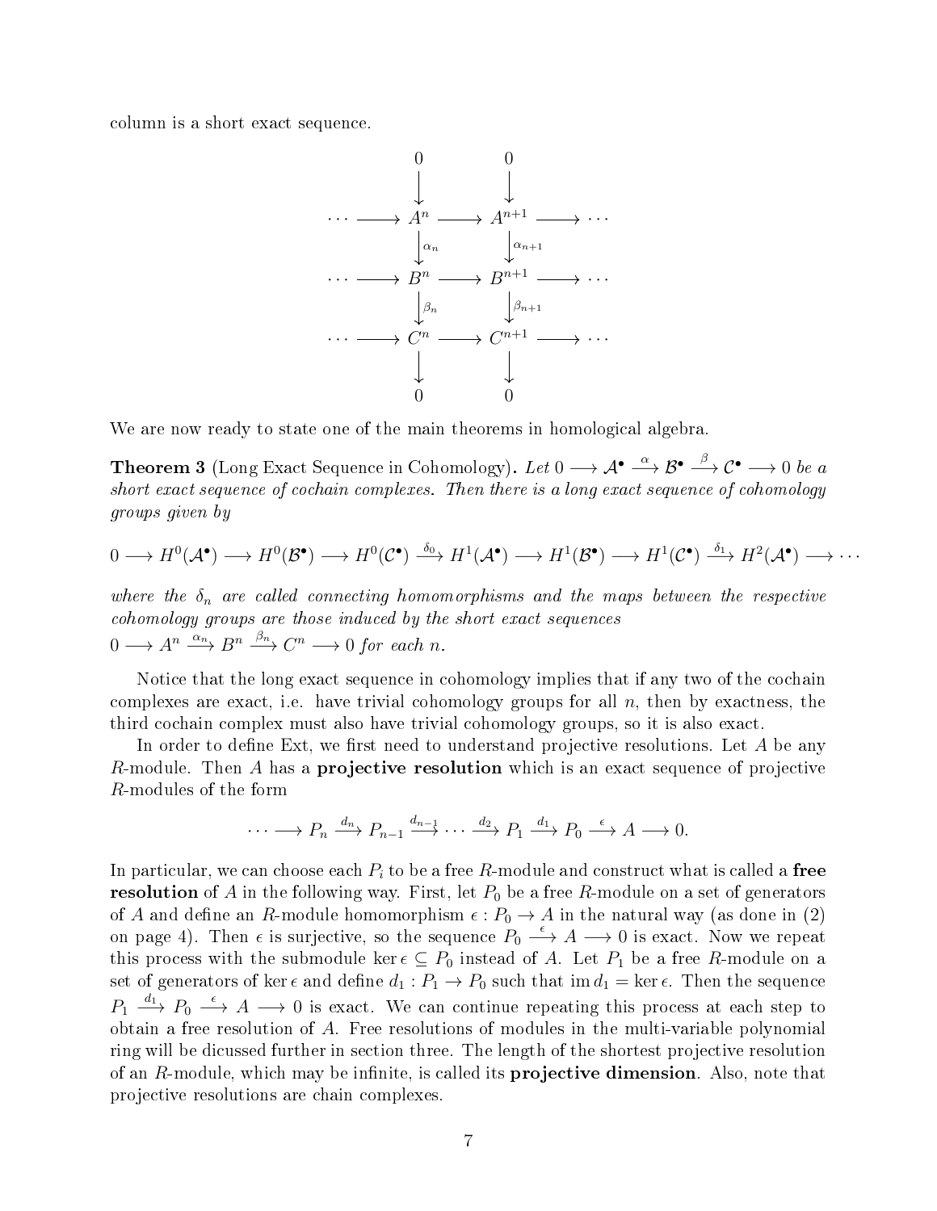column is a short exact sequence.

$$
\begin{array}{ccccccc}
 & & 0 & & 0 & & \\
 & & \downarrow & & \downarrow & & \\
\cdots & \longrightarrow & A^n & \longrightarrow & A^{n+1} & \longrightarrow & \cdots \\
 & & \downarrow{\scriptstyle \alpha_n} & & \downarrow{\scriptstyle \alpha_{n+1}} & & \\
\cdots & \longrightarrow & B^n & \longrightarrow & B^{n+1} & \longrightarrow & \cdots \\
 & & \downarrow{\scriptstyle \beta_n} & & \downarrow{\scriptstyle \beta_{n+1}} & & \\
\cdots & \longrightarrow & C^n & \longrightarrow & C^{n+1} & \longrightarrow & \cdots \\
 & & \downarrow & & \downarrow & & \\
 & & 0 & & 0 & &
\end{array}
$$

We are now ready to state one of the main theorems in homological algebra.

**Theorem 3** (Long Exact Sequence in Cohomology)**.** *Let $0 \longrightarrow \mathcal{A}^\bullet \xrightarrow{\alpha} \mathcal{B}^\bullet \xrightarrow{\beta} \mathcal{C}^\bullet \longrightarrow 0$ be a short exact sequence of cochain complexes. Then there is a long exact sequence of cohomology groups given by*

$$0 \longrightarrow H^0(\mathcal{A}^\bullet) \longrightarrow H^0(\mathcal{B}^\bullet) \longrightarrow H^0(\mathcal{C}^\bullet) \xrightarrow{\delta_0} H^1(\mathcal{A}^\bullet) \longrightarrow H^1(\mathcal{B}^\bullet) \longrightarrow H^1(\mathcal{C}^\bullet) \xrightarrow{\delta_1} H^2(\mathcal{A}^\bullet) \longrightarrow \cdots$$

*where the $\delta_n$ are called connecting homomorphisms and the maps between the respective cohomology groups are those induced by the short exact sequences*
*$0 \longrightarrow A^n \xrightarrow{\alpha_n} B^n \xrightarrow{\beta_n} C^n \longrightarrow 0$ for each $n$.*

Notice that the long exact sequence in cohomology implies that if any two of the cochain complexes are exact, i.e. have trivial cohomology groups for all $n$, then by exactness, the third cochain complex must also have trivial cohomology groups, so it is also exact.

In order to define Ext, we first need to understand projective resolutions. Let $A$ be any $R$-module. Then $A$ has a **projective resolution** which is an exact sequence of projective $R$-modules of the form

$$\cdots \longrightarrow P_n \xrightarrow{d_n} P_{n-1} \xrightarrow{d_{n-1}} \cdots \xrightarrow{d_2} P_1 \xrightarrow{d_1} P_0 \xrightarrow{\epsilon} A \longrightarrow 0.$$

In particular, we can choose each $P_i$ to be a free $R$-module and construct what is called a **free resolution** of $A$ in the following way. First, let $P_0$ be a free $R$-module on a set of generators of $A$ and define an $R$-module homomorphism $\epsilon : P_0 \to A$ in the natural way (as done in (2) on page 4). Then $\epsilon$ is surjective, so the sequence $P_0 \xrightarrow{\epsilon} A \longrightarrow 0$ is exact. Now we repeat this process with the submodule $\ker \epsilon \subseteq P_0$ instead of $A$. Let $P_1$ be a free $R$-module on a set of generators of $\ker \epsilon$ and define $d_1 : P_1 \to P_0$ such that $\operatorname{im} d_1 = \ker \epsilon$. Then the sequence $P_1 \xrightarrow{d_1} P_0 \xrightarrow{\epsilon} A \longrightarrow 0$ is exact. We can continue repeating this process at each step to obtain a free resolution of $A$. Free resolutions of modules in the multi-variable polynomial ring will be dicussed further in section three. The length of the shortest projective resolution of an $R$-module, which may be infinite, is called its **projective dimension**. Also, note that projective resolutions are chain complexes.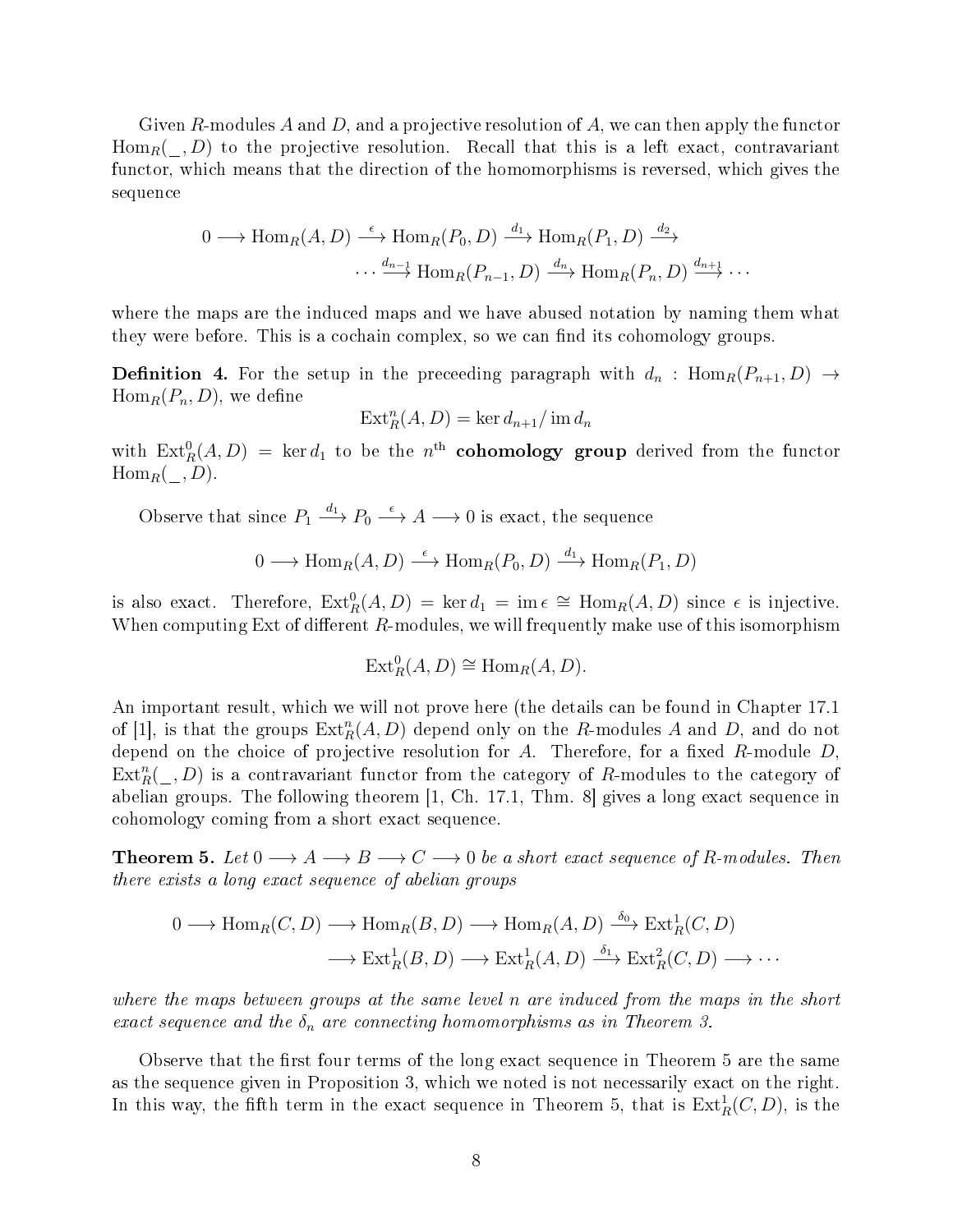Given $R$-modules $A$ and $D$, and a projective resolution of $A$, we can then apply the functor $\operatorname{Hom}_R(\_, D)$ to the projective resolution. Recall that this is a left exact, contravariant functor, which means that the direction of the homomorphisms is reversed, which gives the sequence

$$0 \longrightarrow \operatorname{Hom}_R(A, D) \xrightarrow{\epsilon} \operatorname{Hom}_R(P_0, D) \xrightarrow{d_1} \operatorname{Hom}_R(P_1, D) \xrightarrow{d_2}$$
$$\cdots \xrightarrow{d_{n-1}} \operatorname{Hom}_R(P_{n-1}, D) \xrightarrow{d_n} \operatorname{Hom}_R(P_n, D) \xrightarrow{d_{n+1}} \cdots$$

where the maps are the induced maps and we have abused notation by naming them what they were before. This is a cochain complex, so we can find its cohomology groups.

**Definition 4.** For the setup in the preceeding paragraph with $d_n : \operatorname{Hom}_R(P_{n+1}, D) \to \operatorname{Hom}_R(P_n, D)$, we define

$$\operatorname{Ext}^n_R(A, D) = \ker d_{n+1} / \operatorname{im} d_n$$

with $\operatorname{Ext}^0_R(A, D) = \ker d_1$ to be the $n^{\text{th}}$ **cohomology group** derived from the functor $\operatorname{Hom}_R(\_, D)$.

Observe that since $P_1 \xrightarrow{d_1} P_0 \xrightarrow{\epsilon} A \longrightarrow 0$ is exact, the sequence

$$0 \longrightarrow \operatorname{Hom}_R(A, D) \xrightarrow{\epsilon} \operatorname{Hom}_R(P_0, D) \xrightarrow{d_1} \operatorname{Hom}_R(P_1, D)$$

is also exact. Therefore, $\operatorname{Ext}^0_R(A, D) = \ker d_1 = \operatorname{im} \epsilon \cong \operatorname{Hom}_R(A, D)$ since $\epsilon$ is injective. When computing Ext of different $R$-modules, we will frequently make use of this isomorphism

$$\operatorname{Ext}^0_R(A, D) \cong \operatorname{Hom}_R(A, D).$$

An important result, which we will not prove here (the details can be found in Chapter 17.1 of [1], is that the groups $\operatorname{Ext}^n_R(A, D)$ depend only on the $R$-modules $A$ and $D$, and do not depend on the choice of projective resolution for $A$. Therefore, for a fixed $R$-module $D$, $\operatorname{Ext}^n_R(\_, D)$ is a contravariant functor from the category of $R$-modules to the category of abelian groups. The following theorem [1, Ch. 17.1, Thm. 8] gives a long exact sequence in cohomology coming from a short exact sequence.

**Theorem 5.** *Let $0 \longrightarrow A \longrightarrow B \longrightarrow C \longrightarrow 0$ be a short exact sequence of $R$-modules. Then there exists a long exact sequence of abelian groups*

$$0 \longrightarrow \operatorname{Hom}_R(C, D) \longrightarrow \operatorname{Hom}_R(B, D) \longrightarrow \operatorname{Hom}_R(A, D) \xrightarrow{\delta_0} \operatorname{Ext}^1_R(C, D)$$
$$\longrightarrow \operatorname{Ext}^1_R(B, D) \longrightarrow \operatorname{Ext}^1_R(A, D) \xrightarrow{\delta_1} \operatorname{Ext}^2_R(C, D) \longrightarrow \cdots$$

*where the maps between groups at the same level $n$ are induced from the maps in the short exact sequence and the $\delta_n$ are connecting homomorphisms as in Theorem 3.*

Observe that the first four terms of the long exact sequence in Theorem 5 are the same as the sequence given in Proposition 3, which we noted is not necessarily exact on the right. In this way, the fifth term in the exact sequence in Theorem 5, that is $\operatorname{Ext}^1_R(C, D)$, is the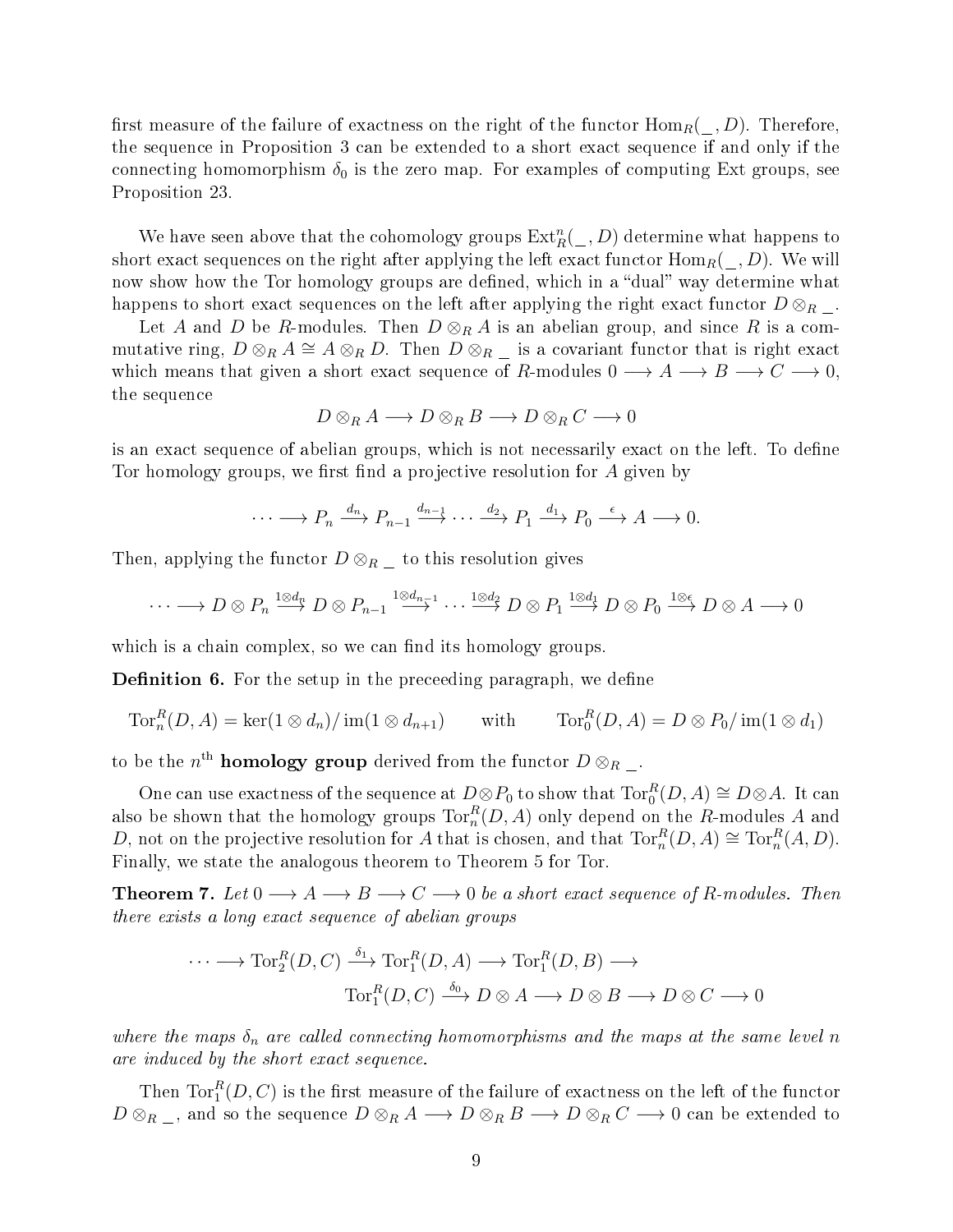first measure of the failure of exactness on the right of the functor $\mathrm{Hom}_R(\_, D)$. Therefore, the sequence in Proposition 3 can be extended to a short exact sequence if and only if the connecting homomorphism $\delta_0$ is the zero map. For examples of computing Ext groups, see Proposition 23.

We have seen above that the cohomology groups $\mathrm{Ext}^n_R(\_, D)$ determine what happens to short exact sequences on the right after applying the left exact functor $\mathrm{Hom}_R(\_, D)$. We will now show how the Tor homology groups are defined, which in a "dual" way determine what happens to short exact sequences on the left after applying the right exact functor $D \otimes_R \_$.

Let $A$ and $D$ be $R$-modules. Then $D \otimes_R A$ is an abelian group, and since $R$ is a commutative ring, $D \otimes_R A \cong A \otimes_R D$. Then $D \otimes_R \_$ is a covariant functor that is right exact which means that given a short exact sequence of $R$-modules $0 \longrightarrow A \longrightarrow B \longrightarrow C \longrightarrow 0$, the sequence

$$D \otimes_R A \longrightarrow D \otimes_R B \longrightarrow D \otimes_R C \longrightarrow 0$$

is an exact sequence of abelian groups, which is not necessarily exact on the left. To define Tor homology groups, we first find a projective resolution for $A$ given by

$$\cdots \longrightarrow P_n \xrightarrow{d_n} P_{n-1} \xrightarrow{d_{n-1}} \cdots \xrightarrow{d_2} P_1 \xrightarrow{d_1} P_0 \xrightarrow{\epsilon} A \longrightarrow 0.$$

Then, applying the functor $D \otimes_R \_$ to this resolution gives

$$\cdots \longrightarrow D \otimes P_n \xrightarrow{1 \otimes d_n} D \otimes P_{n-1} \xrightarrow{1 \otimes d_{n-1}} \cdots \xrightarrow{1 \otimes d_2} D \otimes P_1 \xrightarrow{1 \otimes d_1} D \otimes P_0 \xrightarrow{1 \otimes \epsilon} D \otimes A \longrightarrow 0$$

which is a chain complex, so we can find its homology groups.

**Definition 6.** For the setup in the preceeding paragraph, we define

$$\mathrm{Tor}^R_n(D, A) = \ker(1 \otimes d_n)/\operatorname{im}(1 \otimes d_{n+1}) \qquad \text{with} \qquad \mathrm{Tor}^R_0(D, A) = D \otimes P_0/\operatorname{im}(1 \otimes d_1)$$

to be the $n^{\text{th}}$ **homology group** derived from the functor $D \otimes_R \_$.

One can use exactness of the sequence at $D \otimes P_0$ to show that $\mathrm{Tor}^R_0(D, A) \cong D \otimes A$. It can also be shown that the homology groups $\mathrm{Tor}^R_n(D, A)$ only depend on the $R$-modules $A$ and $D$, not on the projective resolution for $A$ that is chosen, and that $\mathrm{Tor}^R_n(D, A) \cong \mathrm{Tor}^R_n(A, D)$. Finally, we state the analogous theorem to Theorem 5 for Tor.

**Theorem 7.** *Let $0 \longrightarrow A \longrightarrow B \longrightarrow C \longrightarrow 0$ be a short exact sequence of $R$-modules. Then there exists a long exact sequence of abelian groups*

$$\cdots \longrightarrow \mathrm{Tor}^R_2(D, C) \xrightarrow{\delta_1} \mathrm{Tor}^R_1(D, A) \longrightarrow \mathrm{Tor}^R_1(D, B) \longrightarrow$$
$$\mathrm{Tor}^R_1(D, C) \xrightarrow{\delta_0} D \otimes A \longrightarrow D \otimes B \longrightarrow D \otimes C \longrightarrow 0$$

*where the maps $\delta_n$ are called connecting homomorphisms and the maps at the same level $n$ are induced by the short exact sequence.*

Then $\mathrm{Tor}^R_1(D, C)$ is the first measure of the failure of exactness on the left of the functor $D \otimes_R \_$, and so the sequence $D \otimes_R A \longrightarrow D \otimes_R B \longrightarrow D \otimes_R C \longrightarrow 0$ can be extended to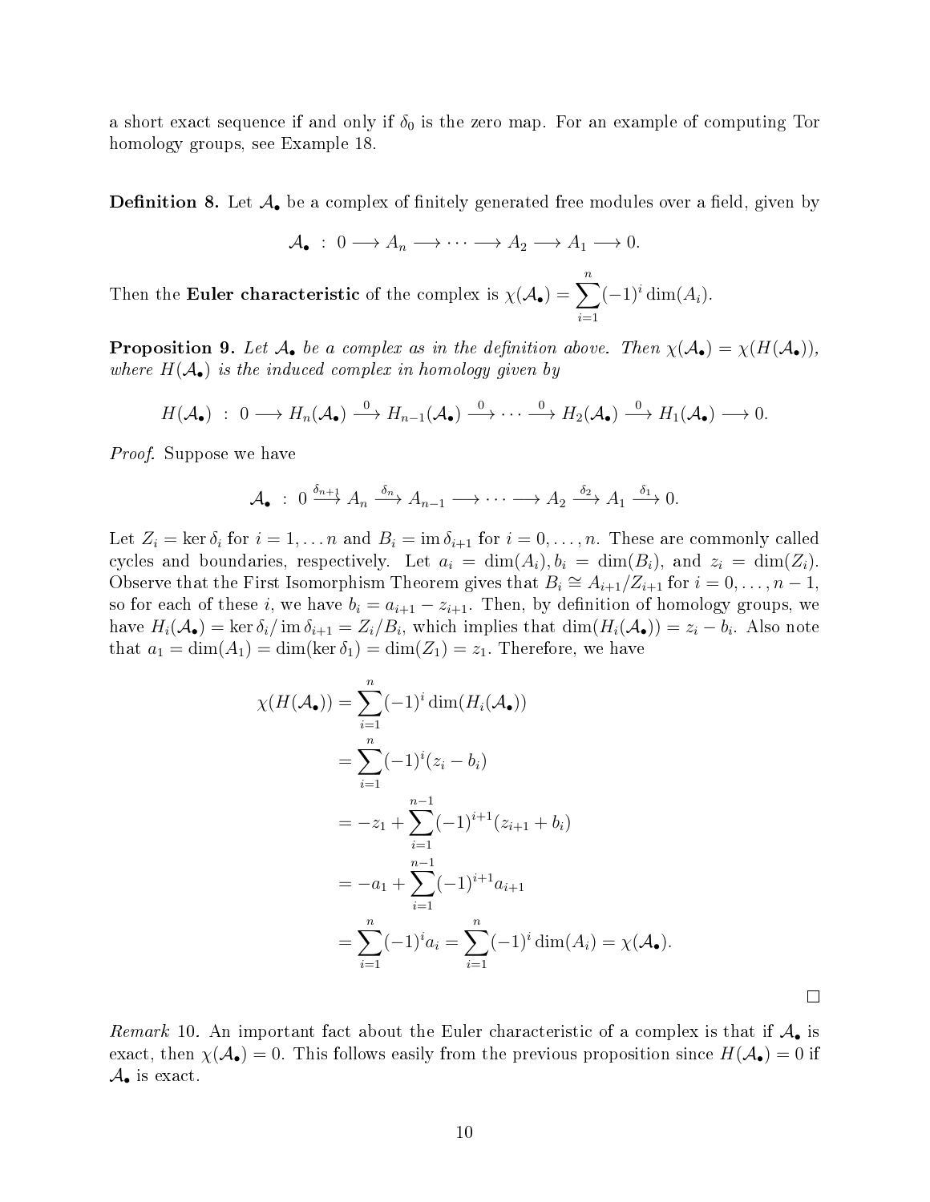a short exact sequence if and only if $\delta_0$ is the zero map. For an example of computing Tor homology groups, see Example 18.

**Definition 8.** Let $\mathcal{A}_\bullet$ be a complex of finitely generated free modules over a field, given by

$$\mathcal{A}_\bullet \ : \ 0 \longrightarrow A_n \longrightarrow \cdots \longrightarrow A_2 \longrightarrow A_1 \longrightarrow 0.$$

Then the **Euler characteristic** of the complex is $\chi(\mathcal{A}_\bullet) = \sum_{i=1}^{n} (-1)^i \dim(A_i)$.

**Proposition 9.** *Let $\mathcal{A}_\bullet$ be a complex as in the definition above. Then $\chi(\mathcal{A}_\bullet) = \chi(H(\mathcal{A}_\bullet))$, where $H(\mathcal{A}_\bullet)$ is the induced complex in homology given by*

$$H(\mathcal{A}_\bullet) \ : \ 0 \longrightarrow H_n(\mathcal{A}_\bullet) \xrightarrow{0} H_{n-1}(\mathcal{A}_\bullet) \xrightarrow{0} \cdots \xrightarrow{0} H_2(\mathcal{A}_\bullet) \xrightarrow{0} H_1(\mathcal{A}_\bullet) \longrightarrow 0.$$

*Proof.* Suppose we have

$$\mathcal{A}_\bullet \ : \ 0 \xrightarrow{\delta_{n+1}} A_n \xrightarrow{\delta_n} A_{n-1} \longrightarrow \cdots \longrightarrow A_2 \xrightarrow{\delta_2} A_1 \xrightarrow{\delta_1} 0.$$

Let $Z_i = \ker \delta_i$ for $i = 1, \dots n$ and $B_i = \operatorname{im} \delta_{i+1}$ for $i = 0, \dots, n$. These are commonly called cycles and boundaries, respectively. Let $a_i = \dim(A_i), b_i = \dim(B_i)$, and $z_i = \dim(Z_i)$. Observe that the First Isomorphism Theorem gives that $B_i \cong A_{i+1}/Z_{i+1}$ for $i = 0, \dots, n-1$, so for each of these $i$, we have $b_i = a_{i+1} - z_{i+1}$. Then, by definition of homology groups, we have $H_i(\mathcal{A}_\bullet) = \ker \delta_i / \operatorname{im} \delta_{i+1} = Z_i/B_i$, which implies that $\dim(H_i(\mathcal{A}_\bullet)) = z_i - b_i$. Also note that $a_1 = \dim(A_1) = \dim(\ker \delta_1) = \dim(Z_1) = z_1$. Therefore, we have

$$\begin{aligned}
\chi(H(\mathcal{A}_\bullet)) &= \sum_{i=1}^{n} (-1)^i \dim(H_i(\mathcal{A}_\bullet)) \\
&= \sum_{i=1}^{n} (-1)^i (z_i - b_i) \\
&= -z_1 + \sum_{i=1}^{n-1} (-1)^{i+1} (z_{i+1} + b_i) \\
&= -a_1 + \sum_{i=1}^{n-1} (-1)^{i+1} a_{i+1} \\
&= \sum_{i=1}^{n} (-1)^i a_i = \sum_{i=1}^{n} (-1)^i \dim(A_i) = \chi(\mathcal{A}_\bullet).
\end{aligned}$$

□

*Remark* 10. An important fact about the Euler characteristic of a complex is that if $\mathcal{A}_\bullet$ is exact, then $\chi(\mathcal{A}_\bullet) = 0$. This follows easily from the previous proposition since $H(\mathcal{A}_\bullet) = 0$ if $\mathcal{A}_\bullet$ is exact.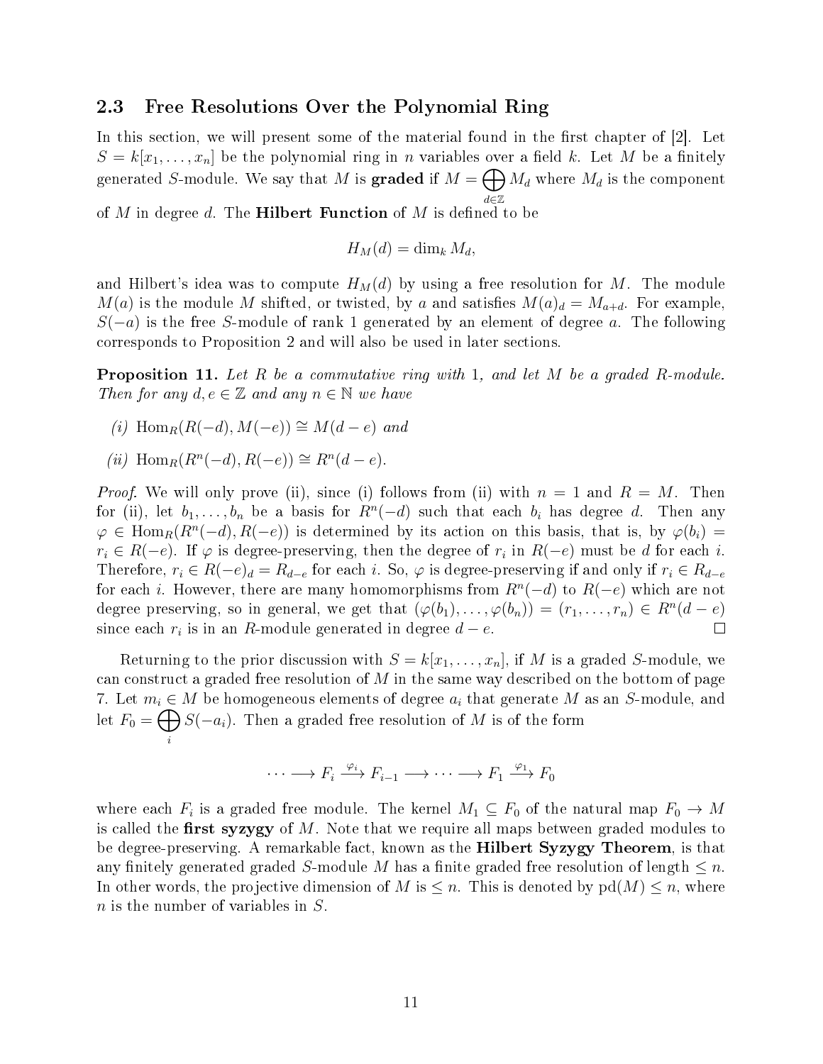### 2.3 Free Resolutions Over the Polynomial Ring

In this section, we will present some of the material found in the first chapter of [2]. Let $S = k[x_1, \ldots, x_n]$ be the polynomial ring in $n$ variables over a field $k$. Let $M$ be a finitely generated $S$-module. We say that $M$ is **graded** if $M = \bigoplus_{d \in \mathbb{Z}} M_d$ where $M_d$ is the component of $M$ in degree $d$. The **Hilbert Function** of $M$ is defined to be

$$H_M(d) = \dim_k M_d,$$

and Hilbert's idea was to compute $H_M(d)$ by using a free resolution for $M$. The module $M(a)$ is the module $M$ shifted, or twisted, by $a$ and satisfies $M(a)_d = M_{a+d}$. For example, $S(-a)$ is the free $S$-module of rank 1 generated by an element of degree $a$. The following corresponds to Proposition 2 and will also be used in later sections.

**Proposition 11.** *Let $R$ be a commutative ring with 1, and let $M$ be a graded $R$-module. Then for any $d, e \in \mathbb{Z}$ and any $n \in \mathbb{N}$ we have*

*(i)* $\operatorname{Hom}_R(R(-d), M(-e)) \cong M(d-e)$ *and*

*(ii)* $\operatorname{Hom}_R(R^n(-d), R(-e)) \cong R^n(d-e)$.

*Proof.* We will only prove (ii), since (i) follows from (ii) with $n = 1$ and $R = M$. Then for (ii), let $b_1, \ldots, b_n$ be a basis for $R^n(-d)$ such that each $b_i$ has degree $d$. Then any $\varphi \in \operatorname{Hom}_R(R^n(-d), R(-e))$ is determined by its action on this basis, that is, by $\varphi(b_i) = r_i \in R(-e)$. If $\varphi$ is degree-preserving, then the degree of $r_i$ in $R(-e)$ must be $d$ for each $i$. Therefore, $r_i \in R(-e)_d = R_{d-e}$ for each $i$. So, $\varphi$ is degree-preserving if and only if $r_i \in R_{d-e}$ for each $i$. However, there are many homomorphisms from $R^n(-d)$ to $R(-e)$ which are not degree preserving, so in general, we get that $(\varphi(b_1), \ldots, \varphi(b_n)) = (r_1, \ldots, r_n) \in R^n(d-e)$ since each $r_i$ is in an $R$-module generated in degree $d - e$. $\square$

Returning to the prior discussion with $S = k[x_1, \ldots, x_n]$, if $M$ is a graded $S$-module, we can construct a graded free resolution of $M$ in the same way described on the bottom of page 7. Let $m_i \in M$ be homogeneous elements of degree $a_i$ that generate $M$ as an $S$-module, and let $F_0 = \bigoplus_i S(-a_i)$. Then a graded free resolution of $M$ is of the form

$$\cdots \longrightarrow F_i \xrightarrow{\varphi_i} F_{i-1} \longrightarrow \cdots \longrightarrow F_1 \xrightarrow{\varphi_1} F_0$$

where each $F_i$ is a graded free module. The kernel $M_1 \subseteq F_0$ of the natural map $F_0 \to M$ is called the **first syzygy** of $M$. Note that we require all maps between graded modules to be degree-preserving. A remarkable fact, known as the **Hilbert Syzygy Theorem**, is that any finitely generated graded $S$-module $M$ has a finite graded free resolution of length $\leq n$. In other words, the projective dimension of $M$ is $\leq n$. This is denoted by $\operatorname{pd}(M) \leq n$, where $n$ is the number of variables in $S$.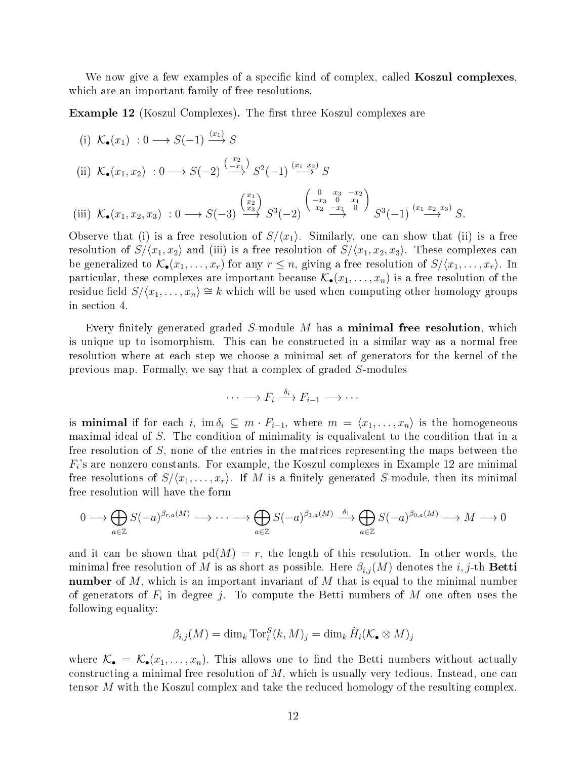We now give a few examples of a specific kind of complex, called **Koszul complexes**, which are an important family of free resolutions.

**Example 12** (Koszul Complexes)**.** The first three Koszul complexes are

(i) $\mathcal{K}_\bullet(x_1) \;: 0 \longrightarrow S(-1) \xrightarrow{(x_1)} S$

(ii) $\mathcal{K}_\bullet(x_1, x_2) \;: 0 \longrightarrow S(-2) \xrightarrow{\left(\begin{smallmatrix} x_2 \\ -x_1 \end{smallmatrix}\right)} S^2(-1) \xrightarrow{(x_1\ x_2)} S$

(iii) $\mathcal{K}_\bullet(x_1, x_2, x_3) \;: 0 \longrightarrow S(-3) \xrightarrow{\left(\begin{smallmatrix} x_1 \\ x_2 \\ x_3 \end{smallmatrix}\right)} S^3(-2) \xrightarrow{\left(\begin{smallmatrix} 0 & x_3 & -x_2 \\ -x_3 & 0 & x_1 \\ x_2 & -x_1 & 0 \end{smallmatrix}\right)} S^3(-1) \xrightarrow{(x_1\ x_2\ x_3)} S.$

Observe that (i) is a free resolution of $S/\langle x_1 \rangle$. Similarly, one can show that (ii) is a free resolution of $S/\langle x_1, x_2 \rangle$ and (iii) is a free resolution of $S/\langle x_1, x_2, x_3 \rangle$. These complexes can be generalized to $\mathcal{K}_\bullet(x_1, \ldots, x_r)$ for any $r \leq n$, giving a free resolution of $S/\langle x_1, \ldots, x_r \rangle$. In particular, these complexes are important because $\mathcal{K}_\bullet(x_1, \ldots, x_n)$ is a free resolution of the residue field $S/\langle x_1, \ldots, x_n \rangle \cong k$ which will be used when computing other homology groups in section 4.

Every finitely generated graded $S$-module $M$ has a **minimal free resolution**, which is unique up to isomorphism. This can be constructed in a similar way as a normal free resolution where at each step we choose a minimal set of generators for the kernel of the previous map. Formally, we say that a complex of graded $S$-modules

$$\cdots \longrightarrow F_i \xrightarrow{\delta_i} F_{i-1} \longrightarrow \cdots$$

is **minimal** if for each $i$, $\operatorname{im} \delta_i \subseteq m \cdot F_{i-1}$, where $m = \langle x_1, \ldots, x_n \rangle$ is the homogeneous maximal ideal of $S$. The condition of minimality is equalivalent to the condition that in a free resolution of $S$, none of the entries in the matrices representing the maps between the $F_i$'s are nonzero constants. For example, the Koszul complexes in Example 12 are minimal free resolutions of $S/\langle x_1, \ldots, x_r \rangle$. If $M$ is a finitely generated $S$-module, then its minimal free resolution will have the form

$$0 \longrightarrow \bigoplus_{a \in \mathbb{Z}} S(-a)^{\beta_{r,a}(M)} \longrightarrow \cdots \longrightarrow \bigoplus_{a \in \mathbb{Z}} S(-a)^{\beta_{1,a}(M)} \xrightarrow{\delta_1} \bigoplus_{a \in \mathbb{Z}} S(-a)^{\beta_{0,a}(M)} \longrightarrow M \longrightarrow 0$$

and it can be shown that $\operatorname{pd}(M) = r$, the length of this resolution. In other words, the minimal free resolution of $M$ is as short as possible. Here $\beta_{i,j}(M)$ denotes the $i,j$-th **Betti number** of $M$, which is an important invariant of $M$ that is equal to the minimal number of generators of $F_i$ in degree $j$. To compute the Betti numbers of $M$ one often uses the following equality:

$$\beta_{i,j}(M) = \dim_k \operatorname{Tor}_i^S(k, M)_j = \dim_k \tilde{H}_i(\mathcal{K}_\bullet \otimes M)_j$$

where $\mathcal{K}_\bullet = \mathcal{K}_\bullet(x_1, \ldots, x_n)$. This allows one to find the Betti numbers without actually constructing a minimal free resolution of $M$, which is usually very tedious. Instead, one can tensor $M$ with the Koszul complex and take the reduced homology of the resulting complex.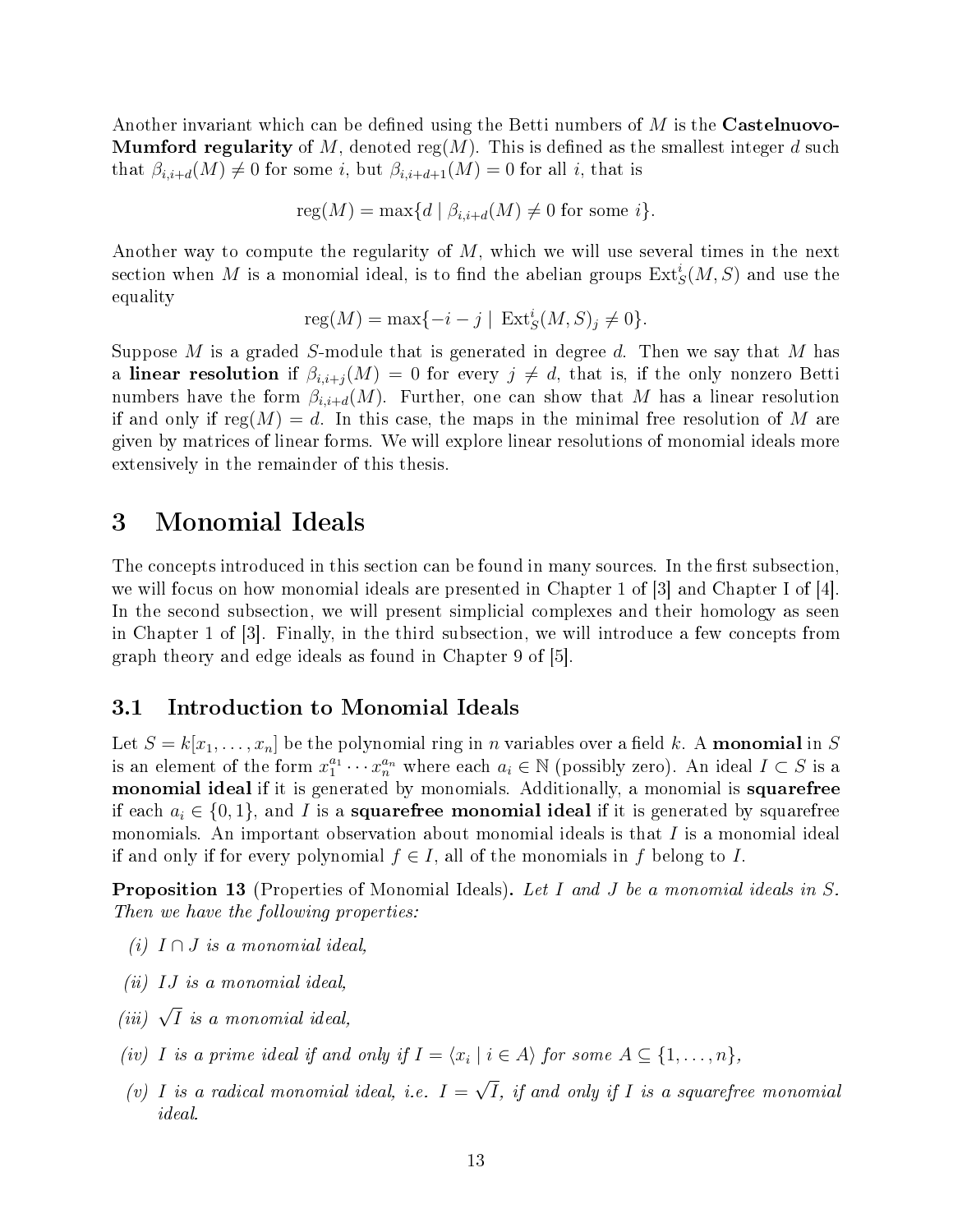Another invariant which can be defined using the Betti numbers of $M$ is the **Castelnuovo-Mumford regularity** of $M$, denoted $\operatorname{reg}(M)$. This is defined as the smallest integer $d$ such that $\beta_{i,i+d}(M) \neq 0$ for some $i$, but $\beta_{i,i+d+1}(M) = 0$ for all $i$, that is

$$\operatorname{reg}(M) = \max\{d \mid \beta_{i,i+d}(M) \neq 0 \text{ for some } i\}.$$

Another way to compute the regularity of $M$, which we will use several times in the next section when $M$ is a monomial ideal, is to find the abelian groups $\operatorname{Ext}^i_S(M, S)$ and use the equality

$$\operatorname{reg}(M) = \max\{-i - j \mid \operatorname{Ext}^i_S(M, S)_j \neq 0\}.$$

Suppose $M$ is a graded $S$-module that is generated in degree $d$. Then we say that $M$ has a **linear resolution** if $\beta_{i,i+j}(M) = 0$ for every $j \neq d$, that is, if the only nonzero Betti numbers have the form $\beta_{i,i+d}(M)$. Further, one can show that $M$ has a linear resolution if and only if $\operatorname{reg}(M) = d$. In this case, the maps in the minimal free resolution of $M$ are given by matrices of linear forms. We will explore linear resolutions of monomial ideals more extensively in the remainder of this thesis.

# 3 Monomial Ideals

The concepts introduced in this section can be found in many sources. In the first subsection, we will focus on how monomial ideals are presented in Chapter 1 of [3] and Chapter I of [4]. In the second subsection, we will present simplicial complexes and their homology as seen in Chapter 1 of [3]. Finally, in the third subsection, we will introduce a few concepts from graph theory and edge ideals as found in Chapter 9 of [5].

## 3.1 Introduction to Monomial Ideals

Let $S = k[x_1, \dots, x_n]$ be the polynomial ring in $n$ variables over a field $k$. A **monomial** in $S$ is an element of the form $x_1^{a_1} \cdots x_n^{a_n}$ where each $a_i \in \mathbb{N}$ (possibly zero). An ideal $I \subset S$ is a **monomial ideal** if it is generated by monomials. Additionally, a monomial is **squarefree** if each $a_i \in \{0, 1\}$, and $I$ is a **squarefree monomial ideal** if it is generated by squarefree monomials. An important observation about monomial ideals is that $I$ is a monomial ideal if and only if for every polynomial $f \in I$, all of the monomials in $f$ belong to $I$.

**Proposition 13** (Properties of Monomial Ideals)**.** *Let $I$ and $J$ be a monomial ideals in $S$. Then we have the following properties:*

*(i) $I \cap J$ is a monomial ideal,*

*(ii) $IJ$ is a monomial ideal,*

*(iii) $\sqrt{I}$ is a monomial ideal,*

*(iv) $I$ is a prime ideal if and only if $I = \langle x_i \mid i \in A\rangle$ for some $A \subseteq \{1, \dots, n\}$,*

*(v) $I$ is a radical monomial ideal, i.e. $I = \sqrt{I}$, if and only if $I$ is a squarefree monomial ideal.*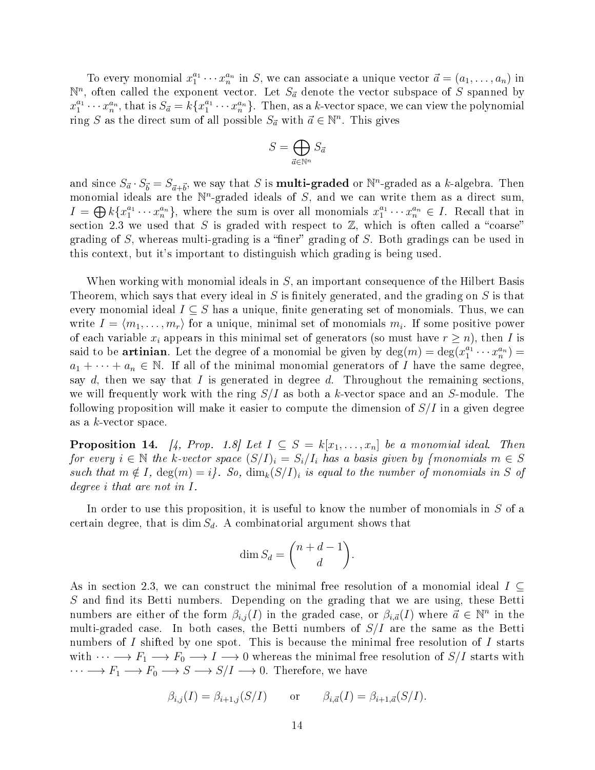To every monomial $x_1^{a_1} \cdots x_n^{a_n}$ in $S$, we can associate a unique vector $\vec{a} = (a_1, \ldots, a_n)$ in $\mathbb{N}^n$, often called the exponent vector. Let $S_{\vec{a}}$ denote the vector subspace of $S$ spanned by $x_1^{a_1} \cdots x_n^{a_n}$, that is $S_{\vec{a}} = k\{x_1^{a_1} \cdots x_n^{a_n}\}$. Then, as a $k$-vector space, we can view the polynomial ring $S$ as the direct sum of all possible $S_{\vec{a}}$ with $\vec{a} \in \mathbb{N}^n$. This gives

$$S = \bigoplus_{\vec{a} \in \mathbb{N}^n} S_{\vec{a}}$$

and since $S_{\vec{a}} \cdot S_{\vec{b}} = S_{\vec{a}+\vec{b}}$, we say that $S$ is **multi-graded** or $\mathbb{N}^n$-graded as a $k$-algebra. Then monomial ideals are the $\mathbb{N}^n$-graded ideals of $S$, and we can write them as a direct sum, $I = \bigoplus k\{x_1^{a_1} \cdots x_n^{a_n}\}$, where the sum is over all monomials $x_1^{a_1} \cdots x_n^{a_n} \in I$. Recall that in section 2.3 we used that $S$ is graded with respect to $\mathbb{Z}$, which is often called a "coarse" grading of $S$, whereas multi-grading is a "finer" grading of $S$. Both gradings can be used in this context, but it's important to distinguish which grading is being used.

When working with monomial ideals in $S$, an important consequence of the Hilbert Basis Theorem, which says that every ideal in $S$ is finitely generated, and the grading on $S$ is that every monomial ideal $I \subseteq S$ has a unique, finite generating set of monomials. Thus, we can write $I = \langle m_1, \ldots, m_r \rangle$ for a unique, minimal set of monomials $m_i$. If some positive power of each variable $x_i$ appears in this minimal set of generators (so must have $r \geq n$), then $I$ is said to be **artinian**. Let the degree of a monomial be given by $\deg(m) = \deg(x_1^{a_1} \cdots x_n^{a_n}) = a_1 + \cdots + a_n \in \mathbb{N}$. If all of the minimal monomial generators of $I$ have the same degree, say $d$, then we say that $I$ is generated in degree $d$. Throughout the remaining sections, we will frequently work with the ring $S/I$ as both a $k$-vector space and an $S$-module. The following proposition will make it easier to compute the dimension of $S/I$ in a given degree as a $k$-vector space.

**Proposition 14.** *[4, Prop. 1.8] Let $I \subseteq S = k[x_1, \ldots, x_n]$ be a monomial ideal. Then for every $i \in \mathbb{N}$ the $k$-vector space $(S/I)_i = S_i/I_i$ has a basis given by {monomials $m \in S$ such that $m \notin I$, $\deg(m) = i$}. So, $\dim_k(S/I)_i$ is equal to the number of monomials in $S$ of degree $i$ that are not in $I$.*

In order to use this proposition, it is useful to know the number of monomials in $S$ of a certain degree, that is $\dim S_d$. A combinatorial argument shows that

$$\dim S_d = \binom{n+d-1}{d}.$$

As in section 2.3, we can construct the minimal free resolution of a monomial ideal $I \subseteq S$ and find its Betti numbers. Depending on the grading that we are using, these Betti numbers are either of the form $\beta_{i,j}(I)$ in the graded case, or $\beta_{i,\vec{a}}(I)$ where $\vec{a} \in \mathbb{N}^n$ in the multi-graded case. In both cases, the Betti numbers of $S/I$ are the same as the Betti numbers of $I$ shifted by one spot. This is because the minimal free resolution of $I$ starts with $\cdots \longrightarrow F_1 \longrightarrow F_0 \longrightarrow I \longrightarrow 0$ whereas the minimal free resolution of $S/I$ starts with $\cdots \longrightarrow F_1 \longrightarrow F_0 \longrightarrow S \longrightarrow S/I \longrightarrow 0$. Therefore, we have

$$\beta_{i,j}(I) = \beta_{i+1,j}(S/I) \qquad \text{or} \qquad \beta_{i,\vec{a}}(I) = \beta_{i+1,\vec{a}}(S/I).$$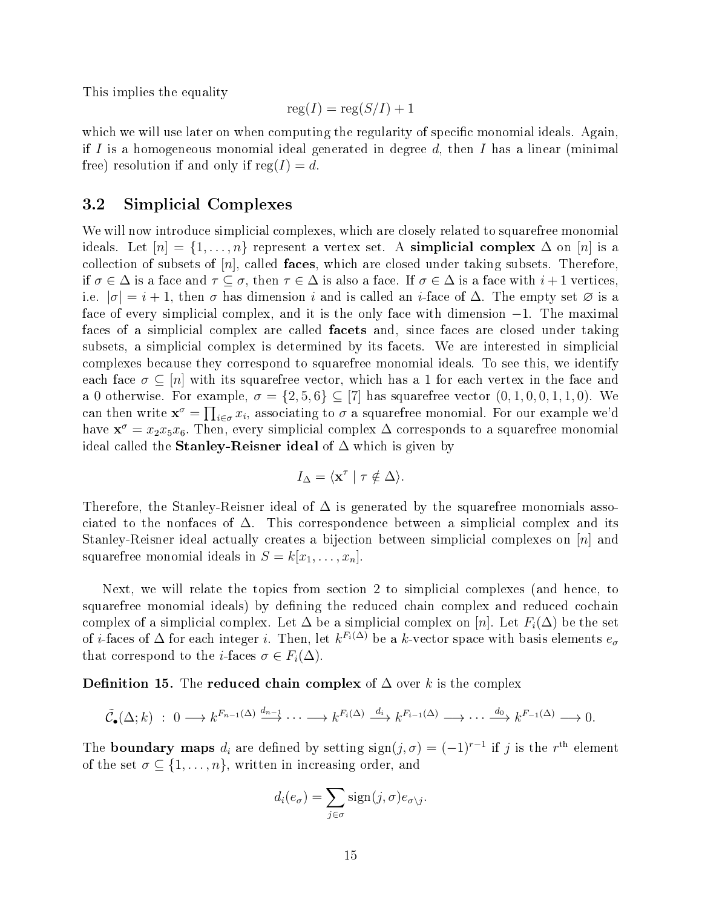This implies the equality

$$\operatorname{reg}(I) = \operatorname{reg}(S/I) + 1$$

which we will use later on when computing the regularity of specific monomial ideals. Again, if $I$ is a homogeneous monomial ideal generated in degree $d$, then $I$ has a linear (minimal free) resolution if and only if $\operatorname{reg}(I) = d$.

## 3.2 Simplicial Complexes

We will now introduce simplicial complexes, which are closely related to squarefree monomial ideals. Let $[n] = \{1, \ldots, n\}$ represent a vertex set. A **simplicial complex** $\Delta$ on $[n]$ is a collection of subsets of $[n]$, called **faces**, which are closed under taking subsets. Therefore, if $\sigma \in \Delta$ is a face and $\tau \subseteq \sigma$, then $\tau \in \Delta$ is also a face. If $\sigma \in \Delta$ is a face with $i+1$ vertices, i.e. $|\sigma| = i + 1$, then $\sigma$ has dimension $i$ and is called an $i$-face of $\Delta$. The empty set $\varnothing$ is a face of every simplicial complex, and it is the only face with dimension $-1$. The maximal faces of a simplicial complex are called **facets** and, since faces are closed under taking subsets, a simplicial complex is determined by its facets. We are interested in simplicial complexes because they correspond to squarefree monomial ideals. To see this, we identify each face $\sigma \subseteq [n]$ with its squarefree vector, which has a 1 for each vertex in the face and a 0 otherwise. For example, $\sigma = \{2, 5, 6\} \subseteq [7]$ has squarefree vector $(0, 1, 0, 0, 1, 1, 0)$. We can then write $\mathbf{x}^\sigma = \prod_{i \in \sigma} x_i$, associating to $\sigma$ a squarefree monomial. For our example we'd have $\mathbf{x}^\sigma = x_2 x_5 x_6$. Then, every simplicial complex $\Delta$ corresponds to a squarefree monomial ideal called the **Stanley-Reisner ideal** of $\Delta$ which is given by

$$I_\Delta = \langle \mathbf{x}^\tau \mid \tau \notin \Delta \rangle.$$

Therefore, the Stanley-Reisner ideal of $\Delta$ is generated by the squarefree monomials associated to the nonfaces of $\Delta$. This correspondence between a simplicial complex and its Stanley-Reisner ideal actually creates a bijection between simplicial complexes on $[n]$ and squarefree monomial ideals in $S = k[x_1, \ldots, x_n]$.

Next, we will relate the topics from section 2 to simplicial complexes (and hence, to squarefree monomial ideals) by defining the reduced chain complex and reduced cochain complex of a simplicial complex. Let $\Delta$ be a simplicial complex on $[n]$. Let $F_i(\Delta)$ be the set of $i$-faces of $\Delta$ for each integer $i$. Then, let $k^{F_i(\Delta)}$ be a $k$-vector space with basis elements $e_\sigma$ that correspond to the $i$-faces $\sigma \in F_i(\Delta)$.

**Definition 15.** The **reduced chain complex** of $\Delta$ over $k$ is the complex

$$\tilde{\mathcal{C}}_\bullet(\Delta; k) \ : \ 0 \longrightarrow k^{F_{n-1}(\Delta)} \xrightarrow{d_{n-1}} \cdots \longrightarrow k^{F_i(\Delta)} \xrightarrow{d_i} k^{F_{i-1}(\Delta)} \longrightarrow \cdots \xrightarrow{d_0} k^{F_{-1}(\Delta)} \longrightarrow 0.$$

The **boundary maps** $d_i$ are defined by setting $\operatorname{sign}(j, \sigma) = (-1)^{r-1}$ if $j$ is the $r^{\text{th}}$ element of the set $\sigma \subseteq \{1, \ldots, n\}$, written in increasing order, and

$$d_i(e_\sigma) = \sum_{j \in \sigma} \operatorname{sign}(j, \sigma) e_{\sigma \setminus j}.$$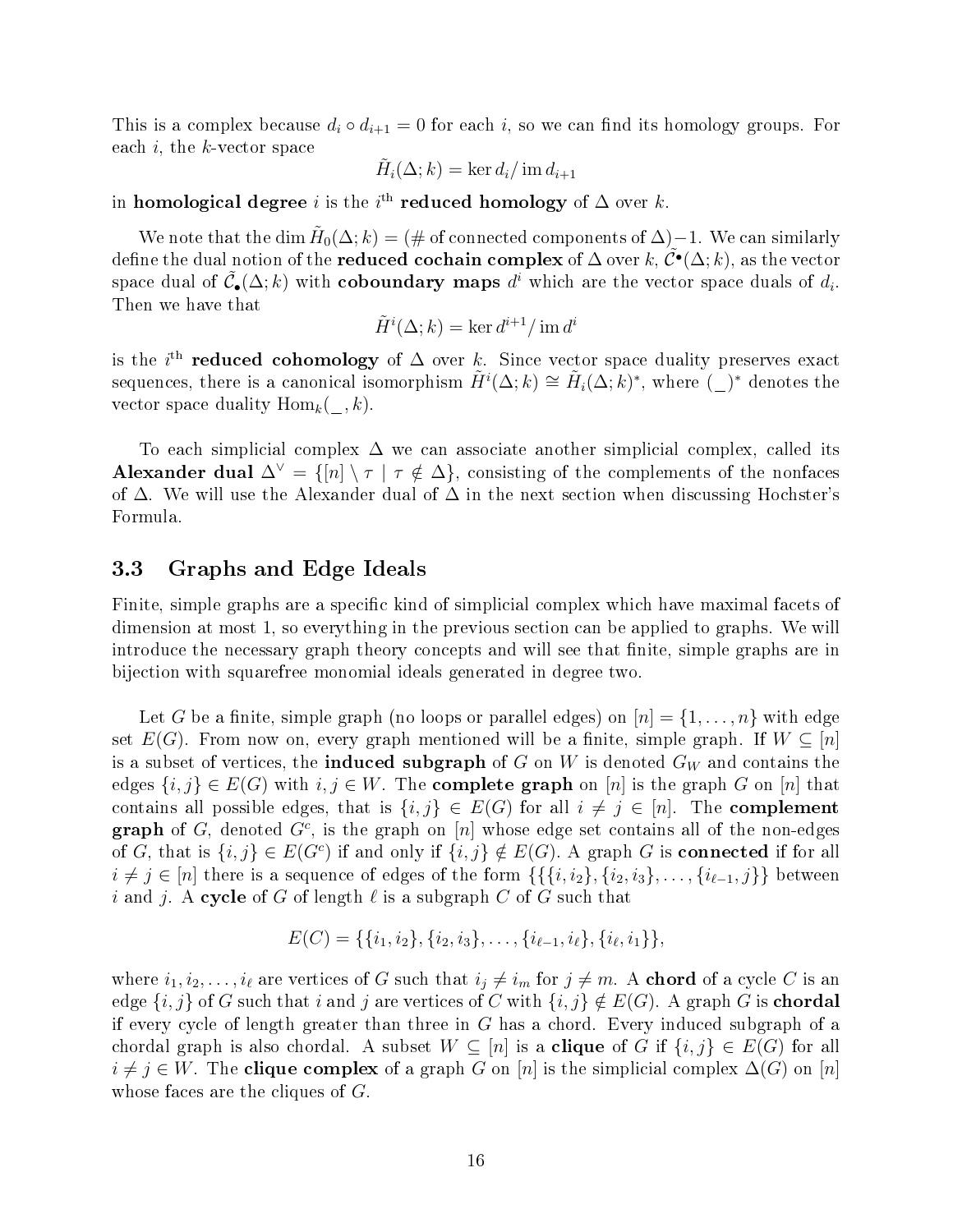This is a complex because $d_i \circ d_{i+1} = 0$ for each $i$, so we can find its homology groups. For each $i$, the $k$-vector space

$$\tilde{H}_i(\Delta; k) = \ker d_i / \operatorname{im} d_{i+1}$$

in **homological degree** $i$ is the $i^{\text{th}}$ **reduced homology** of $\Delta$ over $k$.

We note that the $\dim \tilde{H}_0(\Delta; k) = (\#$ of connected components of $\Delta) - 1$. We can similarly define the dual notion of the **reduced cochain complex** of $\Delta$ over $k$, $\tilde{\mathcal{C}}^\bullet(\Delta; k)$, as the vector space dual of $\tilde{\mathcal{C}}_\bullet(\Delta; k)$ with **coboundary maps** $d^i$ which are the vector space duals of $d_i$. Then we have that

$$\tilde{H}^i(\Delta; k) = \ker d^{i+1} / \operatorname{im} d^i$$

is the $i^{\text{th}}$ **reduced cohomology** of $\Delta$ over $k$. Since vector space duality preserves exact sequences, there is a canonical isomorphism $\tilde{H}^i(\Delta; k) \cong \tilde{H}_i(\Delta; k)^*$, where $(\_)^*$ denotes the vector space duality $\operatorname{Hom}_k(\_, k)$.

To each simplicial complex $\Delta$ we can associate another simplicial complex, called its **Alexander dual** $\Delta^\vee = \{[n] \setminus \tau \mid \tau \notin \Delta\}$, consisting of the complements of the nonfaces of $\Delta$. We will use the Alexander dual of $\Delta$ in the next section when discussing Hochster's Formula.

### 3.3 Graphs and Edge Ideals

Finite, simple graphs are a specific kind of simplicial complex which have maximal facets of dimension at most 1, so everything in the previous section can be applied to graphs. We will introduce the necessary graph theory concepts and will see that finite, simple graphs are in bijection with squarefree monomial ideals generated in degree two.

Let $G$ be a finite, simple graph (no loops or parallel edges) on $[n] = \{1, \ldots, n\}$ with edge set $E(G)$. From now on, every graph mentioned will be a finite, simple graph. If $W \subseteq [n]$ is a subset of vertices, the **induced subgraph** of $G$ on $W$ is denoted $G_W$ and contains the edges $\{i, j\} \in E(G)$ with $i, j \in W$. The **complete graph** on $[n]$ is the graph $G$ on $[n]$ that contains all possible edges, that is $\{i, j\} \in E(G)$ for all $i \neq j \in [n]$. The **complement graph** of $G$, denoted $G^c$, is the graph on $[n]$ whose edge set contains all of the non-edges of $G$, that is $\{i, j\} \in E(G^c)$ if and only if $\{i, j\} \notin E(G)$. A graph $G$ is **connected** if for all $i \neq j \in [n]$ there is a sequence of edges of the form $\{\{i, i_2\}, \{i_2, i_3\}, \ldots, \{i_{\ell-1}, j\}\}$ between $i$ and $j$. A **cycle** of $G$ of length $\ell$ is a subgraph $C$ of $G$ such that

$$E(C) = \{\{i_1, i_2\}, \{i_2, i_3\}, \ldots, \{i_{\ell-1}, i_\ell\}, \{i_\ell, i_1\}\},$$

where $i_1, i_2, \ldots, i_\ell$ are vertices of $G$ such that $i_j \neq i_m$ for $j \neq m$. A **chord** of a cycle $C$ is an edge $\{i, j\}$ of $G$ such that $i$ and $j$ are vertices of $C$ with $\{i, j\} \notin E(C)$. A graph $G$ is **chordal** if every cycle of length greater than three in $G$ has a chord. Every induced subgraph of a chordal graph is also chordal. A subset $W \subseteq [n]$ is a **clique** of $G$ if $\{i, j\} \in E(G)$ for all $i \neq j \in W$. The **clique complex** of a graph $G$ on $[n]$ is the simplicial complex $\Delta(G)$ on $[n]$ whose faces are the cliques of $G$.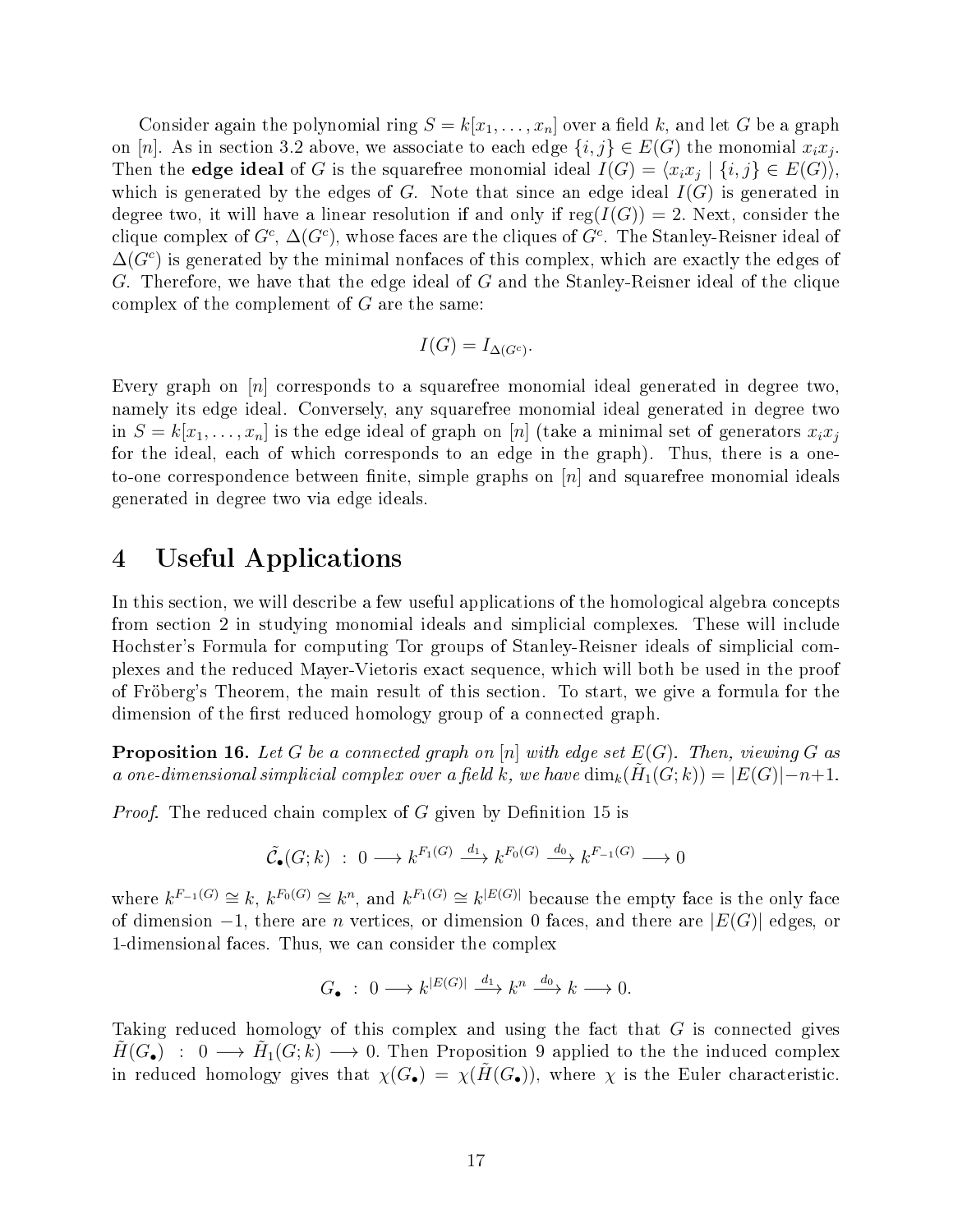Consider again the polynomial ring $S = k[x_1, \ldots, x_n]$ over a field $k$, and let $G$ be a graph on $[n]$. As in section 3.2 above, we associate to each edge $\{i, j\} \in E(G)$ the monomial $x_i x_j$. Then the **edge ideal** of $G$ is the squarefree monomial ideal $I(G) = \langle x_i x_j \mid \{i, j\} \in E(G) \rangle$, which is generated by the edges of $G$. Note that since an edge ideal $I(G)$ is generated in degree two, it will have a linear resolution if and only if $\text{reg}(I(G)) = 2$. Next, consider the clique complex of $G^c$, $\Delta(G^c)$, whose faces are the cliques of $G^c$. The Stanley-Reisner ideal of $\Delta(G^c)$ is generated by the minimal nonfaces of this complex, which are exactly the edges of $G$. Therefore, we have that the edge ideal of $G$ and the Stanley-Reisner ideal of the clique complex of the complement of $G$ are the same:

$$I(G) = I_{\Delta(G^c)}.$$

Every graph on $[n]$ corresponds to a squarefree monomial ideal generated in degree two, namely its edge ideal. Conversely, any squarefree monomial ideal generated in degree two in $S = k[x_1, \ldots, x_n]$ is the edge ideal of graph on $[n]$ (take a minimal set of generators $x_i x_j$ for the ideal, each of which corresponds to an edge in the graph). Thus, there is a one-to-one correspondence between finite, simple graphs on $[n]$ and squarefree monomial ideals generated in degree two via edge ideals.

# 4 Useful Applications

In this section, we will describe a few useful applications of the homological algebra concepts from section 2 in studying monomial ideals and simplicial complexes. These will include Hochster's Formula for computing Tor groups of Stanley-Reisner ideals of simplicial complexes and the reduced Mayer-Vietoris exact sequence, which will both be used in the proof of Fröberg's Theorem, the main result of this section. To start, we give a formula for the dimension of the first reduced homology group of a connected graph.

**Proposition 16.** *Let $G$ be a connected graph on $[n]$ with edge set $E(G)$. Then, viewing $G$ as a one-dimensional simplicial complex over a field $k$, we have $\dim_k(\tilde{H}_1(G; k)) = |E(G)| - n + 1$.*

*Proof.* The reduced chain complex of $G$ given by Definition 15 is

$$\tilde{\mathcal{C}}_\bullet(G; k) \;:\; 0 \longrightarrow k^{F_1(G)} \xrightarrow{d_1} k^{F_0(G)} \xrightarrow{d_0} k^{F_{-1}(G)} \longrightarrow 0$$

where $k^{F_{-1}(G)} \cong k$, $k^{F_0(G)} \cong k^n$, and $k^{F_1(G)} \cong k^{|E(G)|}$ because the empty face is the only face of dimension $-1$, there are $n$ vertices, or dimension 0 faces, and there are $|E(G)|$ edges, or 1-dimensional faces. Thus, we can consider the complex

$$G_\bullet \;:\; 0 \longrightarrow k^{|E(G)|} \xrightarrow{d_1} k^n \xrightarrow{d_0} k \longrightarrow 0.$$

Taking reduced homology of this complex and using the fact that $G$ is connected gives $\tilde{H}(G_\bullet) \;:\; 0 \longrightarrow \tilde{H}_1(G; k) \longrightarrow 0$. Then Proposition 9 applied to the the induced complex in reduced homology gives that $\chi(G_\bullet) = \chi(\tilde{H}(G_\bullet))$, where $\chi$ is the Euler characteristic.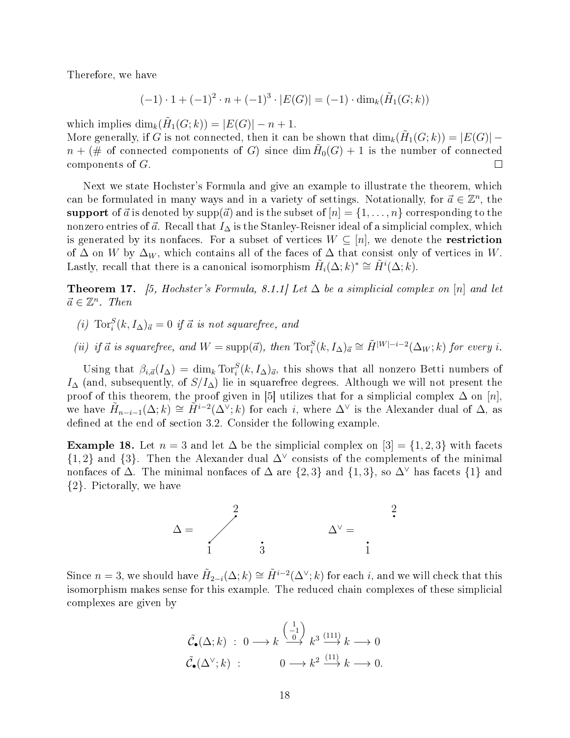Therefore, we have

$$(-1) \cdot 1 + (-1)^2 \cdot n + (-1)^3 \cdot |E(G)| = (-1) \cdot \dim_k(\tilde{H}_1(G;k))$$

which implies $\dim_k(\tilde{H}_1(G;k)) = |E(G)| - n + 1$.
More generally, if $G$ is not connected, then it can be shown that $\dim_k(\tilde{H}_1(G;k)) = |E(G)| - n + (\#$ of connected components of $G)$ since $\dim \tilde{H}_0(G) + 1$ is the number of connected components of $G$. □

Next we state Hochster's Formula and give an example to illustrate the theorem, which can be formulated in many ways and in a variety of settings. Notationally, for $\vec{a} \in \mathbb{Z}^n$, the **support** of $\vec{a}$ is denoted by $\operatorname{supp}(\vec{a})$ and is the subset of $[n] = \{1, \ldots, n\}$ corresponding to the nonzero entries of $\vec{a}$. Recall that $I_\Delta$ is the Stanley-Reisner ideal of a simplicial complex, which is generated by its nonfaces. For a subset of vertices $W \subseteq [n]$, we denote the **restriction** of $\Delta$ on $W$ by $\Delta_W$, which contains all of the faces of $\Delta$ that consist only of vertices in $W$. Lastly, recall that there is a canonical isomorphism $\tilde{H}_i(\Delta;k)^* \cong \tilde{H}^i(\Delta;k)$.

**Theorem 17.** *[5, Hochster's Formula, 8.1.1] Let $\Delta$ be a simplicial complex on $[n]$ and let $\vec{a} \in \mathbb{Z}^n$. Then*

*(i) $\operatorname{Tor}_i^S(k, I_\Delta)_{\vec{a}} = 0$ if $\vec{a}$ is not squarefree, and*

*(ii) if $\vec{a}$ is squarefree, and $W = \operatorname{supp}(\vec{a})$, then $\operatorname{Tor}_i^S(k, I_\Delta)_{\vec{a}} \cong \tilde{H}^{|W|-i-2}(\Delta_W;k)$ for every $i$.*

Using that $\beta_{i,\vec{a}}(I_\Delta) = \dim_k \operatorname{Tor}_i^S(k, I_\Delta)_{\vec{a}}$, this shows that all nonzero Betti numbers of $I_\Delta$ (and, subsequently, of $S/I_\Delta$) lie in squarefree degrees. Although we will not present the proof of this theorem, the proof given in [5] utilizes that for a simplicial complex $\Delta$ on $[n]$, we have $\tilde{H}_{n-i-1}(\Delta;k) \cong \tilde{H}^{i-2}(\Delta^\vee;k)$ for each $i$, where $\Delta^\vee$ is the Alexander dual of $\Delta$, as defined at the end of section 3.2. Consider the following example.

**Example 18.** Let $n = 3$ and let $\Delta$ be the simplicial complex on $[3] = \{1, 2, 3\}$ with facets $\{1, 2\}$ and $\{3\}$. Then the Alexander dual $\Delta^\vee$ consists of the complements of the minimal nonfaces of $\Delta$. The minimal nonfaces of $\Delta$ are $\{2, 3\}$ and $\{1, 3\}$, so $\Delta^\vee$ has facets $\{1\}$ and $\{2\}$. Pictorally, we have

Since $n = 3$, we should have $\tilde{H}_{2-i}(\Delta;k) \cong \tilde{H}^{i-2}(\Delta^\vee;k)$ for each $i$, and we will check that this isomorphism makes sense for this example. The reduced chain complexes of these simplicial complexes are given by

$$\tilde{\mathcal{C}}_\bullet(\Delta;k) \;:\; 0 \longrightarrow k \xrightarrow{\begin{pmatrix} 1 \\ -1 \\ 0 \end{pmatrix}} k^3 \xrightarrow{(111)} k \longrightarrow 0$$

$$\tilde{\mathcal{C}}_\bullet(\Delta^\vee;k) \;:\; 0 \longrightarrow k^2 \xrightarrow{(11)} k \longrightarrow 0.$$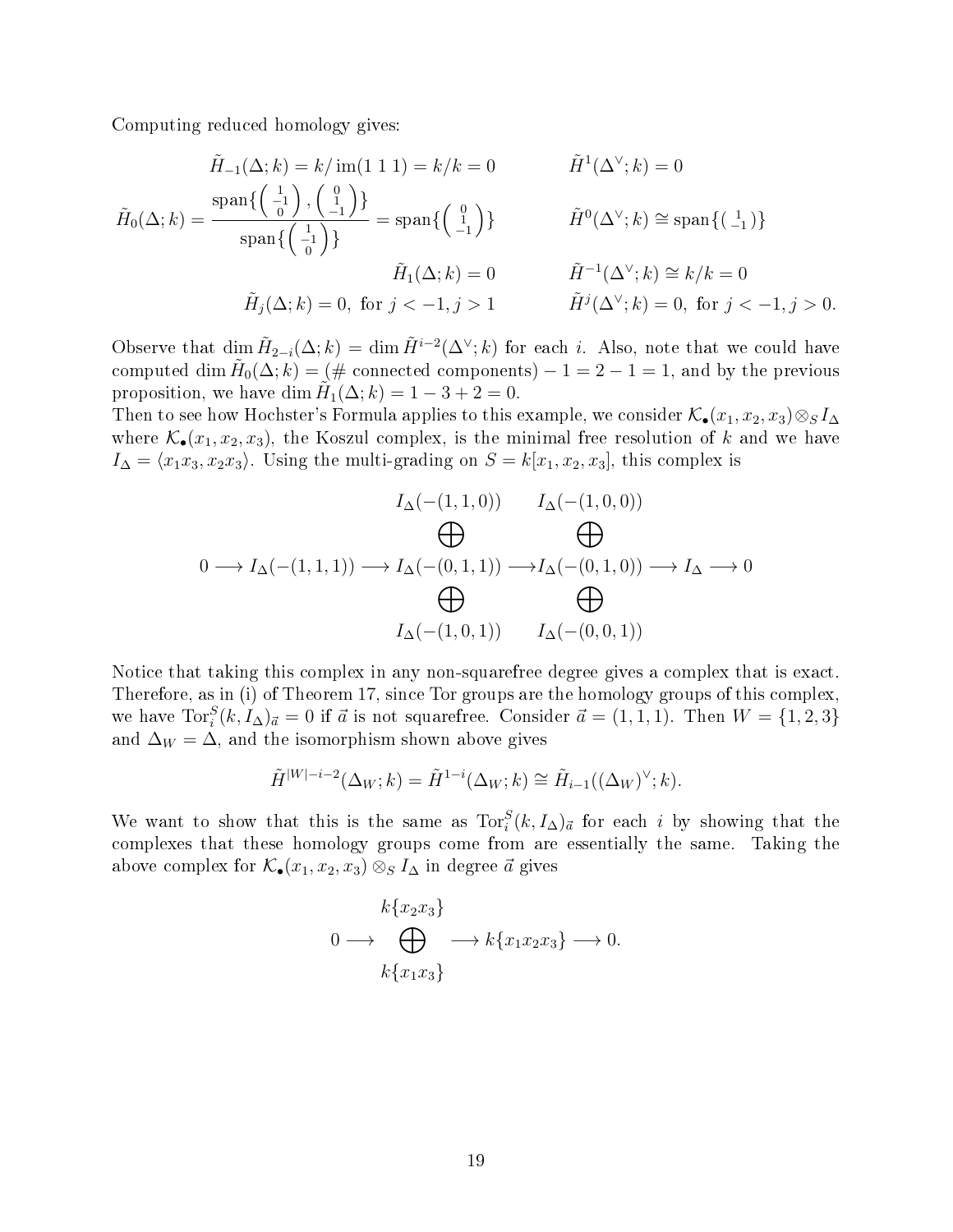Computing reduced homology gives:

$$
\begin{aligned}
\tilde{H}_{-1}(\Delta; k) &= k/\operatorname{im}(1\ 1\ 1) = k/k = 0 & \tilde{H}^{1}(\Delta^\vee; k) &= 0 \\
\tilde{H}_0(\Delta; k) &= \frac{\operatorname{span}\{\left(\begin{smallmatrix} 1 \\ -1 \\ 0 \end{smallmatrix}\right), \left(\begin{smallmatrix} 0 \\ 1 \\ -1 \end{smallmatrix}\right)\}}{\operatorname{span}\{\left(\begin{smallmatrix} 1 \\ -1 \\ 0 \end{smallmatrix}\right)\}} = \operatorname{span}\{\left(\begin{smallmatrix} 0 \\ 1 \\ -1 \end{smallmatrix}\right)\} & \tilde{H}^{0}(\Delta^\vee; k) &\cong \operatorname{span}\{\left(\begin{smallmatrix} 1 \\ -1 \end{smallmatrix}\right)\} \\
\tilde{H}_1(\Delta; k) &= 0 & \tilde{H}^{-1}(\Delta^\vee; k) &\cong k/k = 0 \\
\tilde{H}_j(\Delta; k) &= 0, \text{ for } j < -1, j > 1 & \tilde{H}^{j}(\Delta^\vee; k) &= 0, \text{ for } j < -1, j > 0.
\end{aligned}
$$

Observe that $\dim \tilde{H}_{2-i}(\Delta; k) = \dim \tilde{H}^{i-2}(\Delta^\vee; k)$ for each $i$. Also, note that we could have computed $\dim \tilde{H}_0(\Delta; k) = (\#\text{ connected components}) - 1 = 2 - 1 = 1$, and by the previous proposition, we have $\dim \tilde{H}_1(\Delta; k) = 1 - 3 + 2 = 0$.
Then to see how Hochster's Formula applies to this example, we consider $\mathcal{K}_\bullet(x_1, x_2, x_3) \otimes_S I_\Delta$ where $\mathcal{K}_\bullet(x_1, x_2, x_3)$, the Koszul complex, is the minimal free resolution of $k$ and we have $I_\Delta = \langle x_1x_3, x_2x_3 \rangle$. Using the multi-grading on $S = k[x_1, x_2, x_3]$, this complex is

$$
0 \longrightarrow I_\Delta(-(1,1,1)) \longrightarrow
\begin{array}{c} I_\Delta(-(1,1,0)) \\ \bigoplus \\ I_\Delta(-(0,1,1)) \\ \bigoplus \\ I_\Delta(-(1,0,1)) \end{array}
\longrightarrow
\begin{array}{c} I_\Delta(-(1,0,0)) \\ \bigoplus \\ I_\Delta(-(0,1,0)) \\ \bigoplus \\ I_\Delta(-(0,0,1)) \end{array}
\longrightarrow I_\Delta \longrightarrow 0
$$

Notice that taking this complex in any non-squarefree degree gives a complex that is exact. Therefore, as in (i) of Theorem 17, since Tor groups are the homology groups of this complex, we have $\operatorname{Tor}_i^S(k, I_\Delta)_{\vec{a}} = 0$ if $\vec{a}$ is not squarefree. Consider $\vec{a} = (1,1,1)$. Then $W = \{1,2,3\}$ and $\Delta_W = \Delta$, and the isomorphism shown above gives

$$
\tilde{H}^{|W|-i-2}(\Delta_W; k) = \tilde{H}^{1-i}(\Delta_W; k) \cong \tilde{H}_{i-1}((\Delta_W)^\vee; k).
$$

We want to show that this is the same as $\operatorname{Tor}_i^S(k, I_\Delta)_{\vec{a}}$ for each $i$ by showing that the complexes that these homology groups come from are essentially the same. Taking the above complex for $\mathcal{K}_\bullet(x_1, x_2, x_3) \otimes_S I_\Delta$ in degree $\vec{a}$ gives

$$
0 \longrightarrow \begin{array}{c} k\{x_2x_3\} \\ \bigoplus \\ k\{x_1x_3\} \end{array} \longrightarrow k\{x_1x_2x_3\} \longrightarrow 0.
$$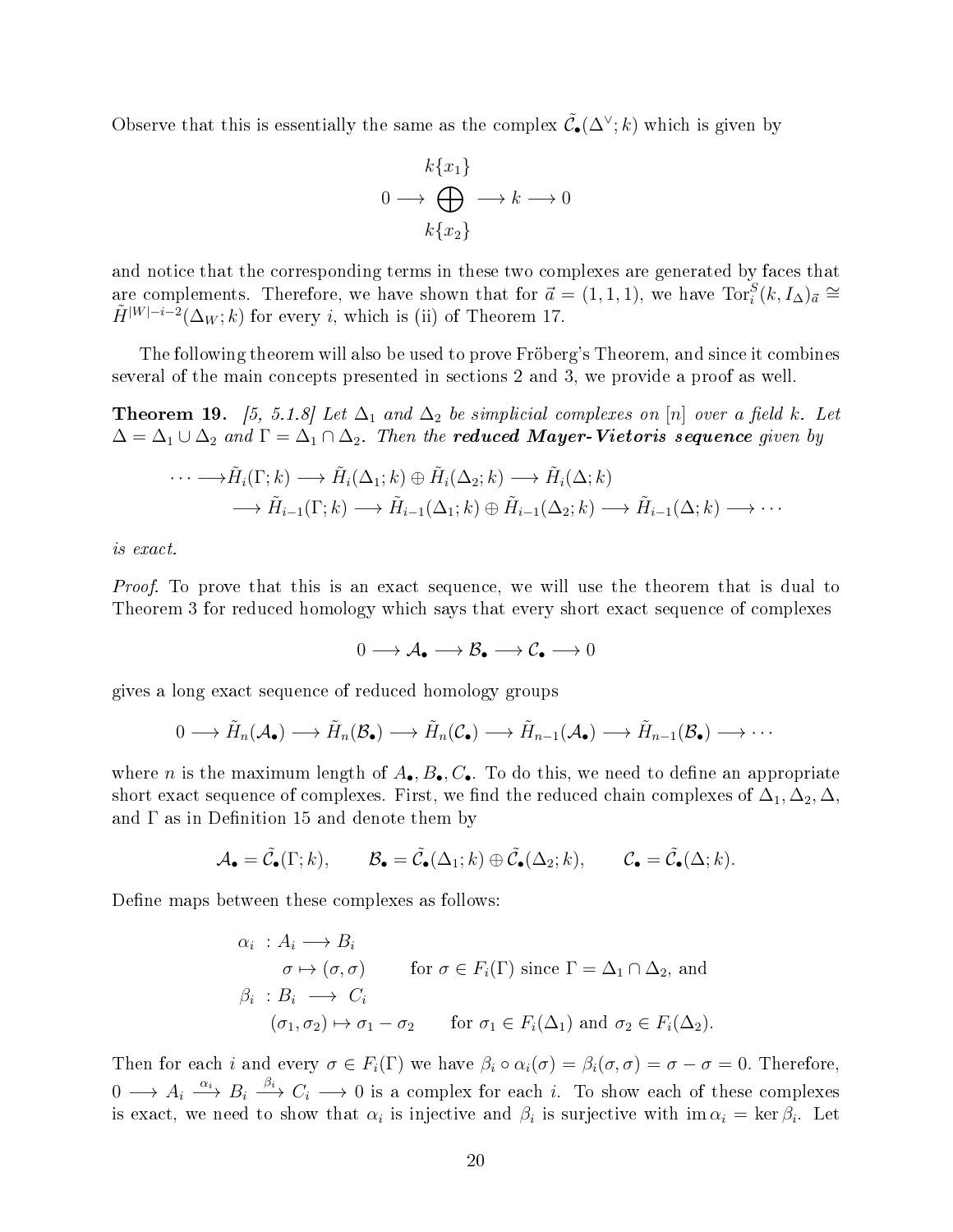Observe that this is essentially the same as the complex $\tilde{\mathcal{C}}_\bullet(\Delta^\vee; k)$ which is given by

$$0 \longrightarrow \begin{matrix} k\{x_1\} \\ \bigoplus \\ k\{x_2\} \end{matrix} \longrightarrow k \longrightarrow 0$$

and notice that the corresponding terms in these two complexes are generated by faces that are complements. Therefore, we have shown that for $\vec{a} = (1,1,1)$, we have $\operatorname{Tor}_i^S(k, I_\Delta)_{\vec{a}} \cong \tilde{H}^{|W|-i-2}(\Delta_W; k)$ for every $i$, which is (ii) of Theorem 17.

The following theorem will also be used to prove Fröberg's Theorem, and since it combines several of the main concepts presented in sections 2 and 3, we provide a proof as well.

**Theorem 19.** *[5, 5.1.8] Let $\Delta_1$ and $\Delta_2$ be simplicial complexes on $[n]$ over a field $k$. Let $\Delta = \Delta_1 \cup \Delta_2$ and $\Gamma = \Delta_1 \cap \Delta_2$. Then the* ***reduced Mayer-Vietoris sequence*** *given by*

$$\begin{aligned}\cdots \longrightarrow &\tilde{H}_i(\Gamma; k) \longrightarrow \tilde{H}_i(\Delta_1; k) \oplus \tilde{H}_i(\Delta_2; k) \longrightarrow \tilde{H}_i(\Delta; k) \\ &\longrightarrow \tilde{H}_{i-1}(\Gamma; k) \longrightarrow \tilde{H}_{i-1}(\Delta_1; k) \oplus \tilde{H}_{i-1}(\Delta_2; k) \longrightarrow \tilde{H}_{i-1}(\Delta; k) \longrightarrow \cdots\end{aligned}$$

*is exact.*

*Proof.* To prove that this is an exact sequence, we will use the theorem that is dual to Theorem 3 for reduced homology which says that every short exact sequence of complexes

$$0 \longrightarrow \mathcal{A}_\bullet \longrightarrow \mathcal{B}_\bullet \longrightarrow \mathcal{C}_\bullet \longrightarrow 0$$

gives a long exact sequence of reduced homology groups

$$0 \longrightarrow \tilde{H}_n(\mathcal{A}_\bullet) \longrightarrow \tilde{H}_n(\mathcal{B}_\bullet) \longrightarrow \tilde{H}_n(\mathcal{C}_\bullet) \longrightarrow \tilde{H}_{n-1}(\mathcal{A}_\bullet) \longrightarrow \tilde{H}_{n-1}(\mathcal{B}_\bullet) \longrightarrow \cdots$$

where $n$ is the maximum length of $A_\bullet, B_\bullet, C_\bullet$. To do this, we need to define an appropriate short exact sequence of complexes. First, we find the reduced chain complexes of $\Delta_1, \Delta_2, \Delta$, and $\Gamma$ as in Definition 15 and denote them by

$$\mathcal{A}_\bullet = \tilde{\mathcal{C}}_\bullet(\Gamma; k), \qquad \mathcal{B}_\bullet = \tilde{\mathcal{C}}_\bullet(\Delta_1; k) \oplus \tilde{\mathcal{C}}_\bullet(\Delta_2; k), \qquad \mathcal{C}_\bullet = \tilde{\mathcal{C}}_\bullet(\Delta; k).$$

Define maps between these complexes as follows:

$$\begin{aligned}\alpha_i \ &: A_i \longrightarrow B_i \\ &\sigma \mapsto (\sigma, \sigma) \qquad \text{for } \sigma \in F_i(\Gamma) \text{ since } \Gamma = \Delta_1 \cap \Delta_2, \text{ and} \\ \beta_i \ &: B_i \longrightarrow C_i \\ &(\sigma_1, \sigma_2) \mapsto \sigma_1 - \sigma_2 \qquad \text{for } \sigma_1 \in F_i(\Delta_1) \text{ and } \sigma_2 \in F_i(\Delta_2).\end{aligned}$$

Then for each $i$ and every $\sigma \in F_i(\Gamma)$ we have $\beta_i \circ \alpha_i(\sigma) = \beta_i(\sigma, \sigma) = \sigma - \sigma = 0$. Therefore, $0 \longrightarrow A_i \xrightarrow{\alpha_i} B_i \xrightarrow{\beta_i} C_i \longrightarrow 0$ is a complex for each $i$. To show each of these complexes is exact, we need to show that $\alpha_i$ is injective and $\beta_i$ is surjective with $\operatorname{im} \alpha_i = \ker \beta_i$. Let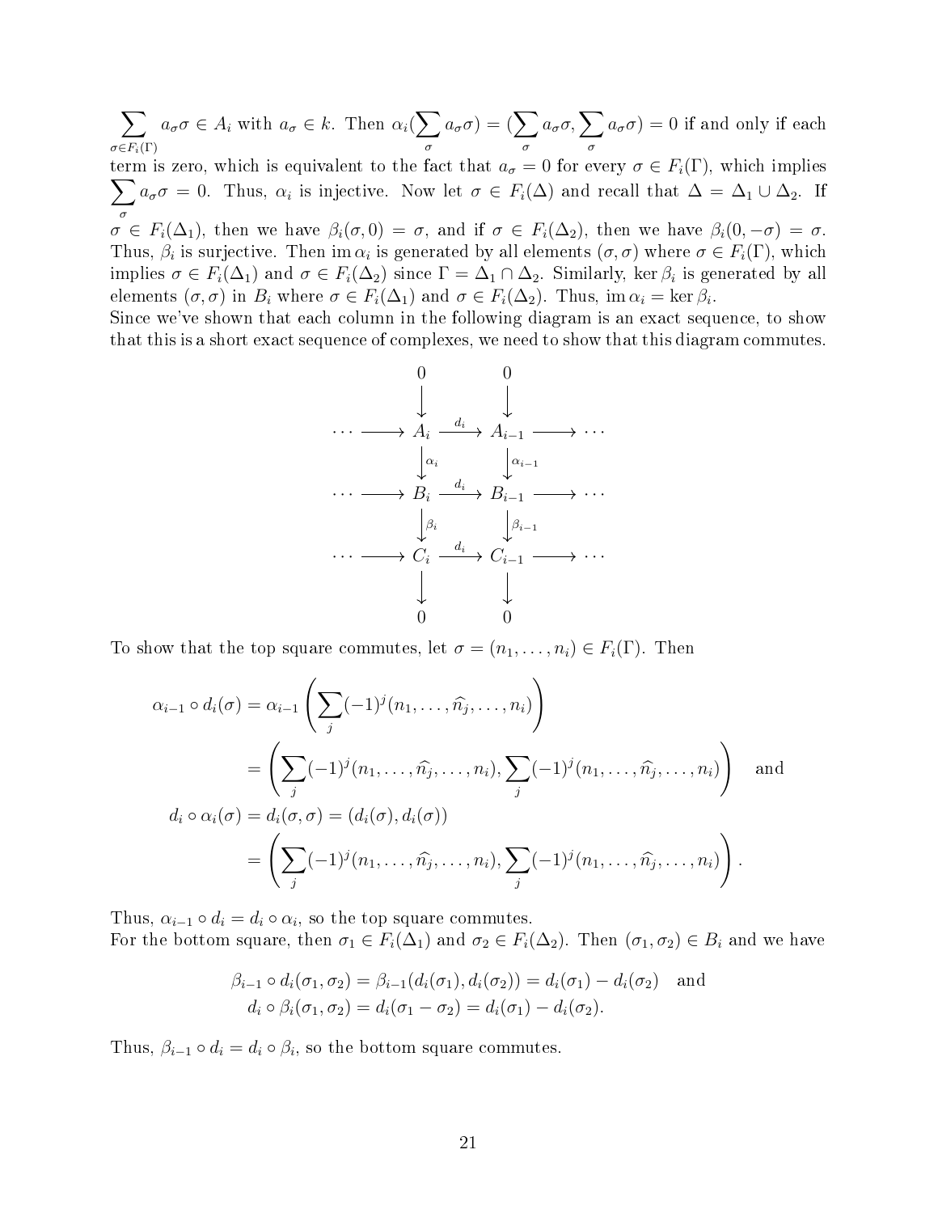$\sum_{\sigma \in F_i(\Gamma)} a_\sigma \sigma \in A_i$ with $a_\sigma \in k$. Then $\alpha_i(\sum_\sigma a_\sigma \sigma) = (\sum_\sigma a_\sigma \sigma, \sum_\sigma a_\sigma \sigma) = 0$ if and only if each term is zero, which is equivalent to the fact that $a_\sigma = 0$ for every $\sigma \in F_i(\Gamma)$, which implies $\sum_\sigma a_\sigma \sigma = 0$. Thus, $\alpha_i$ is injective. Now let $\sigma \in F_i(\Delta)$ and recall that $\Delta = \Delta_1 \cup \Delta_2$. If $\sigma \in F_i(\Delta_1)$, then we have $\beta_i(\sigma, 0) = \sigma$, and if $\sigma \in F_i(\Delta_2)$, then we have $\beta_i(0, -\sigma) = \sigma$. Thus, $\beta_i$ is surjective. Then $\operatorname{im} \alpha_i$ is generated by all elements $(\sigma, \sigma)$ where $\sigma \in F_i(\Gamma)$, which implies $\sigma \in F_i(\Delta_1)$ and $\sigma \in F_i(\Delta_2)$ since $\Gamma = \Delta_1 \cap \Delta_2$. Similarly, $\ker \beta_i$ is generated by all elements $(\sigma, \sigma)$ in $B_i$ where $\sigma \in F_i(\Delta_1)$ and $\sigma \in F_i(\Delta_2)$. Thus, $\operatorname{im} \alpha_i = \ker \beta_i$.

Since we've shown that each column in the following diagram is an exact sequence, to show that this is a short exact sequence of complexes, we need to show that this diagram commutes.

$$
\begin{array}{ccccccc}
 & & 0 & & 0 & & \\
 & & \downarrow & & \downarrow & & \\
\cdots & \longrightarrow & A_i & \xrightarrow{d_i} & A_{i-1} & \longrightarrow & \cdots \\
 & & \downarrow{\scriptstyle \alpha_i} & & \downarrow{\scriptstyle \alpha_{i-1}} & & \\
\cdots & \longrightarrow & B_i & \xrightarrow{d_i} & B_{i-1} & \longrightarrow & \cdots \\
 & & \downarrow{\scriptstyle \beta_i} & & \downarrow{\scriptstyle \beta_{i-1}} & & \\
\cdots & \longrightarrow & C_i & \xrightarrow{d_i} & C_{i-1} & \longrightarrow & \cdots \\
 & & \downarrow & & \downarrow & & \\
 & & 0 & & 0 & &
\end{array}
$$

To show that the top square commutes, let $\sigma = (n_1, \ldots, n_i) \in F_i(\Gamma)$. Then

$$
\begin{aligned}
\alpha_{i-1} \circ d_i(\sigma) &= \alpha_{i-1}\left(\sum_j (-1)^j (n_1, \ldots, \widehat{n_j}, \ldots, n_i)\right) \\
&= \left(\sum_j (-1)^j (n_1, \ldots, \widehat{n_j}, \ldots, n_i), \sum_j (-1)^j (n_1, \ldots, \widehat{n_j}, \ldots, n_i)\right) \quad \text{and} \\
d_i \circ \alpha_i(\sigma) &= d_i(\sigma, \sigma) = (d_i(\sigma), d_i(\sigma)) \\
&= \left(\sum_j (-1)^j (n_1, \ldots, \widehat{n_j}, \ldots, n_i), \sum_j (-1)^j (n_1, \ldots, \widehat{n_j}, \ldots, n_i)\right).
\end{aligned}
$$

Thus, $\alpha_{i-1} \circ d_i = d_i \circ \alpha_i$, so the top square commutes.

For the bottom square, then $\sigma_1 \in F_i(\Delta_1)$ and $\sigma_2 \in F_i(\Delta_2)$. Then $(\sigma_1, \sigma_2) \in B_i$ and we have

$$
\begin{aligned}
\beta_{i-1} \circ d_i(\sigma_1, \sigma_2) &= \beta_{i-1}(d_i(\sigma_1), d_i(\sigma_2)) = d_i(\sigma_1) - d_i(\sigma_2) \quad \text{and} \\
d_i \circ \beta_i(\sigma_1, \sigma_2) &= d_i(\sigma_1 - \sigma_2) = d_i(\sigma_1) - d_i(\sigma_2).
\end{aligned}
$$

Thus, $\beta_{i-1} \circ d_i = d_i \circ \beta_i$, so the bottom square commutes.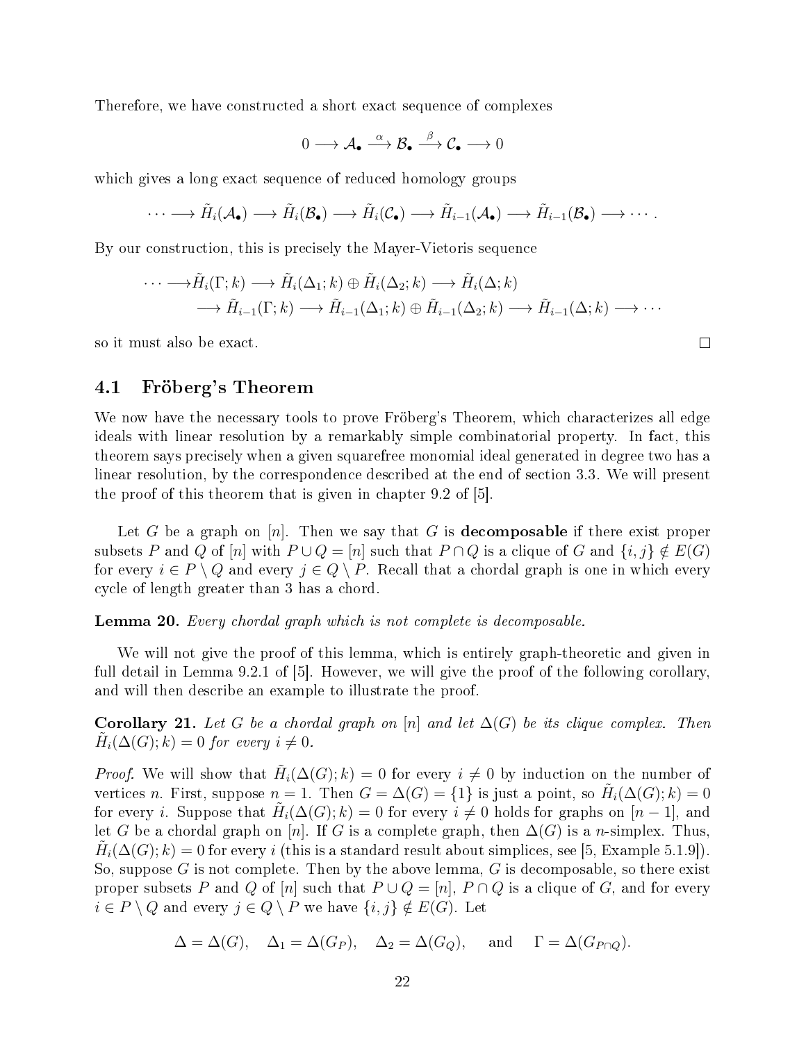Therefore, we have constructed a short exact sequence of complexes

$$0 \longrightarrow \mathcal{A}_\bullet \xrightarrow{\alpha} \mathcal{B}_\bullet \xrightarrow{\beta} \mathcal{C}_\bullet \longrightarrow 0$$

which gives a long exact sequence of reduced homology groups

$$\cdots \longrightarrow \tilde{H}_i(\mathcal{A}_\bullet) \longrightarrow \tilde{H}_i(\mathcal{B}_\bullet) \longrightarrow \tilde{H}_i(\mathcal{C}_\bullet) \longrightarrow \tilde{H}_{i-1}(\mathcal{A}_\bullet) \longrightarrow \tilde{H}_{i-1}(\mathcal{B}_\bullet) \longrightarrow \cdots.$$

By our construction, this is precisely the Mayer-Vietoris sequence

$$\begin{aligned}\cdots \longrightarrow &\tilde{H}_i(\Gamma; k) \longrightarrow \tilde{H}_i(\Delta_1; k) \oplus \tilde{H}_i(\Delta_2; k) \longrightarrow \tilde{H}_i(\Delta; k) \\ &\longrightarrow \tilde{H}_{i-1}(\Gamma; k) \longrightarrow \tilde{H}_{i-1}(\Delta_1; k) \oplus \tilde{H}_{i-1}(\Delta_2; k) \longrightarrow \tilde{H}_{i-1}(\Delta; k) \longrightarrow \cdots\end{aligned}$$

so it must also be exact. □

## 4.1 Fröberg's Theorem

We now have the necessary tools to prove Fröberg's Theorem, which characterizes all edge ideals with linear resolution by a remarkably simple combinatorial property. In fact, this theorem says precisely when a given squarefree monomial ideal generated in degree two has a linear resolution, by the correspondence described at the end of section 3.3. We will present the proof of this theorem that is given in chapter 9.2 of [5].

Let $G$ be a graph on $[n]$. Then we say that $G$ is **decomposable** if there exist proper subsets $P$ and $Q$ of $[n]$ with $P \cup Q = [n]$ such that $P \cap Q$ is a clique of $G$ and $\{i, j\} \notin E(G)$ for every $i \in P \setminus Q$ and every $j \in Q \setminus P$. Recall that a chordal graph is one in which every cycle of length greater than 3 has a chord.

**Lemma 20.** *Every chordal graph which is not complete is decomposable.*

We will not give the proof of this lemma, which is entirely graph-theoretic and given in full detail in Lemma 9.2.1 of [5]. However, we will give the proof of the following corollary, and will then describe an example to illustrate the proof.

**Corollary 21.** *Let $G$ be a chordal graph on $[n]$ and let $\Delta(G)$ be its clique complex. Then $\tilde{H}_i(\Delta(G); k) = 0$ for every $i \neq 0$.*

*Proof.* We will show that $\tilde{H}_i(\Delta(G); k) = 0$ for every $i \neq 0$ by induction on the number of vertices $n$. First, suppose $n = 1$. Then $G = \Delta(G) = \{1\}$ is just a point, so $\tilde{H}_i(\Delta(G); k) = 0$ for every $i$. Suppose that $\tilde{H}_i(\Delta(G); k) = 0$ for every $i \neq 0$ holds for graphs on $[n-1]$, and let $G$ be a chordal graph on $[n]$. If $G$ is a complete graph, then $\Delta(G)$ is a $n$-simplex. Thus, $\tilde{H}_i(\Delta(G); k) = 0$ for every $i$ (this is a standard result about simplices, see [5, Example 5.1.9]). So, suppose $G$ is not complete. Then by the above lemma, $G$ is decomposable, so there exist proper subsets $P$ and $Q$ of $[n]$ such that $P \cup Q = [n]$, $P \cap Q$ is a clique of $G$, and for every $i \in P \setminus Q$ and every $j \in Q \setminus P$ we have $\{i, j\} \notin E(G)$. Let

$$\Delta = \Delta(G), \quad \Delta_1 = \Delta(G_P), \quad \Delta_2 = \Delta(G_Q), \quad \text{and} \quad \Gamma = \Delta(G_{P \cap Q}).$$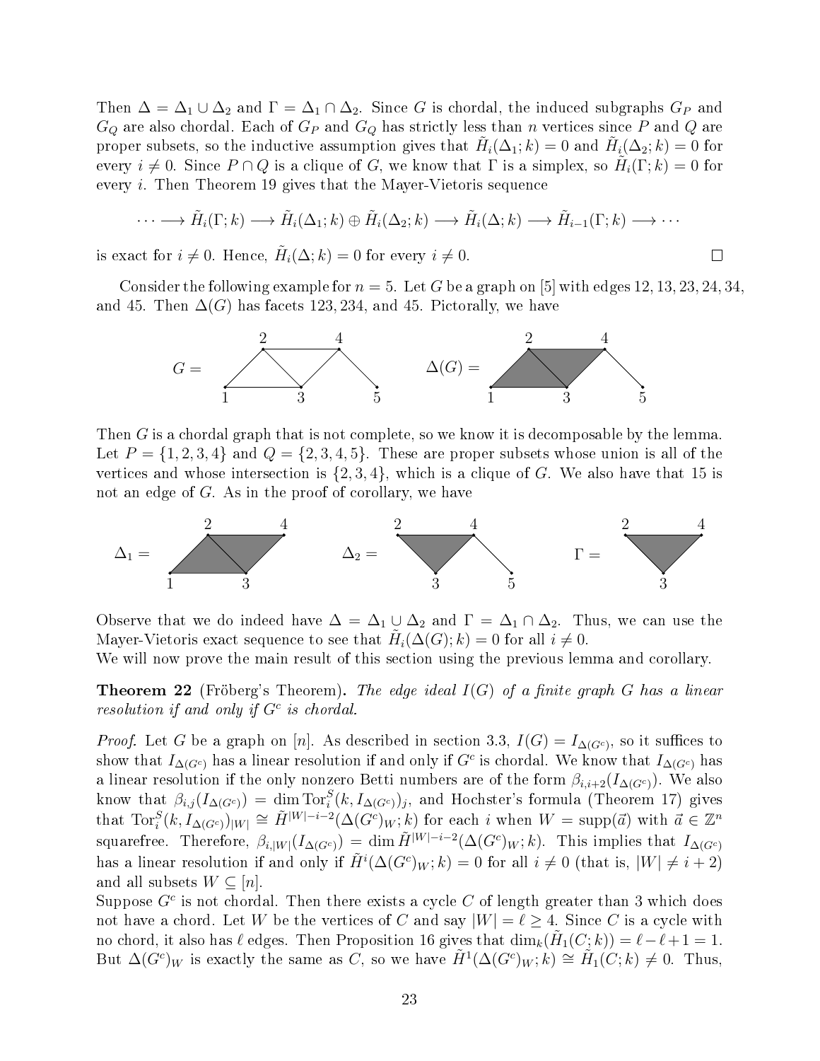Then $\Delta = \Delta_1 \cup \Delta_2$ and $\Gamma = \Delta_1 \cap \Delta_2$. Since $G$ is chordal, the induced subgraphs $G_P$ and $G_Q$ are also chordal. Each of $G_P$ and $G_Q$ has strictly less than $n$ vertices since $P$ and $Q$ are proper subsets, so the inductive assumption gives that $\tilde{H}_i(\Delta_1; k) = 0$ and $\tilde{H}_i(\Delta_2; k) = 0$ for every $i \neq 0$. Since $P \cap Q$ is a clique of $G$, we know that $\Gamma$ is a simplex, so $\tilde{H}_i(\Gamma; k) = 0$ for every $i$. Then Theorem 19 gives that the Mayer-Vietoris sequence

$$\cdots \longrightarrow \tilde{H}_i(\Gamma; k) \longrightarrow \tilde{H}_i(\Delta_1; k) \oplus \tilde{H}_i(\Delta_2; k) \longrightarrow \tilde{H}_i(\Delta; k) \longrightarrow \tilde{H}_{i-1}(\Gamma; k) \longrightarrow \cdots$$

is exact for $i \neq 0$. Hence, $\tilde{H}_i(\Delta; k) = 0$ for every $i \neq 0$. ☐

Consider the following example for $n = 5$. Let $G$ be a graph on $[5]$ with edges 12, 13, 23, 24, 34, and 45. Then $\Delta(G)$ has facets 123, 234, and 45. Pictorally, we have

Then $G$ is a chordal graph that is not complete, so we know it is decomposable by the lemma. Let $P = \{1, 2, 3, 4\}$ and $Q = \{2, 3, 4, 5\}$. These are proper subsets whose union is all of the vertices and whose intersection is $\{2, 3, 4\}$, which is a clique of $G$. We also have that 15 is not an edge of $G$. As in the proof of corollary, we have

Observe that we do indeed have $\Delta = \Delta_1 \cup \Delta_2$ and $\Gamma = \Delta_1 \cap \Delta_2$. Thus, we can use the Mayer-Vietoris exact sequence to see that $\tilde{H}_i(\Delta(G); k) = 0$ for all $i \neq 0$.
We will now prove the main result of this section using the previous lemma and corollary.

**Theorem 22** (Fröberg's Theorem). *The edge ideal $I(G)$ of a finite graph $G$ has a linear resolution if and only if $G^c$ is chordal.*

*Proof.* Let $G$ be a graph on $[n]$. As described in section 3.3, $I(G) = I_{\Delta(G^c)}$, so it suffices to show that $I_{\Delta(G^c)}$ has a linear resolution if and only if $G^c$ is chordal. We know that $I_{\Delta(G^c)}$ has a linear resolution if the only nonzero Betti numbers are of the form $\beta_{i,i+2}(I_{\Delta(G^c)})$. We also know that $\beta_{i,j}(I_{\Delta(G^c)}) = \dim \operatorname{Tor}_i^S(k, I_{\Delta(G^c)})_j$, and Hochster's formula (Theorem 17) gives that $\operatorname{Tor}_i^S(k, I_{\Delta(G^c)})_{|W|} \cong \tilde{H}^{|W|-i-2}(\Delta(G^c)_W; k)$ for each $i$ when $W = \operatorname{supp}(\vec{a})$ with $\vec{a} \in \mathbb{Z}^n$ squarefree. Therefore, $\beta_{i,|W|}(I_{\Delta(G^c)}) = \dim \tilde{H}^{|W|-i-2}(\Delta(G^c)_W; k)$. This implies that $I_{\Delta(G^c)}$ has a linear resolution if and only if $\tilde{H}^i(\Delta(G^c)_W; k) = 0$ for all $i \neq 0$ (that is, $|W| \neq i + 2$) and all subsets $W \subseteq [n]$.
Suppose $G^c$ is not chordal. Then there exists a cycle $C$ of length greater than 3 which does not have a chord. Let $W$ be the vertices of $C$ and say $|W| = \ell \geq 4$. Since $C$ is a cycle with no chord, it also has $\ell$ edges. Then Proposition 16 gives that $\dim_k(\tilde{H}_1(C; k)) = \ell - \ell + 1 = 1$. But $\Delta(G^c)_W$ is exactly the same as $C$, so we have $\tilde{H}^1(\Delta(G^c)_W; k) \cong \tilde{H}_1(C; k) \neq 0$. Thus,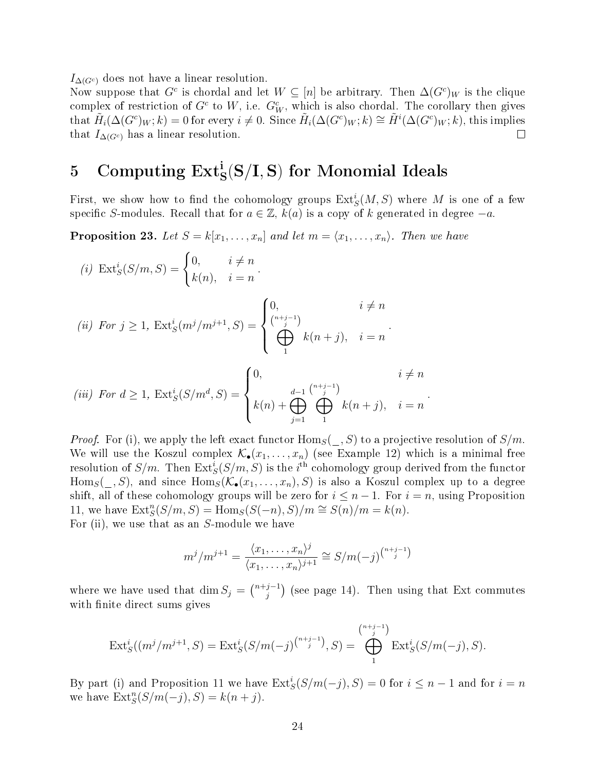$I_{\Delta(G^c)}$ does not have a linear resolution.
Now suppose that $G^c$ is chordal and let $W \subseteq [n]$ be arbitrary. Then $\Delta(G^c)_W$ is the clique complex of restriction of $G^c$ to $W$, i.e. $G^c_W$, which is also chordal. The corollary then gives that $\tilde{H}_i(\Delta(G^c)_W; k) = 0$ for every $i \neq 0$. Since $\tilde{H}_i(\Delta(G^c)_W; k) \cong \tilde{H}^i(\Delta(G^c)_W; k)$, this implies that $I_{\Delta(G^c)}$ has a linear resolution. □

# 5 Computing $\mathrm{Ext}^i_S(S/I, S)$ for Monomial Ideals

First, we show how to find the cohomology groups $\mathrm{Ext}^i_S(M, S)$ where $M$ is one of a few specific $S$-modules. Recall that for $a \in \mathbb{Z}$, $k(a)$ is a copy of $k$ generated in degree $-a$.

**Proposition 23.** *Let $S = k[x_1, \ldots, x_n]$ and let $m = \langle x_1, \ldots, x_n \rangle$. Then we have*

*(i)* $\mathrm{Ext}^i_S(S/m, S) = \begin{cases} 0, & i \neq n \\ k(n), & i = n \end{cases}.$

*(ii) For $j \geq 1$,* $\mathrm{Ext}^i_S(m^j/m^{j+1}, S) = \begin{cases} 0, & i \neq n \\ \displaystyle\bigoplus_{1}^{\binom{n+j-1}{j}} k(n+j), & i = n \end{cases}.$

*(iii) For $d \geq 1$,* $\mathrm{Ext}^i_S(S/m^d, S) = \begin{cases} 0, & i \neq n \\ k(n) + \displaystyle\bigoplus_{j=1}^{d-1} \bigoplus_{1}^{\binom{n+j-1}{j}} k(n+j), & i = n \end{cases}.$

*Proof.* For (i), we apply the left exact functor $\mathrm{Hom}_S(\_, S)$ to a projective resolution of $S/m$. We will use the Koszul complex $\mathcal{K}_\bullet(x_1, \ldots, x_n)$ (see Example 12) which is a minimal free resolution of $S/m$. Then $\mathrm{Ext}^i_S(S/m, S)$ is the $i^{\text{th}}$ cohomology group derived from the functor $\mathrm{Hom}_S(\_, S)$, and since $\mathrm{Hom}_S(\mathcal{K}_\bullet(x_1, \ldots, x_n), S)$ is also a Koszul complex up to a degree shift, all of these cohomology groups will be zero for $i \leq n-1$. For $i = n$, using Proposition 11, we have $\mathrm{Ext}^n_S(S/m, S) = \mathrm{Hom}_S(S(-n), S)/m \cong S(n)/m = k(n)$.
For (ii), we use that as an $S$-module we have

$$m^j/m^{j+1} = \frac{\langle x_1, \ldots, x_n \rangle^j}{\langle x_1, \ldots, x_n \rangle^{j+1}} \cong S/m(-j)^{\binom{n+j-1}{j}}$$

where we have used that $\dim S_j = \binom{n+j-1}{j}$ (see page 14). Then using that Ext commutes with finite direct sums gives

$$\mathrm{Ext}^i_S((m^j/m^{j+1}, S) = \mathrm{Ext}^i_S(S/m(-j)^{\binom{n+j-1}{j}}, S) = \bigoplus_{1}^{\binom{n+j-1}{j}} \mathrm{Ext}^i_S(S/m(-j), S).$$

By part (i) and Proposition 11 we have $\mathrm{Ext}^i_S(S/m(-j), S) = 0$ for $i \leq n-1$ and for $i = n$ we have $\mathrm{Ext}^n_S(S/m(-j), S) = k(n+j)$.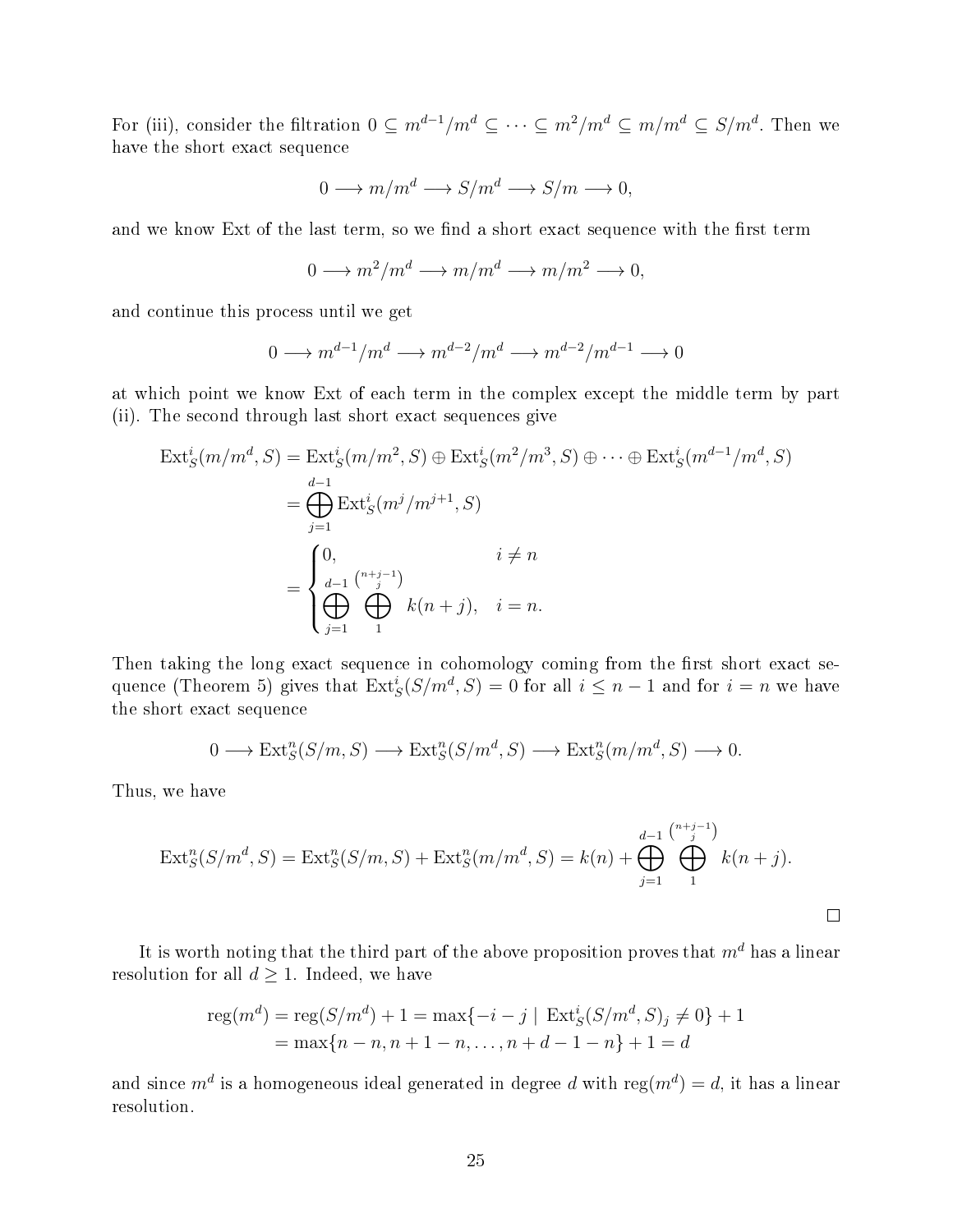For (iii), consider the filtration $0 \subseteq m^{d-1}/m^d \subseteq \cdots \subseteq m^2/m^d \subseteq m/m^d \subseteq S/m^d$. Then we have the short exact sequence

$$0 \longrightarrow m/m^d \longrightarrow S/m^d \longrightarrow S/m \longrightarrow 0,$$

and we know Ext of the last term, so we find a short exact sequence with the first term

$$0 \longrightarrow m^2/m^d \longrightarrow m/m^d \longrightarrow m/m^2 \longrightarrow 0,$$

and continue this process until we get

$$0 \longrightarrow m^{d-1}/m^d \longrightarrow m^{d-2}/m^d \longrightarrow m^{d-2}/m^{d-1} \longrightarrow 0$$

at which point we know Ext of each term in the complex except the middle term by part (ii). The second through last short exact sequences give

$$\begin{aligned}
\operatorname{Ext}^i_S(m/m^d, S) &= \operatorname{Ext}^i_S(m/m^2, S) \oplus \operatorname{Ext}^i_S(m^2/m^3, S) \oplus \cdots \oplus \operatorname{Ext}^i_S(m^{d-1}/m^d, S) \\
&= \bigoplus_{j=1}^{d-1} \operatorname{Ext}^i_S(m^j/m^{j+1}, S) \\
&= \begin{cases} 0, & i \neq n \\ \displaystyle\bigoplus_{j=1}^{d-1} \bigoplus_{1}^{\binom{n+j-1}{j}} k(n+j), & i = n. \end{cases}
\end{aligned}$$

Then taking the long exact sequence in cohomology coming from the first short exact sequence (Theorem 5) gives that $\operatorname{Ext}^i_S(S/m^d, S) = 0$ for all $i \leq n-1$ and for $i = n$ we have the short exact sequence

$$0 \longrightarrow \operatorname{Ext}^n_S(S/m, S) \longrightarrow \operatorname{Ext}^n_S(S/m^d, S) \longrightarrow \operatorname{Ext}^n_S(m/m^d, S) \longrightarrow 0.$$

Thus, we have

$$\operatorname{Ext}^n_S(S/m^d, S) = \operatorname{Ext}^n_S(S/m, S) + \operatorname{Ext}^n_S(m/m^d, S) = k(n) + \bigoplus_{j=1}^{d-1} \bigoplus_{1}^{\binom{n+j-1}{j}} k(n+j).$$

□

It is worth noting that the third part of the above proposition proves that $m^d$ has a linear resolution for all $d \geq 1$. Indeed, we have

$$\begin{aligned}
\operatorname{reg}(m^d) = \operatorname{reg}(S/m^d) + 1 &= \max\{-i - j \mid \operatorname{Ext}^i_S(S/m^d, S)_j \neq 0\} + 1 \\
&= \max\{n - n, n + 1 - n, \ldots, n + d - 1 - n\} + 1 = d
\end{aligned}$$

and since $m^d$ is a homogeneous ideal generated in degree $d$ with $\operatorname{reg}(m^d) = d$, it has a linear resolution.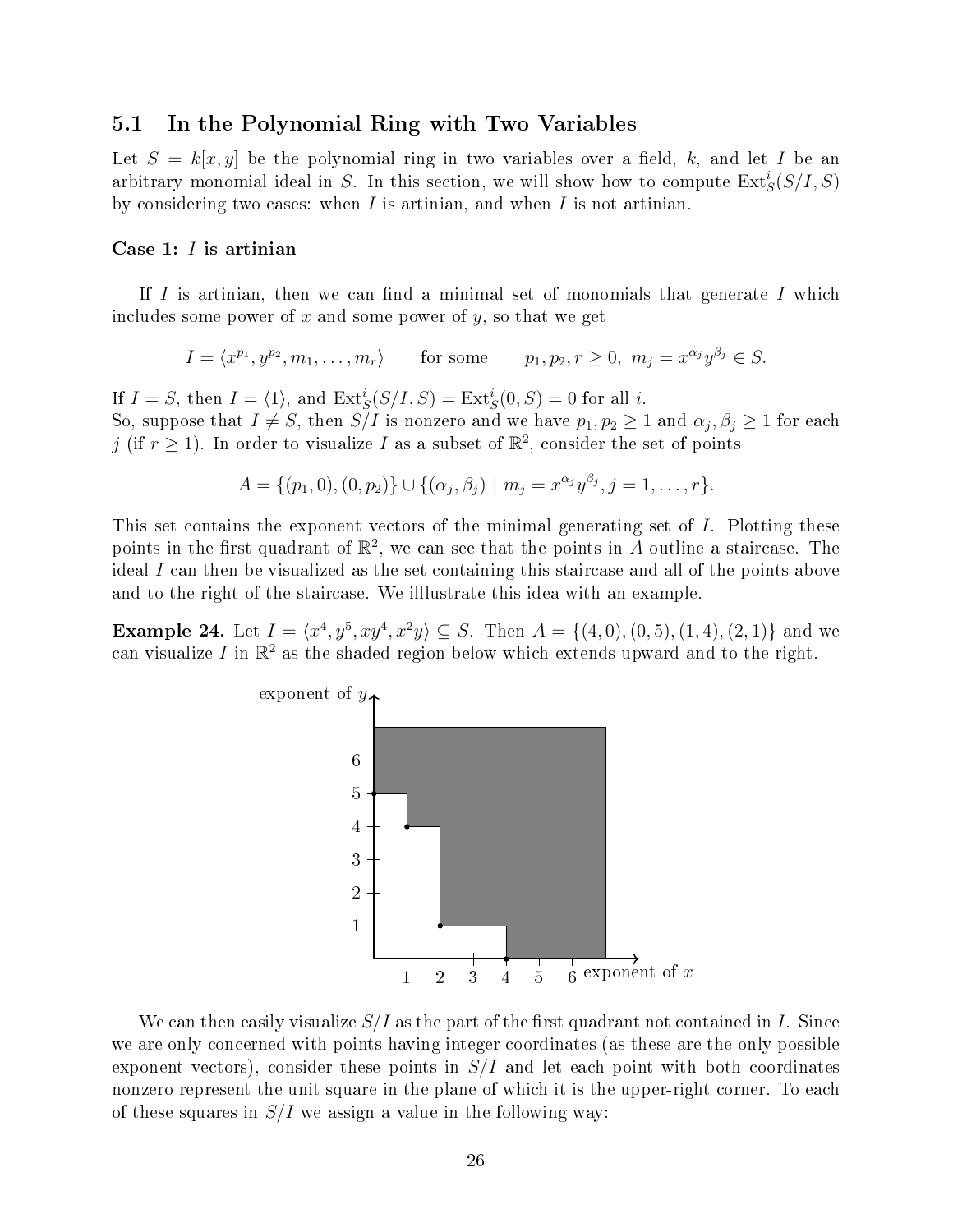### 5.1 In the Polynomial Ring with Two Variables

Let $S = k[x, y]$ be the polynomial ring in two variables over a field, $k$, and let $I$ be an arbitrary monomial ideal in $S$. In this section, we will show how to compute $\text{Ext}^i_S(S/I, S)$ by considering two cases: when $I$ is artinian, and when $I$ is not artinian.

**Case 1: $I$ is artinian**

If $I$ is artinian, then we can find a minimal set of monomials that generate $I$ which includes some power of $x$ and some power of $y$, so that we get

$$I = \langle x^{p_1}, y^{p_2}, m_1, \ldots, m_r\rangle \qquad \text{for some} \qquad p_1, p_2, r \geq 0,\ m_j = x^{\alpha_j} y^{\beta_j} \in S.$$

If $I = S$, then $I = \langle 1\rangle$, and $\text{Ext}^i_S(S/I, S) = \text{Ext}^i_S(0, S) = 0$ for all $i$.
So, suppose that $I \neq S$, then $S/I$ is nonzero and we have $p_1, p_2 \geq 1$ and $\alpha_j, \beta_j \geq 1$ for each $j$ (if $r \geq 1$). In order to visualize $I$ as a subset of $\mathbb{R}^2$, consider the set of points

$$A = \{(p_1, 0), (0, p_2)\} \cup \{(\alpha_j, \beta_j) \mid m_j = x^{\alpha_j} y^{\beta_j}, j = 1, \ldots, r\}.$$

This set contains the exponent vectors of the minimal generating set of $I$. Plotting these points in the first quadrant of $\mathbb{R}^2$, we can see that the points in $A$ outline a staircase. The ideal $I$ can then be visualized as the set containing this staircase and all of the points above and to the right of the staircase. We illlustrate this idea with an example.

**Example 24.** Let $I = \langle x^4, y^5, xy^4, x^2y\rangle \subseteq S$. Then $A = \{(4, 0), (0, 5), (1, 4), (2, 1)\}$ and we can visualize $I$ in $\mathbb{R}^2$ as the shaded region below which extends upward and to the right.

We can then easily visualize $S/I$ as the part of the first quadrant not contained in $I$. Since we are only concerned with points having integer coordinates (as these are the only possible exponent vectors), consider these points in $S/I$ and let each point with both coordinates nonzero represent the unit square in the plane of which it is the upper-right corner. To each of these squares in $S/I$ we assign a value in the following way: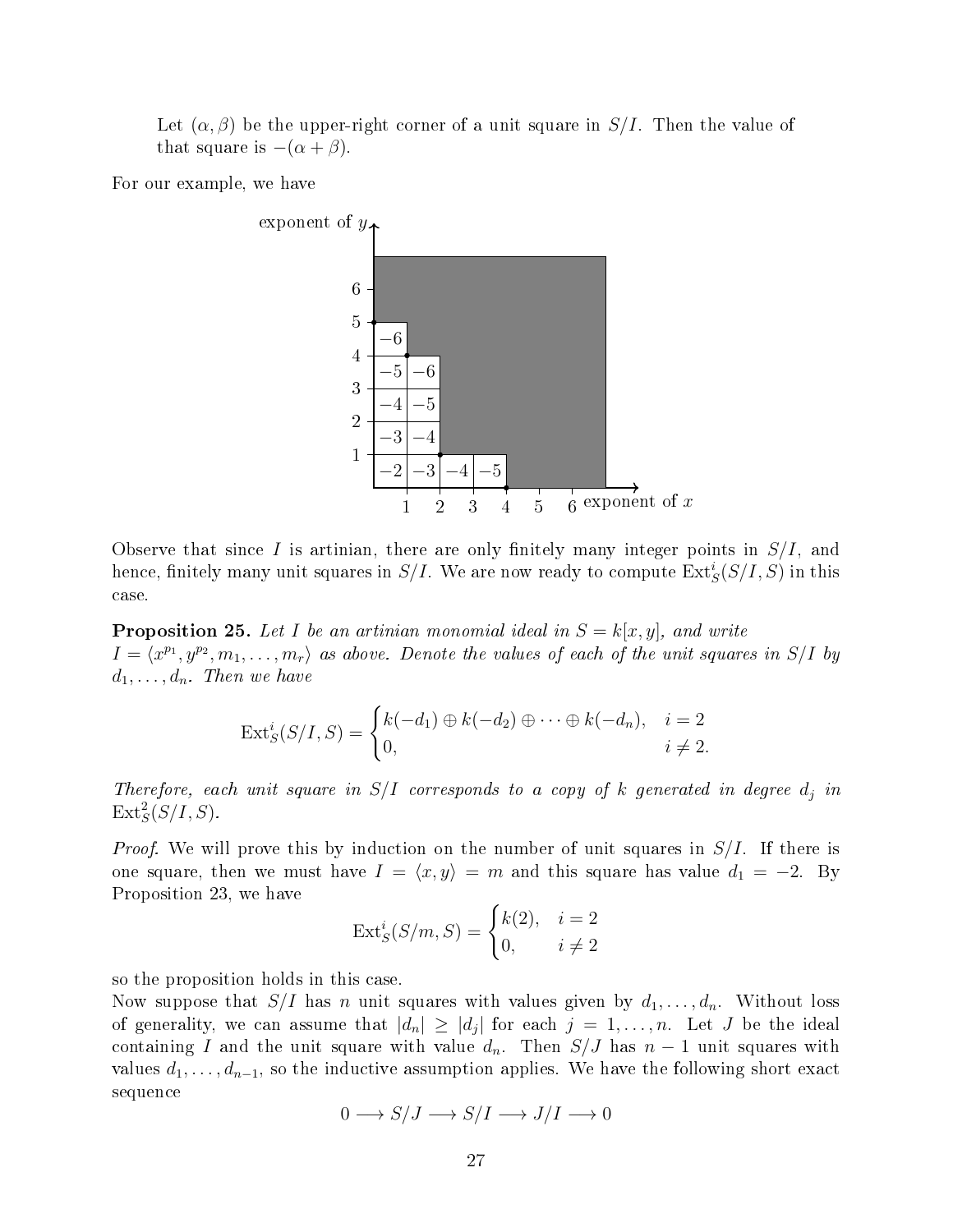Let $(\alpha, \beta)$ be the upper-right corner of a unit square in $S/I$. Then the value of that square is $-(\alpha + \beta)$.

For our example, we have

Observe that since $I$ is artinian, there are only finitely many integer points in $S/I$, and hence, finitely many unit squares in $S/I$. We are now ready to compute $\text{Ext}^i_S(S/I, S)$ in this case.

**Proposition 25.** *Let $I$ be an artinian monomial ideal in $S = k[x, y]$, and write $I = \langle x^{p_1}, y^{p_2}, m_1, \ldots, m_r \rangle$ as above. Denote the values of each of the unit squares in $S/I$ by $d_1, \ldots, d_n$. Then we have*

$$\text{Ext}^i_S(S/I, S) = \begin{cases} k(-d_1) \oplus k(-d_2) \oplus \cdots \oplus k(-d_n), & i = 2 \\ 0, & i \neq 2. \end{cases}$$

*Therefore, each unit square in $S/I$ corresponds to a copy of $k$ generated in degree $d_j$ in $\text{Ext}^2_S(S/I, S)$.*

*Proof.* We will prove this by induction on the number of unit squares in $S/I$. If there is one square, then we must have $I = \langle x, y \rangle = m$ and this square has value $d_1 = -2$. By Proposition 23, we have

$$\text{Ext}^i_S(S/m, S) = \begin{cases} k(2), & i = 2 \\ 0, & i \neq 2 \end{cases}$$

so the proposition holds in this case.

Now suppose that $S/I$ has $n$ unit squares with values given by $d_1, \ldots, d_n$. Without loss of generality, we can assume that $|d_n| \geq |d_j|$ for each $j = 1, \ldots, n$. Let $J$ be the ideal containing $I$ and the unit square with value $d_n$. Then $S/J$ has $n - 1$ unit squares with values $d_1, \ldots, d_{n-1}$, so the inductive assumption applies. We have the following short exact sequence

$$0 \longrightarrow S/J \longrightarrow S/I \longrightarrow J/I \longrightarrow 0$$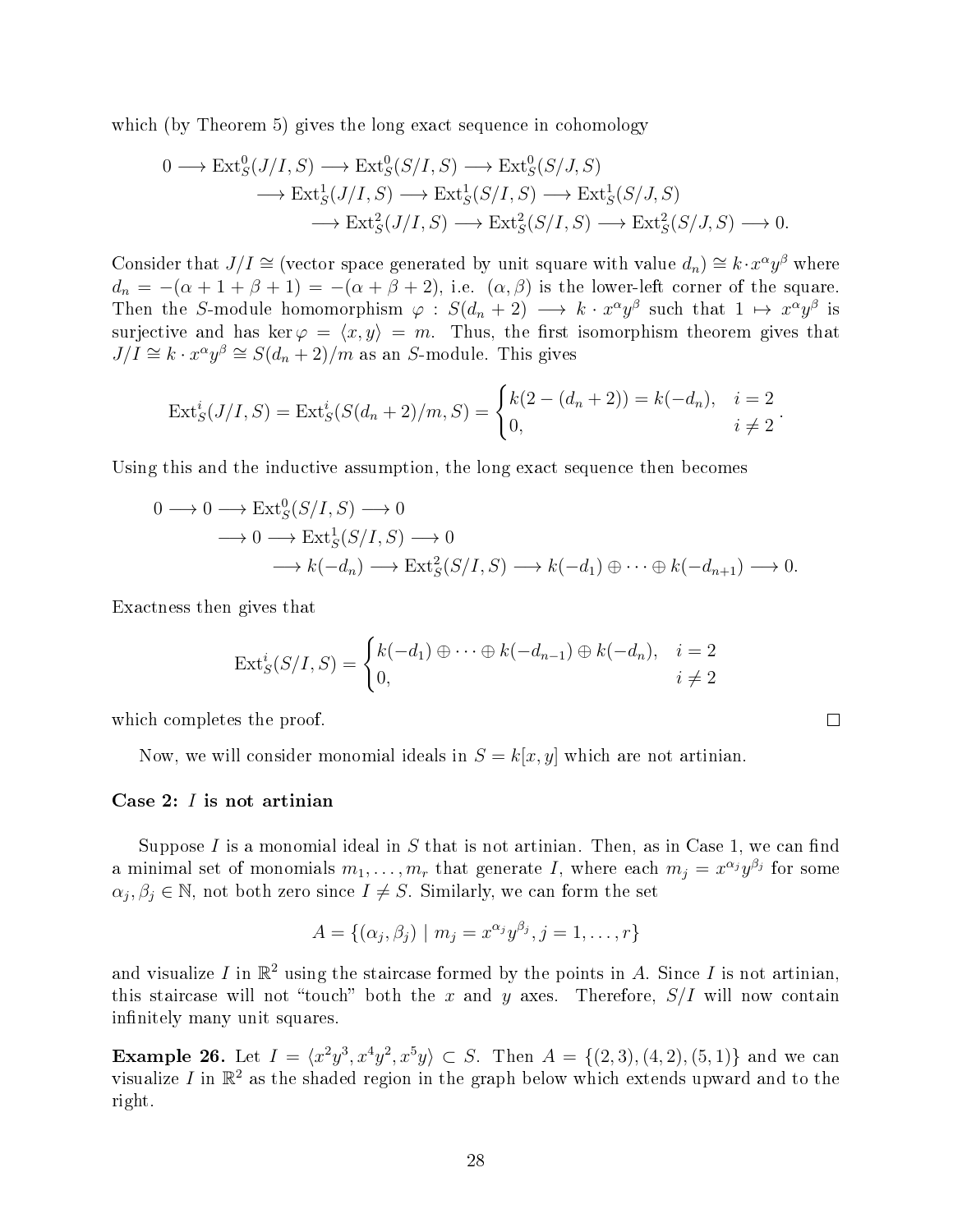which (by Theorem 5) gives the long exact sequence in cohomology

$$
\begin{aligned}
0 \longrightarrow \operatorname{Ext}^0_S(J/I,S) \longrightarrow \operatorname{Ext}^0_S(S/I,S) \longrightarrow \operatorname{Ext}^0_S(S/J,S)& \\
\longrightarrow \operatorname{Ext}^1_S(J/I,S) \longrightarrow \operatorname{Ext}^1_S(S/I,S) \longrightarrow \operatorname{Ext}^1_S(S/J,S)& \\
\longrightarrow \operatorname{Ext}^2_S(J/I,S) \longrightarrow \operatorname{Ext}^2_S(S/I,S) \longrightarrow \operatorname{Ext}^2_S(S/J,S) \longrightarrow 0&.
\end{aligned}
$$

Consider that $J/I \cong$ (vector space generated by unit square with value $d_n$) $\cong k \cdot x^\alpha y^\beta$ where $d_n = -(\alpha+1+\beta+1) = -(\alpha+\beta+2)$, i.e. $(\alpha,\beta)$ is the lower-left corner of the square. Then the $S$-module homomorphism $\varphi : S(d_n+2) \longrightarrow k \cdot x^\alpha y^\beta$ such that $1 \mapsto x^\alpha y^\beta$ is surjective and has $\ker \varphi = \langle x, y\rangle = m$. Thus, the first isomorphism theorem gives that $J/I \cong k \cdot x^\alpha y^\beta \cong S(d_n+2)/m$ as an $S$-module. This gives

$$
\operatorname{Ext}^i_S(J/I,S) = \operatorname{Ext}^i_S(S(d_n+2)/m,S) = \begin{cases} k(2-(d_n+2)) = k(-d_n), & i = 2 \\ 0, & i \neq 2 \end{cases}.
$$

Using this and the inductive assumption, the long exact sequence then becomes

$$
\begin{aligned}
0 \longrightarrow 0 \longrightarrow \operatorname{Ext}^0_S(S/I,S) \longrightarrow 0& \\
\longrightarrow 0 \longrightarrow \operatorname{Ext}^1_S(S/I,S) \longrightarrow 0& \\
\longrightarrow k(-d_n) \longrightarrow \operatorname{Ext}^2_S(S/I,S) \longrightarrow k(-d_1) \oplus \cdots \oplus k(-d_{n+1}) \longrightarrow 0&.
\end{aligned}
$$

Exactness then gives that

$$
\operatorname{Ext}^i_S(S/I,S) = \begin{cases} k(-d_1) \oplus \cdots \oplus k(-d_{n-1}) \oplus k(-d_n), & i = 2 \\ 0, & i \neq 2 \end{cases}
$$

which completes the proof. □

Now, we will consider monomial ideals in $S = k[x,y]$ which are not artinian.

**Case 2: $I$ is not artinian**

Suppose $I$ is a monomial ideal in $S$ that is not artinian. Then, as in Case 1, we can find a minimal set of monomials $m_1, \ldots, m_r$ that generate $I$, where each $m_j = x^{\alpha_j} y^{\beta_j}$ for some $\alpha_j, \beta_j \in \mathbb{N}$, not both zero since $I \neq S$. Similarly, we can form the set

$$
A = \{(\alpha_j, \beta_j) \mid m_j = x^{\alpha_j} y^{\beta_j}, j = 1, \ldots, r\}
$$

and visualize $I$ in $\mathbb{R}^2$ using the staircase formed by the points in $A$. Since $I$ is not artinian, this staircase will not "touch" both the $x$ and $y$ axes. Therefore, $S/I$ will now contain infinitely many unit squares.

**Example 26.** Let $I = \langle x^2y^3, x^4y^2, x^5y\rangle \subset S$. Then $A = \{(2,3),(4,2),(5,1)\}$ and we can visualize $I$ in $\mathbb{R}^2$ as the shaded region in the graph below which extends upward and to the right.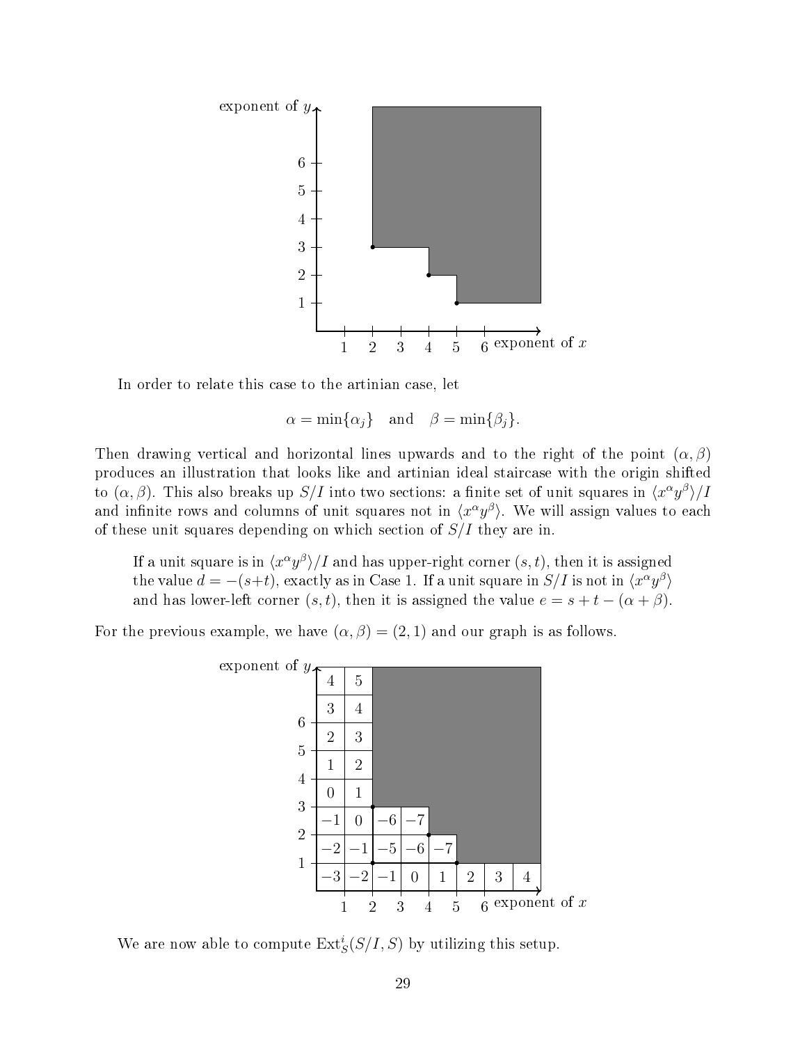In order to relate this case to the artinian case, let

$$\alpha = \min\{\alpha_j\} \quad \text{and} \quad \beta = \min\{\beta_j\}.$$

Then drawing vertical and horizontal lines upwards and to the right of the point $(\alpha, \beta)$ produces an illustration that looks like and artinian ideal staircase with the origin shifted to $(\alpha, \beta)$. This also breaks up $S/I$ into two sections: a finite set of unit squares in $\langle x^\alpha y^\beta \rangle / I$ and infinite rows and columns of unit squares not in $\langle x^\alpha y^\beta \rangle$. We will assign values to each of these unit squares depending on which section of $S/I$ they are in.

> If a unit square is in $\langle x^\alpha y^\beta \rangle / I$ and has upper-right corner $(s, t)$, then it is assigned the value $d = -(s+t)$, exactly as in Case 1. If a unit square in $S/I$ is not in $\langle x^\alpha y^\beta \rangle$ and has lower-left corner $(s, t)$, then it is assigned the value $e = s + t - (\alpha + \beta)$.

For the previous example, we have $(\alpha, \beta) = (2, 1)$ and our graph is as follows.

We are now able to compute $\text{Ext}^i_S(S/I, S)$ by utilizing this setup.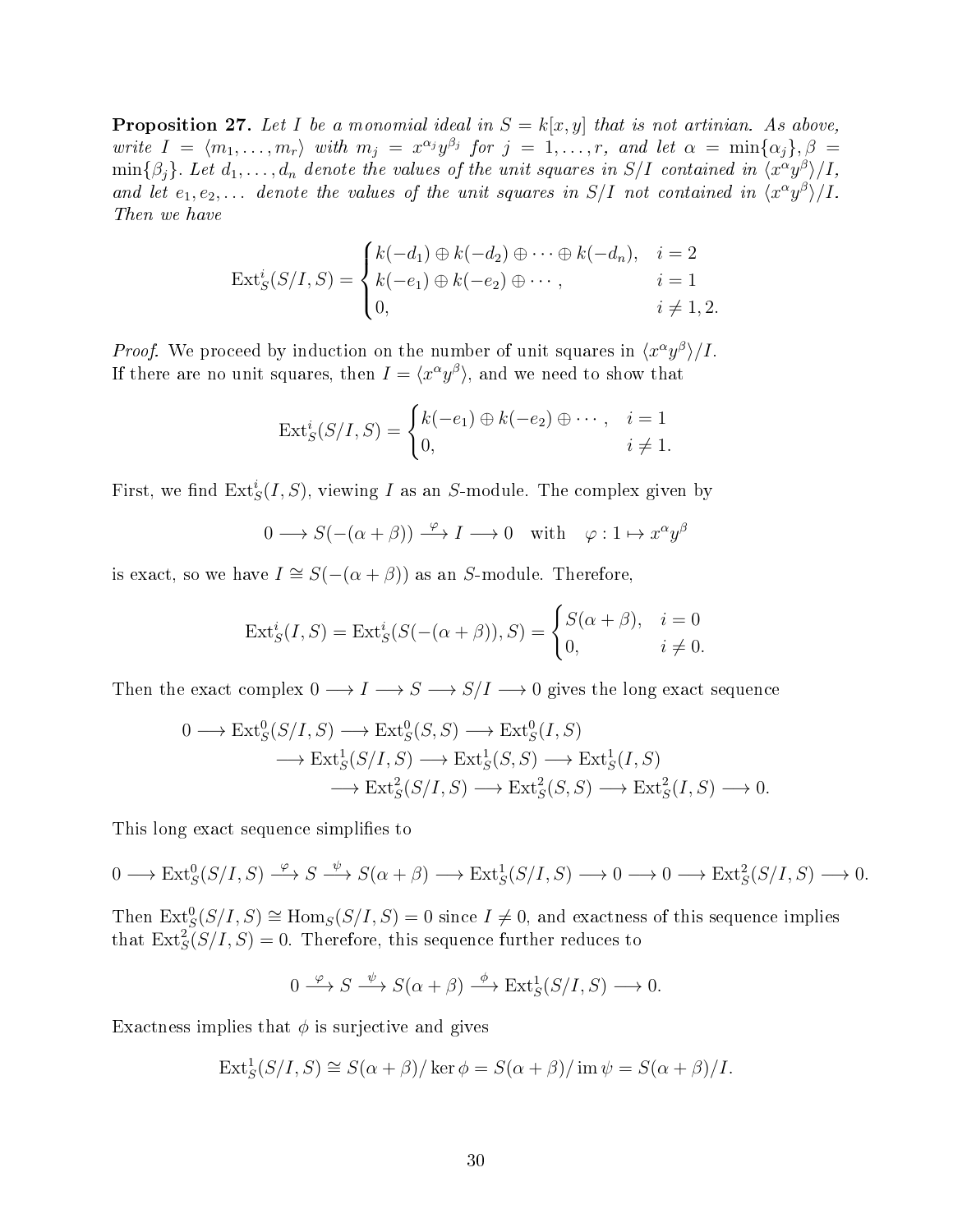**Proposition 27.** *Let $I$ be a monomial ideal in $S = k[x, y]$ that is not artinian. As above, write $I = \langle m_1, \ldots, m_r \rangle$ with $m_j = x^{\alpha_j} y^{\beta_j}$ for $j = 1, \ldots, r$, and let $\alpha = \min\{\alpha_j\}, \beta = \min\{\beta_j\}$. Let $d_1, \ldots, d_n$ denote the values of the unit squares in $S/I$ contained in $\langle x^\alpha y^\beta \rangle / I$, and let $e_1, e_2, \ldots$ denote the values of the unit squares in $S/I$ not contained in $\langle x^\alpha y^\beta \rangle / I$. Then we have*

$$\operatorname{Ext}_S^i(S/I, S) = \begin{cases} k(-d_1) \oplus k(-d_2) \oplus \cdots \oplus k(-d_n), & i = 2 \\ k(-e_1) \oplus k(-e_2) \oplus \cdots, & i = 1 \\ 0, & i \neq 1, 2. \end{cases}$$

*Proof.* We proceed by induction on the number of unit squares in $\langle x^\alpha y^\beta \rangle / I$.
If there are no unit squares, then $I = \langle x^\alpha y^\beta \rangle$, and we need to show that

$$\operatorname{Ext}_S^i(S/I, S) = \begin{cases} k(-e_1) \oplus k(-e_2) \oplus \cdots, & i = 1 \\ 0, & i \neq 1. \end{cases}$$

First, we find $\operatorname{Ext}_S^i(I, S)$, viewing $I$ as an $S$-module. The complex given by

$$0 \longrightarrow S(-(\alpha + \beta)) \xrightarrow{\varphi} I \longrightarrow 0 \quad \text{with} \quad \varphi : 1 \mapsto x^\alpha y^\beta$$

is exact, so we have $I \cong S(-(\alpha + \beta))$ as an $S$-module. Therefore,

$$\operatorname{Ext}_S^i(I, S) = \operatorname{Ext}_S^i(S(-(\alpha + \beta)), S) = \begin{cases} S(\alpha + \beta), & i = 0 \\ 0, & i \neq 0. \end{cases}$$

Then the exact complex $0 \longrightarrow I \longrightarrow S \longrightarrow S/I \longrightarrow 0$ gives the long exact sequence

$$\begin{aligned} 0 \longrightarrow \operatorname{Ext}_S^0(S/I, S) &\longrightarrow \operatorname{Ext}_S^0(S, S) \longrightarrow \operatorname{Ext}_S^0(I, S) \\ &\longrightarrow \operatorname{Ext}_S^1(S/I, S) \longrightarrow \operatorname{Ext}_S^1(S, S) \longrightarrow \operatorname{Ext}_S^1(I, S) \\ &\longrightarrow \operatorname{Ext}_S^2(S/I, S) \longrightarrow \operatorname{Ext}_S^2(S, S) \longrightarrow \operatorname{Ext}_S^2(I, S) \longrightarrow 0. \end{aligned}$$

This long exact sequence simplifies to

$$0 \longrightarrow \operatorname{Ext}_S^0(S/I, S) \xrightarrow{\varphi} S \xrightarrow{\psi} S(\alpha + \beta) \longrightarrow \operatorname{Ext}_S^1(S/I, S) \longrightarrow 0 \longrightarrow 0 \longrightarrow \operatorname{Ext}_S^2(S/I, S) \longrightarrow 0.$$

Then $\operatorname{Ext}_S^0(S/I, S) \cong \operatorname{Hom}_S(S/I, S) = 0$ since $I \neq 0$, and exactness of this sequence implies that $\operatorname{Ext}_S^2(S/I, S) = 0$. Therefore, this sequence further reduces to

$$0 \xrightarrow{\varphi} S \xrightarrow{\psi} S(\alpha + \beta) \xrightarrow{\phi} \operatorname{Ext}_S^1(S/I, S) \longrightarrow 0.$$

Exactness implies that $\phi$ is surjective and gives

$$\operatorname{Ext}_S^1(S/I, S) \cong S(\alpha + \beta)/ \ker \phi = S(\alpha + \beta)/ \operatorname{im} \psi = S(\alpha + \beta)/I.$$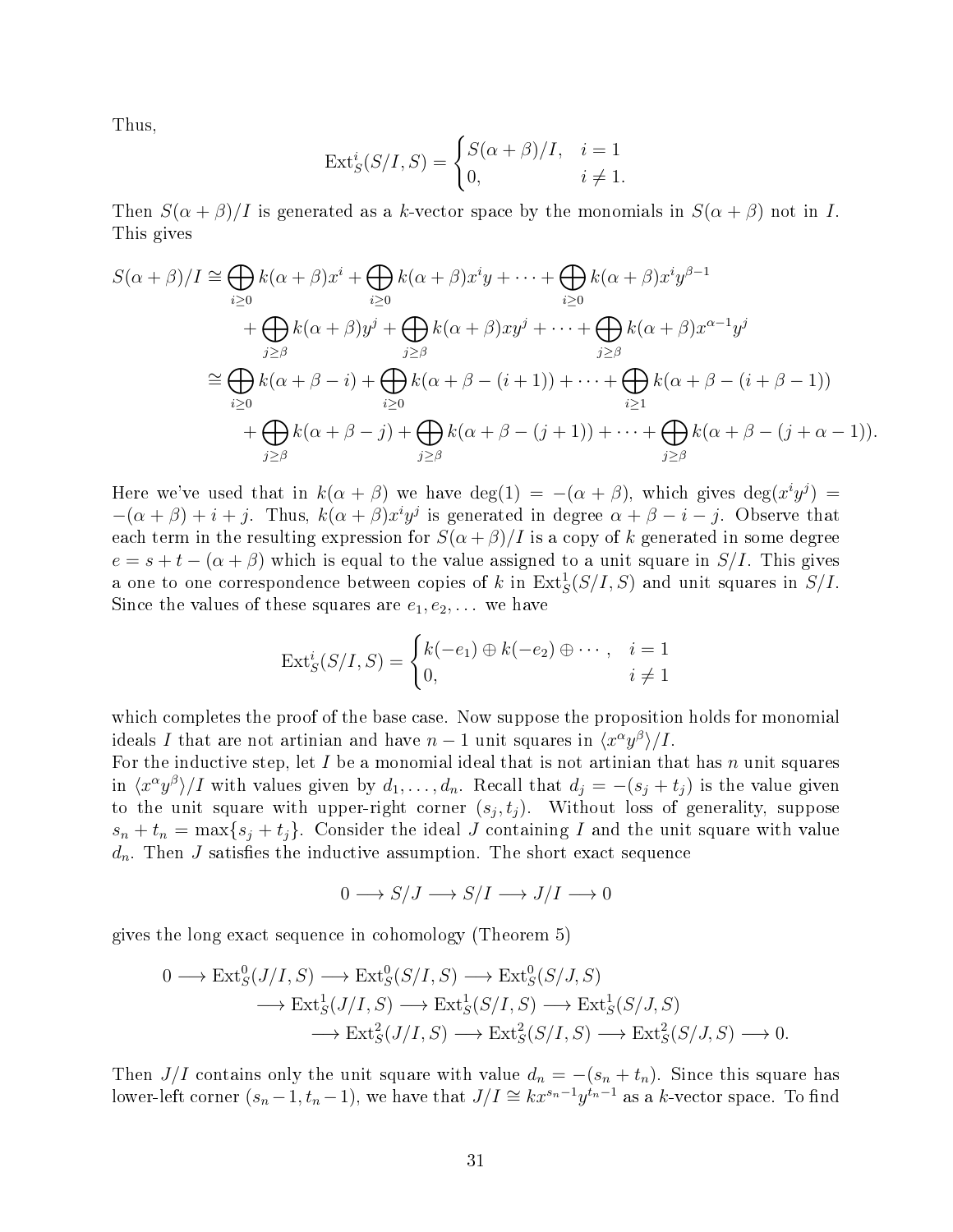Thus,

$$\operatorname{Ext}^i_S(S/I, S) = \begin{cases} S(\alpha+\beta)/I, & i = 1 \\ 0, & i \neq 1. \end{cases}$$

Then $S(\alpha+\beta)/I$ is generated as a $k$-vector space by the monomials in $S(\alpha+\beta)$ not in $I$. This gives

$$\begin{aligned} S(\alpha+\beta)/I &\cong \bigoplus_{i\geq 0} k(\alpha+\beta)x^i + \bigoplus_{i\geq 0} k(\alpha+\beta)x^i y + \cdots + \bigoplus_{i\geq 0} k(\alpha+\beta)x^i y^{\beta-1} \\ &\quad + \bigoplus_{j\geq \beta} k(\alpha+\beta)y^j + \bigoplus_{j\geq \beta} k(\alpha+\beta)xy^j + \cdots + \bigoplus_{j\geq \beta} k(\alpha+\beta)x^{\alpha-1}y^j \\ &\cong \bigoplus_{i\geq 0} k(\alpha+\beta-i) + \bigoplus_{i\geq 0} k(\alpha+\beta-(i+1)) + \cdots + \bigoplus_{i\geq 1} k(\alpha+\beta-(i+\beta-1)) \\ &\quad + \bigoplus_{j\geq \beta} k(\alpha+\beta-j) + \bigoplus_{j\geq \beta} k(\alpha+\beta-(j+1)) + \cdots + \bigoplus_{j\geq \beta} k(\alpha+\beta-(j+\alpha-1)). \end{aligned}$$

Here we've used that in $k(\alpha+\beta)$ we have $\deg(1) = -(\alpha+\beta)$, which gives $\deg(x^i y^j) = -(\alpha+\beta)+i+j$. Thus, $k(\alpha+\beta)x^i y^j$ is generated in degree $\alpha+\beta-i-j$. Observe that each term in the resulting expression for $S(\alpha+\beta)/I$ is a copy of $k$ generated in some degree $e = s+t-(\alpha+\beta)$ which is equal to the value assigned to a unit square in $S/I$. This gives a one to one correspondence between copies of $k$ in $\operatorname{Ext}^1_S(S/I, S)$ and unit squares in $S/I$. Since the values of these squares are $e_1, e_2, \ldots$ we have

$$\operatorname{Ext}^i_S(S/I, S) = \begin{cases} k(-e_1) \oplus k(-e_2) \oplus \cdots, & i = 1 \\ 0, & i \neq 1 \end{cases}$$

which completes the proof of the base case. Now suppose the proposition holds for monomial ideals $I$ that are not artinian and have $n-1$ unit squares in $\langle x^\alpha y^\beta \rangle / I$.

For the inductive step, let $I$ be a monomial ideal that is not artinian that has $n$ unit squares in $\langle x^\alpha y^\beta \rangle / I$ with values given by $d_1, \ldots, d_n$. Recall that $d_j = -(s_j + t_j)$ is the value given to the unit square with upper-right corner $(s_j, t_j)$. Without loss of generality, suppose $s_n + t_n = \max\{s_j + t_j\}$. Consider the ideal $J$ containing $I$ and the unit square with value $d_n$. Then $J$ satisfies the inductive assumption. The short exact sequence

$$0 \longrightarrow S/J \longrightarrow S/I \longrightarrow J/I \longrightarrow 0$$

gives the long exact sequence in cohomology (Theorem 5)

$$\begin{aligned} 0 \longrightarrow \operatorname{Ext}^0_S(J/I, S) &\longrightarrow \operatorname{Ext}^0_S(S/I, S) \longrightarrow \operatorname{Ext}^0_S(S/J, S) \\ &\longrightarrow \operatorname{Ext}^1_S(J/I, S) \longrightarrow \operatorname{Ext}^1_S(S/I, S) \longrightarrow \operatorname{Ext}^1_S(S/J, S) \\ &\longrightarrow \operatorname{Ext}^2_S(J/I, S) \longrightarrow \operatorname{Ext}^2_S(S/I, S) \longrightarrow \operatorname{Ext}^2_S(S/J, S) \longrightarrow 0. \end{aligned}$$

Then $J/I$ contains only the unit square with value $d_n = -(s_n + t_n)$. Since this square has lower-left corner $(s_n - 1, t_n - 1)$, we have that $J/I \cong kx^{s_n-1}y^{t_n-1}$ as a $k$-vector space. To find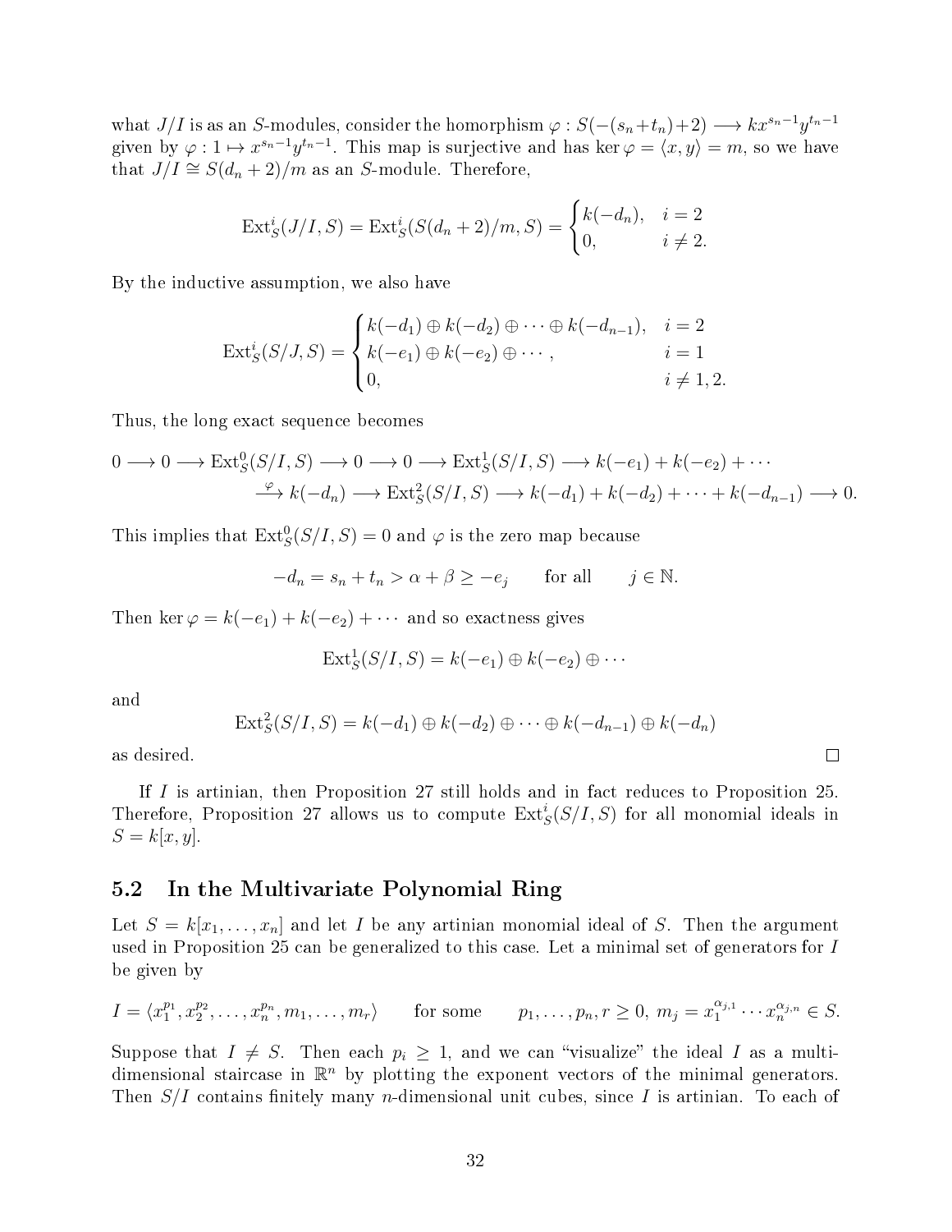what $J/I$ is as an $S$-modules, consider the homorphism $\varphi : S(-(s_n+t_n)+2) \longrightarrow kx^{s_n-1}y^{t_n-1}$ given by $\varphi : 1 \mapsto x^{s_n-1}y^{t_n-1}$. This map is surjective and has $\ker\varphi = \langle x, y\rangle = m$, so we have that $J/I \cong S(d_n+2)/m$ as an $S$-module. Therefore,

$$\operatorname{Ext}^i_S(J/I, S) = \operatorname{Ext}^i_S(S(d_n+2)/m, S) = \begin{cases} k(-d_n), & i = 2 \\ 0, & i \neq 2. \end{cases}$$

By the inductive assumption, we also have

$$\operatorname{Ext}^i_S(S/J, S) = \begin{cases} k(-d_1) \oplus k(-d_2) \oplus \cdots \oplus k(-d_{n-1}), & i = 2 \\ k(-e_1) \oplus k(-e_2) \oplus \cdots, & i = 1 \\ 0, & i \neq 1, 2. \end{cases}$$

Thus, the long exact sequence becomes

$$\begin{aligned} 0 \longrightarrow 0 \longrightarrow \operatorname{Ext}^0_S(S/I, S) \longrightarrow 0 \longrightarrow 0 \longrightarrow \operatorname{Ext}^1_S(S/I, S) \longrightarrow k(-e_1) + k(-e_2) + \cdots \\ \xrightarrow{\varphi} k(-d_n) \longrightarrow \operatorname{Ext}^2_S(S/I, S) \longrightarrow k(-d_1) + k(-d_2) + \cdots + k(-d_{n-1}) \longrightarrow 0. \end{aligned}$$

This implies that $\operatorname{Ext}^0_S(S/I, S) = 0$ and $\varphi$ is the zero map because

$$-d_n = s_n + t_n > \alpha + \beta \geq -e_j \qquad \text{for all} \qquad j \in \mathbb{N}.$$

Then $\ker\varphi = k(-e_1) + k(-e_2) + \cdots$ and so exactness gives

$$\operatorname{Ext}^1_S(S/I, S) = k(-e_1) \oplus k(-e_2) \oplus \cdots$$

and

$$\operatorname{Ext}^2_S(S/I, S) = k(-d_1) \oplus k(-d_2) \oplus \cdots \oplus k(-d_{n-1}) \oplus k(-d_n)$$

as desired. □

If $I$ is artinian, then Proposition 27 still holds and in fact reduces to Proposition 25. Therefore, Proposition 27 allows us to compute $\operatorname{Ext}^i_S(S/I, S)$ for all monomial ideals in $S = k[x, y]$.

## 5.2 In the Multivariate Polynomial Ring

Let $S = k[x_1, \ldots, x_n]$ and let $I$ be any artinian monomial ideal of $S$. Then the argument used in Proposition 25 can be generalized to this case. Let a minimal set of generators for $I$ be given by

$$I = \langle x_1^{p_1}, x_2^{p_2}, \ldots, x_n^{p_n}, m_1, \ldots, m_r\rangle \qquad \text{for some} \qquad p_1, \ldots, p_n, r \geq 0,\ m_j = x_1^{\alpha_{j,1}} \cdots x_n^{\alpha_{j,n}} \in S.$$

Suppose that $I \neq S$. Then each $p_i \geq 1$, and we can "visualize" the ideal $I$ as a multi-dimensional staircase in $\mathbb{R}^n$ by plotting the exponent vectors of the minimal generators. Then $S/I$ contains finitely many $n$-dimensional unit cubes, since $I$ is artinian. To each of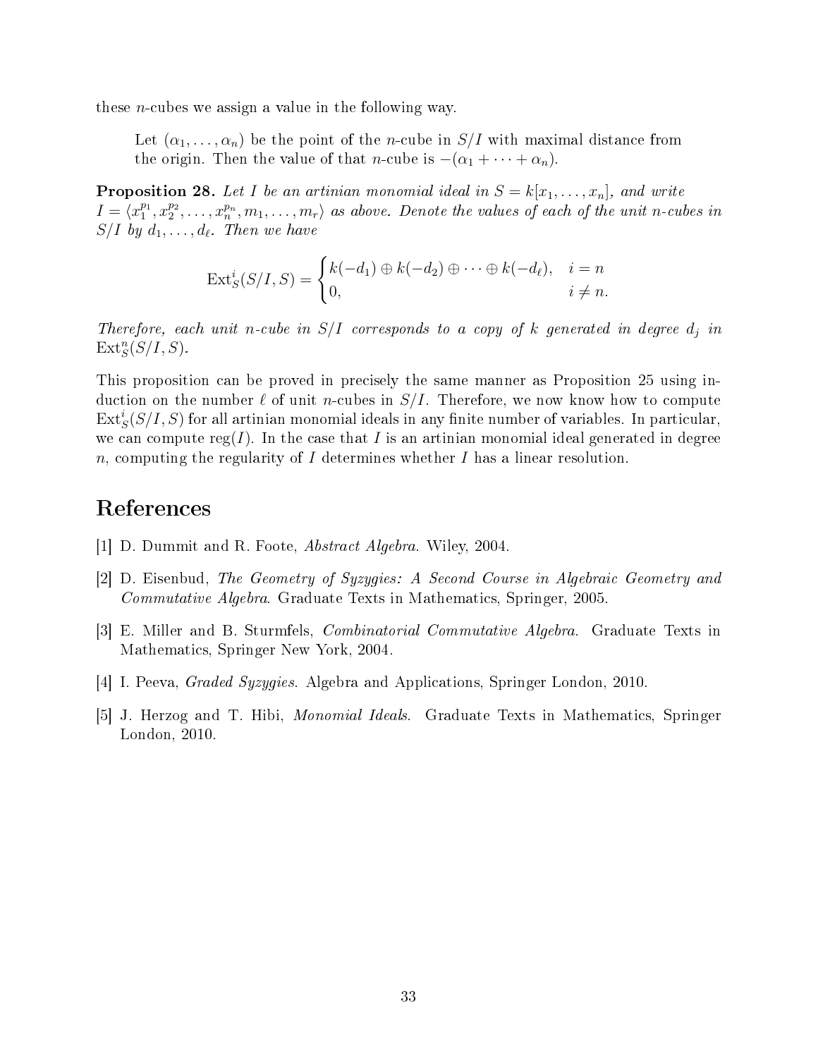these $n$-cubes we assign a value in the following way.

> Let $(\alpha_1, \ldots, \alpha_n)$ be the point of the $n$-cube in $S/I$ with maximal distance from the origin. Then the value of that $n$-cube is $-(\alpha_1 + \cdots + \alpha_n)$.

**Proposition 28.** *Let $I$ be an artinian monomial ideal in $S = k[x_1, \ldots, x_n]$, and write $I = \langle x_1^{p_1}, x_2^{p_2}, \ldots, x_n^{p_n}, m_1, \ldots, m_r \rangle$ as above. Denote the values of each of the unit $n$-cubes in $S/I$ by $d_1, \ldots, d_\ell$. Then we have*

$$\operatorname{Ext}_S^i(S/I, S) = \begin{cases} k(-d_1) \oplus k(-d_2) \oplus \cdots \oplus k(-d_\ell), & i = n \\ 0, & i \neq n. \end{cases}$$

*Therefore, each unit $n$-cube in $S/I$ corresponds to a copy of $k$ generated in degree $d_j$ in $\operatorname{Ext}_S^n(S/I, S)$.*

This proposition can be proved in precisely the same manner as Proposition 25 using induction on the number $\ell$ of unit $n$-cubes in $S/I$. Therefore, we now know how to compute $\operatorname{Ext}_S^i(S/I, S)$ for all artinian monomial ideals in any finite number of variables. In particular, we can compute $\operatorname{reg}(I)$. In the case that $I$ is an artinian monomial ideal generated in degree $n$, computing the regularity of $I$ determines whether $I$ has a linear resolution.

# References

[1] D. Dummit and R. Foote, *Abstract Algebra*. Wiley, 2004.

[2] D. Eisenbud, *The Geometry of Syzygies: A Second Course in Algebraic Geometry and Commutative Algebra*. Graduate Texts in Mathematics, Springer, 2005.

[3] E. Miller and B. Sturmfels, *Combinatorial Commutative Algebra*. Graduate Texts in Mathematics, Springer New York, 2004.

[4] I. Peeva, *Graded Syzygies*. Algebra and Applications, Springer London, 2010.

[5] J. Herzog and T. Hibi, *Monomial Ideals*. Graduate Texts in Mathematics, Springer London, 2010.